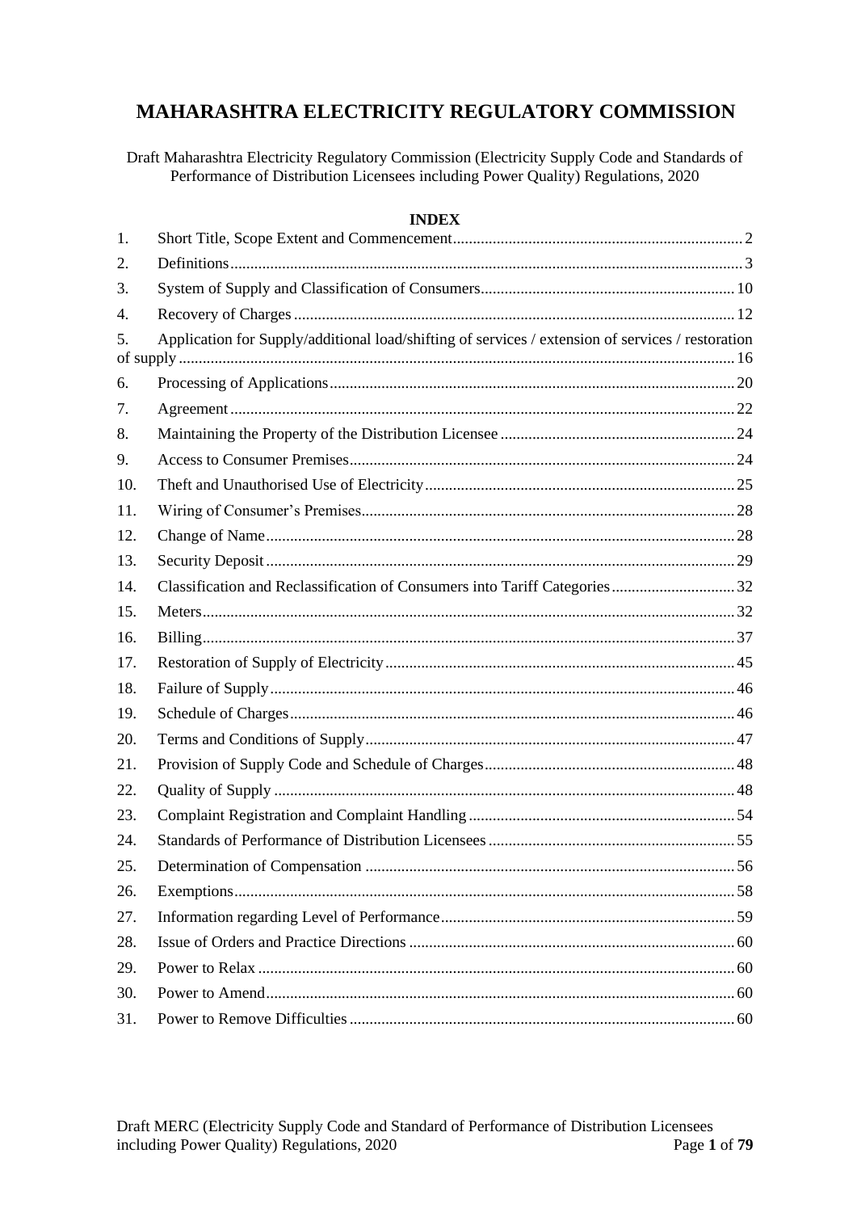# MAHARASHTRA ELECTRICITY REGULATORY COMMISSION

Draft Maharashtra Electricity Regulatory Commission (Electricity Supply Code and Standards of Performance of Distribution Licensees including Power Quality) Regulations, 2020

## INDEX

| | | |
|---|---|---|
| 1. | Short Title, Scope Extent and Commencement | 2 |
| 2. | Definitions | 3 |
| 3. | System of Supply and Classification of Consumers | 10 |
| 4. | Recovery of Charges | 12 |
| 5. | Application for Supply/additional load/shifting of services / extension of services / restoration of supply | 16 |
| 6. | Processing of Applications | 20 |
| 7. | Agreement | 22 |
| 8. | Maintaining the Property of the Distribution Licensee | 24 |
| 9. | Access to Consumer Premises | 24 |
| 10. | Theft and Unauthorised Use of Electricity | 25 |
| 11. | Wiring of Consumer's Premises | 28 |
| 12. | Change of Name | 28 |
| 13. | Security Deposit | 29 |
| 14. | Classification and Reclassification of Consumers into Tariff Categories | 32 |
| 15. | Meters | 32 |
| 16. | Billing | 37 |
| 17. | Restoration of Supply of Electricity | 45 |
| 18. | Failure of Supply | 46 |
| 19. | Schedule of Charges | 46 |
| 20. | Terms and Conditions of Supply | 47 |
| 21. | Provision of Supply Code and Schedule of Charges | 48 |
| 22. | Quality of Supply | 48 |
| 23. | Complaint Registration and Complaint Handling | 54 |
| 24. | Standards of Performance of Distribution Licensees | 55 |
| 25. | Determination of Compensation | 56 |
| 26. | Exemptions | 58 |
| 27. | Information regarding Level of Performance | 59 |
| 28. | Issue of Orders and Practice Directions | 60 |
| 29. | Power to Relax | 60 |
| 30. | Power to Amend | 60 |
| 31. | Power to Remove Difficulties | 60 |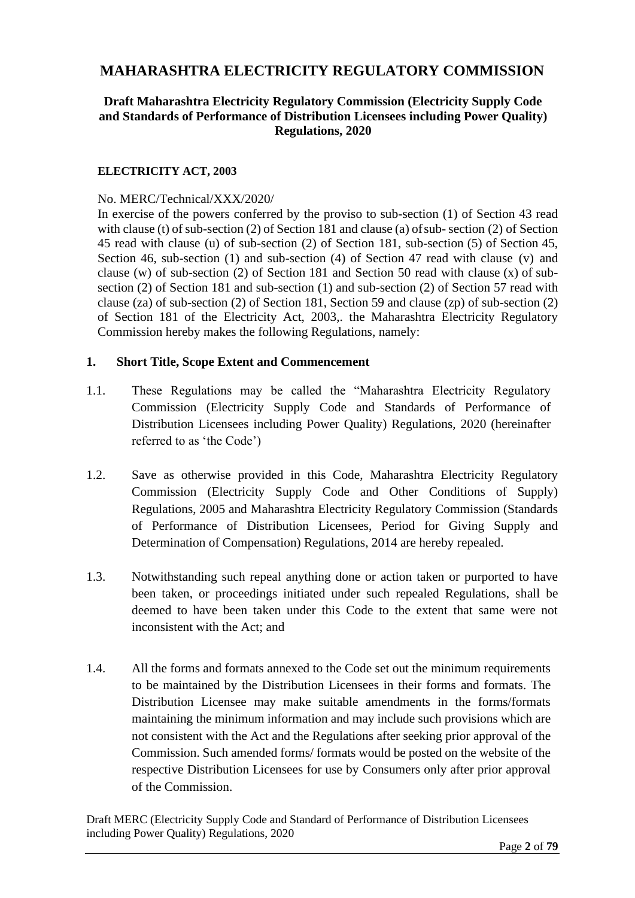# MAHARASHTRA ELECTRICITY REGULATORY COMMISSION

### Draft Maharashtra Electricity Regulatory Commission (Electricity Supply Code and Standards of Performance of Distribution Licensees including Power Quality) Regulations, 2020

**ELECTRICITY ACT, 2003**

No. MERC/Technical/XXX/2020/

In exercise of the powers conferred by the proviso to sub-section (1) of Section 43 read with clause (t) of sub-section (2) of Section 181 and clause (a) of sub- section (2) of Section 45 read with clause (u) of sub-section (2) of Section 181, sub-section (5) of Section 45, Section 46, sub-section (1) and sub-section (4) of Section 47 read with clause (v) and clause (w) of sub-section (2) of Section 181 and Section 50 read with clause (x) of sub-section (2) of Section 181 and sub-section (1) and sub-section (2) of Section 57 read with clause (za) of sub-section (2) of Section 181, Section 59 and clause (zp) of sub-section (2) of Section 181 of the Electricity Act, 2003,. the Maharashtra Electricity Regulatory Commission hereby makes the following Regulations, namely:

## 1. Short Title, Scope Extent and Commencement

1.1. These Regulations may be called the "Maharashtra Electricity Regulatory Commission (Electricity Supply Code and Standards of Performance of Distribution Licensees including Power Quality) Regulations, 2020 (hereinafter referred to as 'the Code')

1.2. Save as otherwise provided in this Code, Maharashtra Electricity Regulatory Commission (Electricity Supply Code and Other Conditions of Supply) Regulations, 2005 and Maharashtra Electricity Regulatory Commission (Standards of Performance of Distribution Licensees, Period for Giving Supply and Determination of Compensation) Regulations, 2014 are hereby repealed.

1.3. Notwithstanding such repeal anything done or action taken or purported to have been taken, or proceedings initiated under such repealed Regulations, shall be deemed to have been taken under this Code to the extent that same were not inconsistent with the Act; and

1.4. All the forms and formats annexed to the Code set out the minimum requirements to be maintained by the Distribution Licensees in their forms and formats. The Distribution Licensee may make suitable amendments in the forms/formats maintaining the minimum information and may include such provisions which are not consistent with the Act and the Regulations after seeking prior approval of the Commission. Such amended forms/ formats would be posted on the website of the respective Distribution Licensees for use by Consumers only after prior approval of the Commission.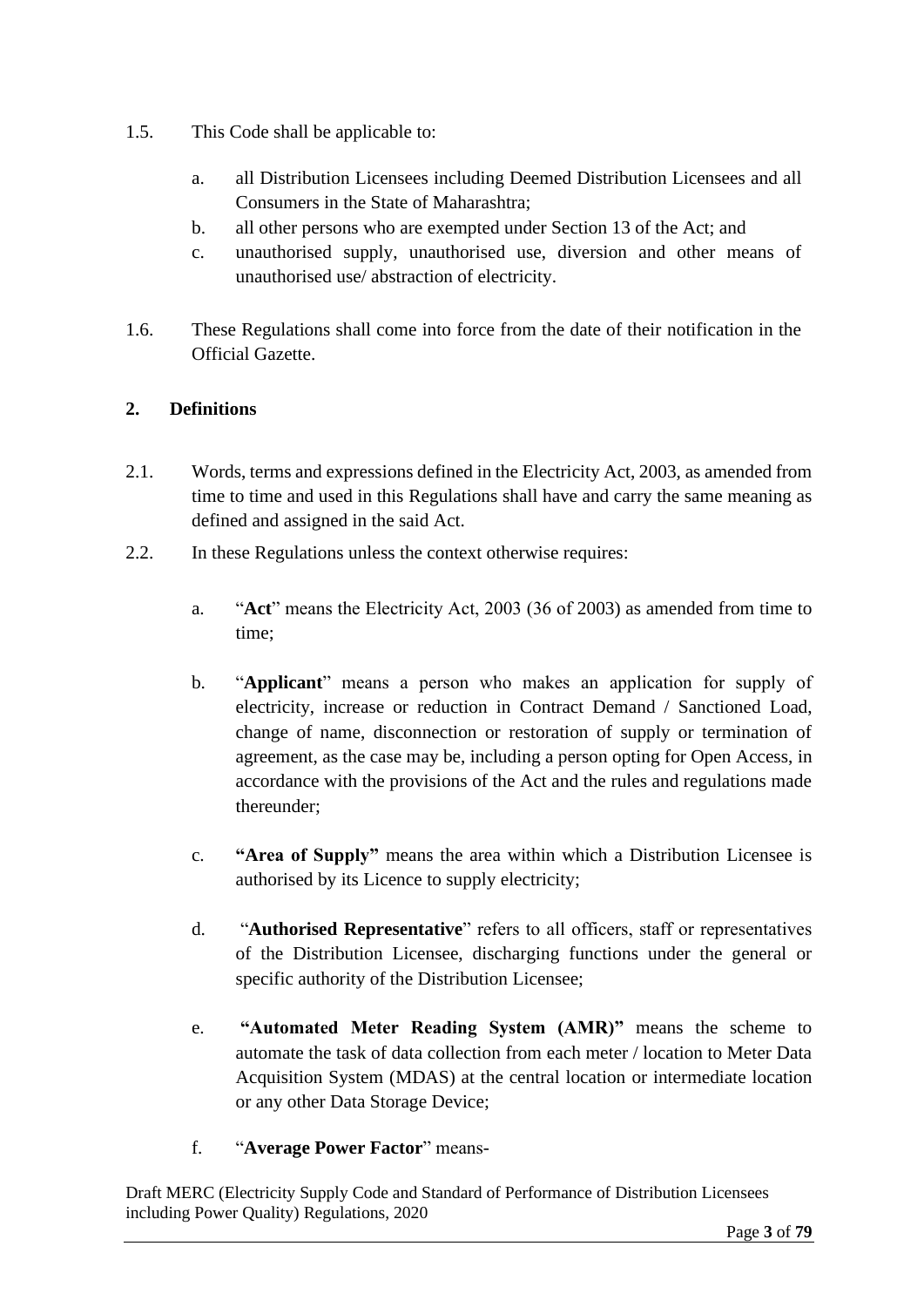1.5. This Code shall be applicable to:

a. all Distribution Licensees including Deemed Distribution Licensees and all Consumers in the State of Maharashtra;
b. all other persons who are exempted under Section 13 of the Act; and
c. unauthorised supply, unauthorised use, diversion and other means of unauthorised use/ abstraction of electricity.

1.6. These Regulations shall come into force from the date of their notification in the Official Gazette.

## 2. Definitions

2.1. Words, terms and expressions defined in the Electricity Act, 2003, as amended from time to time and used in this Regulations shall have and carry the same meaning as defined and assigned in the said Act.

2.2. In these Regulations unless the context otherwise requires:

a. "**Act**" means the Electricity Act, 2003 (36 of 2003) as amended from time to time;

b. "**Applicant**" means a person who makes an application for supply of electricity, increase or reduction in Contract Demand / Sanctioned Load, change of name, disconnection or restoration of supply or termination of agreement, as the case may be, including a person opting for Open Access, in accordance with the provisions of the Act and the rules and regulations made thereunder;

c. **"Area of Supply"** means the area within which a Distribution Licensee is authorised by its Licence to supply electricity;

d. "**Authorised Representative**" refers to all officers, staff or representatives of the Distribution Licensee, discharging functions under the general or specific authority of the Distribution Licensee;

e. **"Automated Meter Reading System (AMR)"** means the scheme to automate the task of data collection from each meter / location to Meter Data Acquisition System (MDAS) at the central location or intermediate location or any other Data Storage Device;

f. "**Average Power Factor**" means-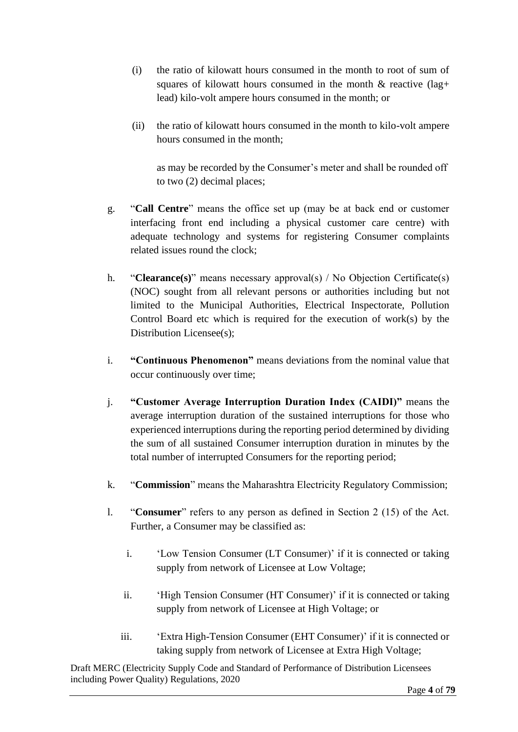(i) the ratio of kilowatt hours consumed in the month to root of sum of squares of kilowatt hours consumed in the month & reactive (lag+ lead) kilo-volt ampere hours consumed in the month; or

(ii) the ratio of kilowatt hours consumed in the month to kilo-volt ampere hours consumed in the month;

as may be recorded by the Consumer's meter and shall be rounded off to two (2) decimal places;

g. "**Call Centre**" means the office set up (may be at back end or customer interfacing front end including a physical customer care centre) with adequate technology and systems for registering Consumer complaints related issues round the clock;

h. "**Clearance(s)**" means necessary approval(s) / No Objection Certificate(s) (NOC) sought from all relevant persons or authorities including but not limited to the Municipal Authorities, Electrical Inspectorate, Pollution Control Board etc which is required for the execution of work(s) by the Distribution Licensee(s);

i. **"Continuous Phenomenon"** means deviations from the nominal value that occur continuously over time;

j. **"Customer Average Interruption Duration Index (CAIDI)"** means the average interruption duration of the sustained interruptions for those who experienced interruptions during the reporting period determined by dividing the sum of all sustained Consumer interruption duration in minutes by the total number of interrupted Consumers for the reporting period;

k. "**Commission**" means the Maharashtra Electricity Regulatory Commission;

l. "**Consumer**" refers to any person as defined in Section 2 (15) of the Act. Further, a Consumer may be classified as:

i. 'Low Tension Consumer (LT Consumer)' if it is connected or taking supply from network of Licensee at Low Voltage;

ii. 'High Tension Consumer (HT Consumer)' if it is connected or taking supply from network of Licensee at High Voltage; or

iii. 'Extra High-Tension Consumer (EHT Consumer)' if it is connected or taking supply from network of Licensee at Extra High Voltage;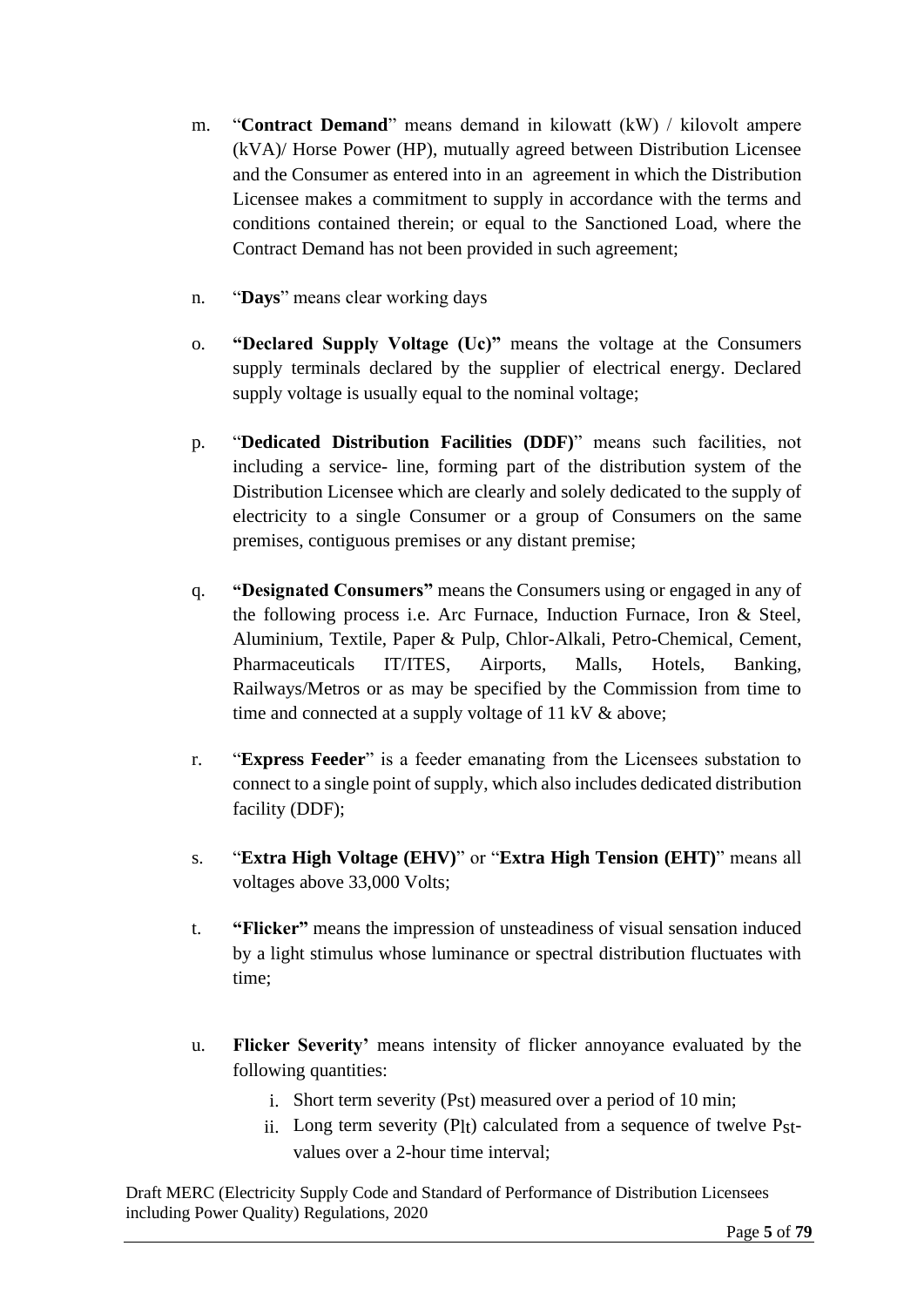m. "**Contract Demand**" means demand in kilowatt (kW) / kilovolt ampere (kVA)/ Horse Power (HP), mutually agreed between Distribution Licensee and the Consumer as entered into in an agreement in which the Distribution Licensee makes a commitment to supply in accordance with the terms and conditions contained therein; or equal to the Sanctioned Load, where the Contract Demand has not been provided in such agreement;

n. "**Days**" means clear working days

o. **"Declared Supply Voltage (Uc)"** means the voltage at the Consumers supply terminals declared by the supplier of electrical energy. Declared supply voltage is usually equal to the nominal voltage;

p. "**Dedicated Distribution Facilities (DDF)**" means such facilities, not including a service- line, forming part of the distribution system of the Distribution Licensee which are clearly and solely dedicated to the supply of electricity to a single Consumer or a group of Consumers on the same premises, contiguous premises or any distant premise;

q. **"Designated Consumers"** means the Consumers using or engaged in any of the following process i.e. Arc Furnace, Induction Furnace, Iron & Steel, Aluminium, Textile, Paper & Pulp, Chlor-Alkali, Petro-Chemical, Cement, Pharmaceuticals IT/ITES, Airports, Malls, Hotels, Banking, Railways/Metros or as may be specified by the Commission from time to time and connected at a supply voltage of 11 kV & above;

r. "**Express Feeder**" is a feeder emanating from the Licensees substation to connect to a single point of supply, which also includes dedicated distribution facility (DDF);

s. "**Extra High Voltage (EHV)**" or "**Extra High Tension (EHT)**" means all voltages above 33,000 Volts;

t. **"Flicker"** means the impression of unsteadiness of visual sensation induced by a light stimulus whose luminance or spectral distribution fluctuates with time;

u. **Flicker Severity'** means intensity of flicker annoyance evaluated by the following quantities:

   i. Short term severity ($P_{st}$) measured over a period of 10 min;
   ii. Long term severity ($P_{lt}$) calculated from a sequence of twelve $P_{st}$-values over a 2-hour time interval;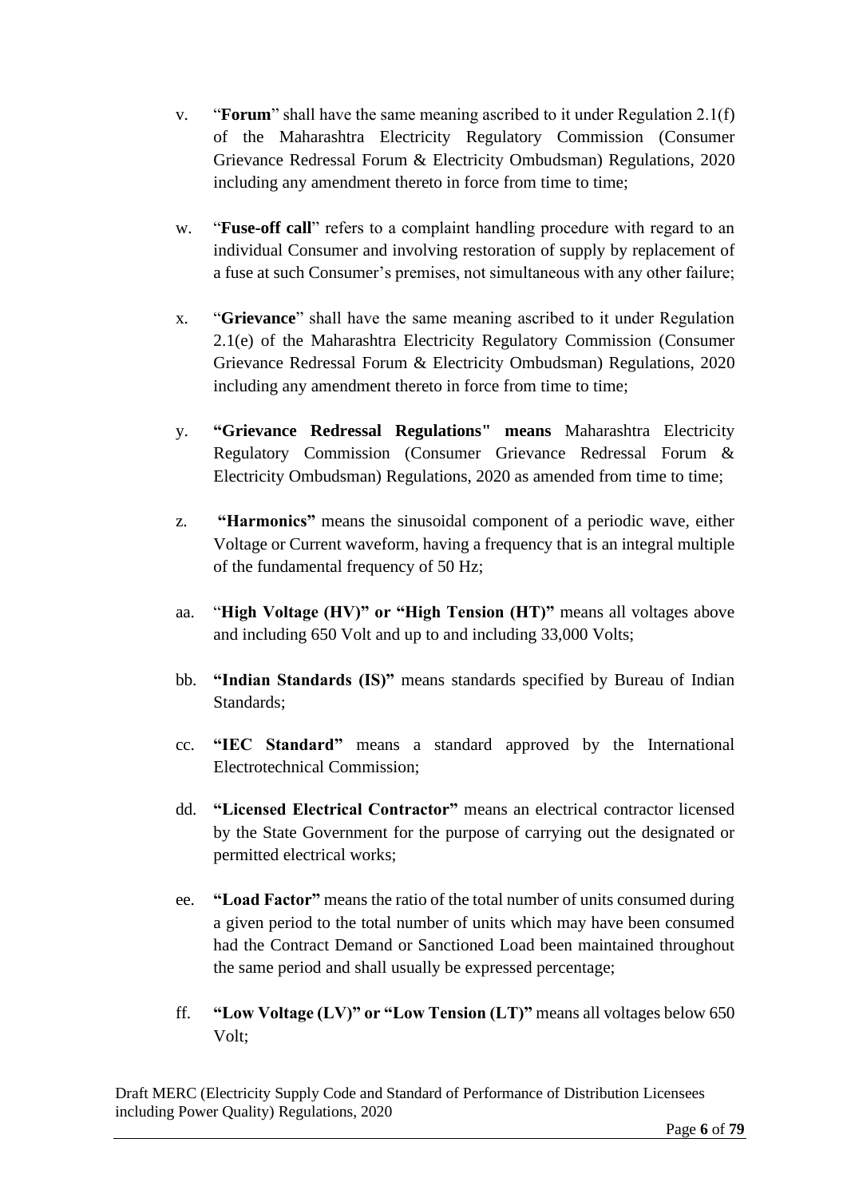v. "**Forum**" shall have the same meaning ascribed to it under Regulation 2.1(f) of the Maharashtra Electricity Regulatory Commission (Consumer Grievance Redressal Forum & Electricity Ombudsman) Regulations, 2020 including any amendment thereto in force from time to time;

w. "**Fuse-off call**" refers to a complaint handling procedure with regard to an individual Consumer and involving restoration of supply by replacement of a fuse at such Consumer's premises, not simultaneous with any other failure;

x. "**Grievance**" shall have the same meaning ascribed to it under Regulation 2.1(e) of the Maharashtra Electricity Regulatory Commission (Consumer Grievance Redressal Forum & Electricity Ombudsman) Regulations, 2020 including any amendment thereto in force from time to time;

y. **"Grievance Redressal Regulations" means** Maharashtra Electricity Regulatory Commission (Consumer Grievance Redressal Forum & Electricity Ombudsman) Regulations, 2020 as amended from time to time;

z. **"Harmonics"** means the sinusoidal component of a periodic wave, either Voltage or Current waveform, having a frequency that is an integral multiple of the fundamental frequency of 50 Hz;

aa. "**High Voltage (HV)" or "High Tension (HT)"** means all voltages above and including 650 Volt and up to and including 33,000 Volts;

bb. **"Indian Standards (IS)"** means standards specified by Bureau of Indian Standards;

cc. **"IEC Standard"** means a standard approved by the International Electrotechnical Commission;

dd. **"Licensed Electrical Contractor"** means an electrical contractor licensed by the State Government for the purpose of carrying out the designated or permitted electrical works;

ee. **"Load Factor"** means the ratio of the total number of units consumed during a given period to the total number of units which may have been consumed had the Contract Demand or Sanctioned Load been maintained throughout the same period and shall usually be expressed percentage;

ff. **"Low Voltage (LV)" or "Low Tension (LT)"** means all voltages below 650 Volt;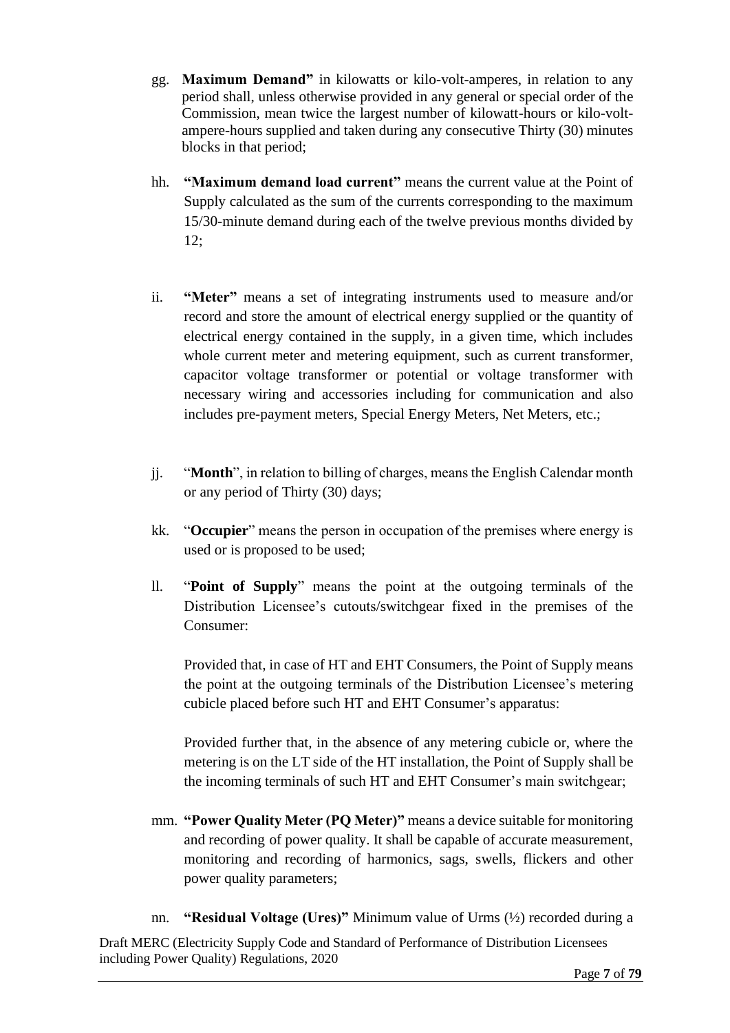gg. **Maximum Demand"** in kilowatts or kilo-volt-amperes, in relation to any period shall, unless otherwise provided in any general or special order of the Commission, mean twice the largest number of kilowatt-hours or kilo-volt-ampere-hours supplied and taken during any consecutive Thirty (30) minutes blocks in that period;

hh. **"Maximum demand load current"** means the current value at the Point of Supply calculated as the sum of the currents corresponding to the maximum 15/30-minute demand during each of the twelve previous months divided by 12;

ii. **"Meter"** means a set of integrating instruments used to measure and/or record and store the amount of electrical energy supplied or the quantity of electrical energy contained in the supply, in a given time, which includes whole current meter and metering equipment, such as current transformer, capacitor voltage transformer or potential or voltage transformer with necessary wiring and accessories including for communication and also includes pre-payment meters, Special Energy Meters, Net Meters, etc.;

jj. "**Month**", in relation to billing of charges, means the English Calendar month or any period of Thirty (30) days;

kk. "**Occupier**" means the person in occupation of the premises where energy is used or is proposed to be used;

ll. "**Point of Supply**" means the point at the outgoing terminals of the Distribution Licensee's cutouts/switchgear fixed in the premises of the Consumer:

Provided that, in case of HT and EHT Consumers, the Point of Supply means the point at the outgoing terminals of the Distribution Licensee's metering cubicle placed before such HT and EHT Consumer's apparatus:

Provided further that, in the absence of any metering cubicle or, where the metering is on the LT side of the HT installation, the Point of Supply shall be the incoming terminals of such HT and EHT Consumer's main switchgear;

mm. **"Power Quality Meter (PQ Meter)"** means a device suitable for monitoring and recording of power quality. It shall be capable of accurate measurement, monitoring and recording of harmonics, sags, swells, flickers and other power quality parameters;

nn. **"Residual Voltage (Ures)"** Minimum value of Urms (½) recorded during a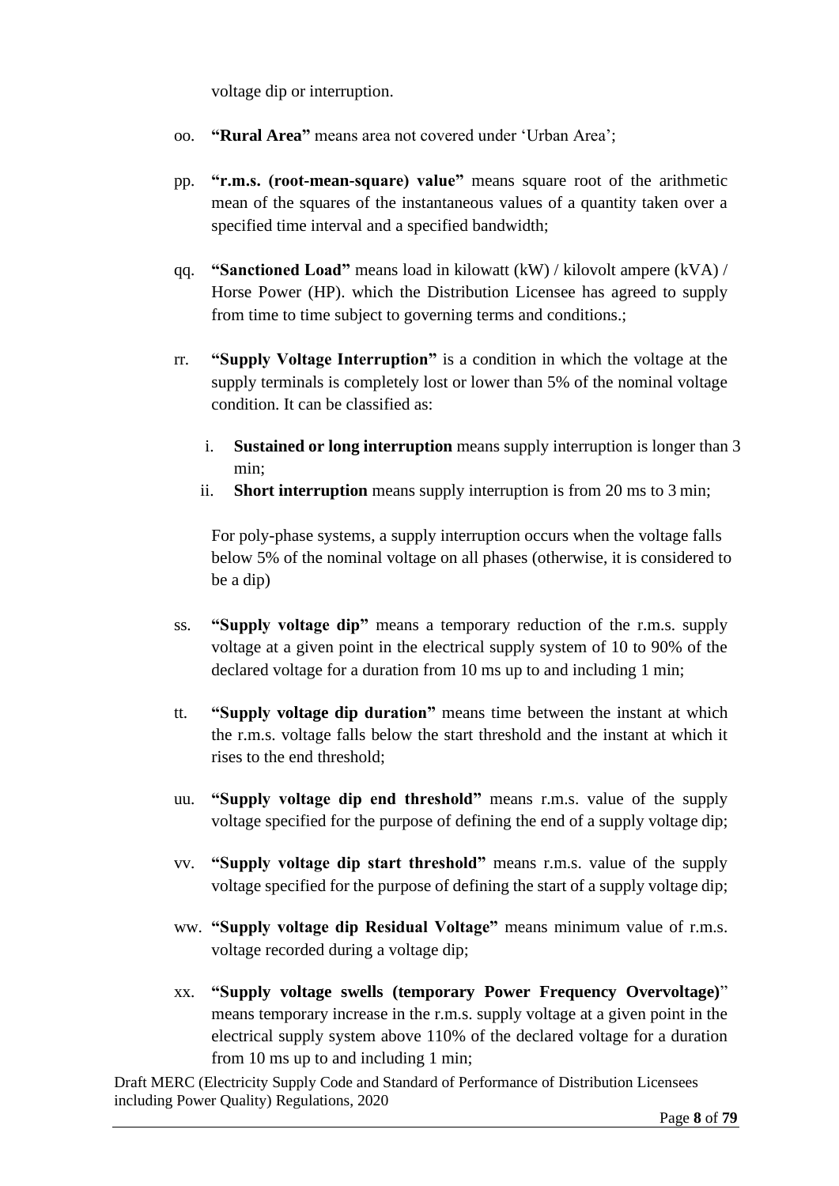voltage dip or interruption.

oo. **"Rural Area"** means area not covered under 'Urban Area';

pp. **"r.m.s. (root-mean-square) value"** means square root of the arithmetic mean of the squares of the instantaneous values of a quantity taken over a specified time interval and a specified bandwidth;

qq. **"Sanctioned Load"** means load in kilowatt (kW) / kilovolt ampere (kVA) / Horse Power (HP). which the Distribution Licensee has agreed to supply from time to time subject to governing terms and conditions.;

rr. **"Supply Voltage Interruption"** is a condition in which the voltage at the supply terminals is completely lost or lower than 5% of the nominal voltage condition. It can be classified as:

   i. **Sustained or long interruption** means supply interruption is longer than 3 min;
   ii. **Short interruption** means supply interruption is from 20 ms to 3 min;

   For poly-phase systems, a supply interruption occurs when the voltage falls below 5% of the nominal voltage on all phases (otherwise, it is considered to be a dip)

ss. **"Supply voltage dip"** means a temporary reduction of the r.m.s. supply voltage at a given point in the electrical supply system of 10 to 90% of the declared voltage for a duration from 10 ms up to and including 1 min;

tt. **"Supply voltage dip duration"** means time between the instant at which the r.m.s. voltage falls below the start threshold and the instant at which it rises to the end threshold;

uu. **"Supply voltage dip end threshold"** means r.m.s. value of the supply voltage specified for the purpose of defining the end of a supply voltage dip;

vv. **"Supply voltage dip start threshold"** means r.m.s. value of the supply voltage specified for the purpose of defining the start of a supply voltage dip;

ww. **"Supply voltage dip Residual Voltage"** means minimum value of r.m.s. voltage recorded during a voltage dip;

xx. **"Supply voltage swells (temporary Power Frequency Overvoltage)"** means temporary increase in the r.m.s. supply voltage at a given point in the electrical supply system above 110% of the declared voltage for a duration from 10 ms up to and including 1 min;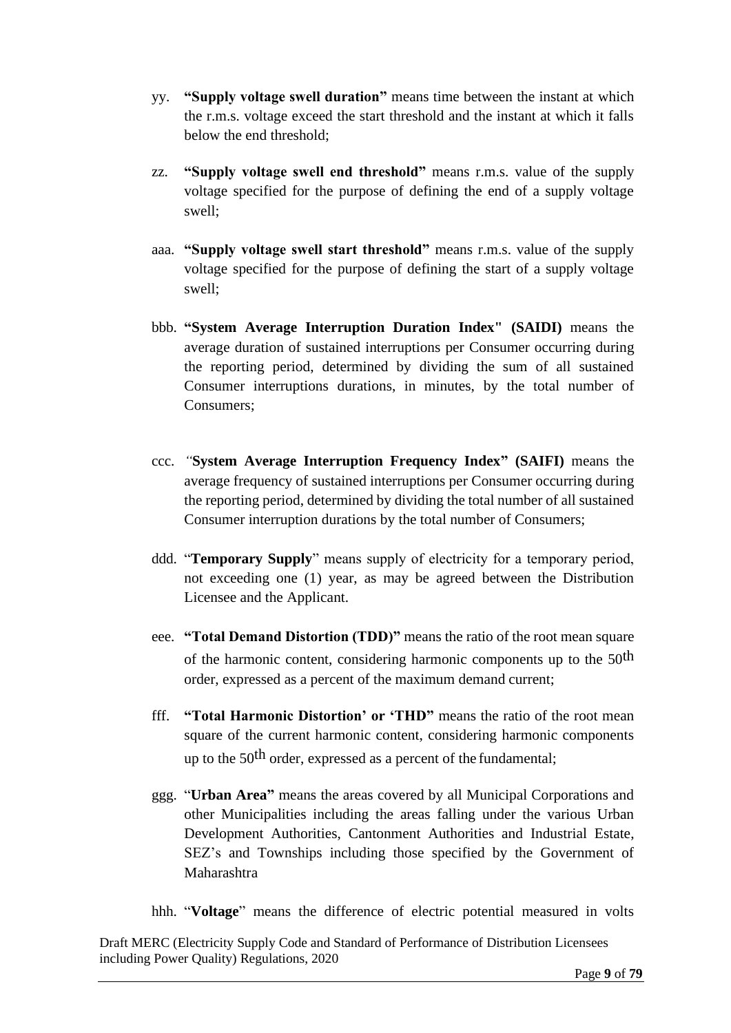yy. **"Supply voltage swell duration"** means time between the instant at which the r.m.s. voltage exceed the start threshold and the instant at which it falls below the end threshold;

zz. **"Supply voltage swell end threshold"** means r.m.s. value of the supply voltage specified for the purpose of defining the end of a supply voltage swell;

aaa. **"Supply voltage swell start threshold"** means r.m.s. value of the supply voltage specified for the purpose of defining the start of a supply voltage swell;

bbb. **"System Average Interruption Duration Index" (SAIDI)** means the average duration of sustained interruptions per Consumer occurring during the reporting period, determined by dividing the sum of all sustained Consumer interruptions durations, in minutes, by the total number of Consumers;

ccc. *"***System Average Interruption Frequency Index" (SAIFI)** means the average frequency of sustained interruptions per Consumer occurring during the reporting period, determined by dividing the total number of all sustained Consumer interruption durations by the total number of Consumers;

ddd. "**Temporary Supply**" means supply of electricity for a temporary period, not exceeding one (1) year, as may be agreed between the Distribution Licensee and the Applicant.

eee. **"Total Demand Distortion (TDD)"** means the ratio of the root mean square of the harmonic content, considering harmonic components up to the $50^{th}$ order, expressed as a percent of the maximum demand current;

fff. **"Total Harmonic Distortion' or 'THD"** means the ratio of the root mean square of the current harmonic content, considering harmonic components up to the $50^{th}$ order, expressed as a percent of the fundamental;

ggg. "**Urban Area"** means the areas covered by all Municipal Corporations and other Municipalities including the areas falling under the various Urban Development Authorities, Cantonment Authorities and Industrial Estate, SEZ's and Townships including those specified by the Government of Maharashtra

hhh. "**Voltage**" means the difference of electric potential measured in volts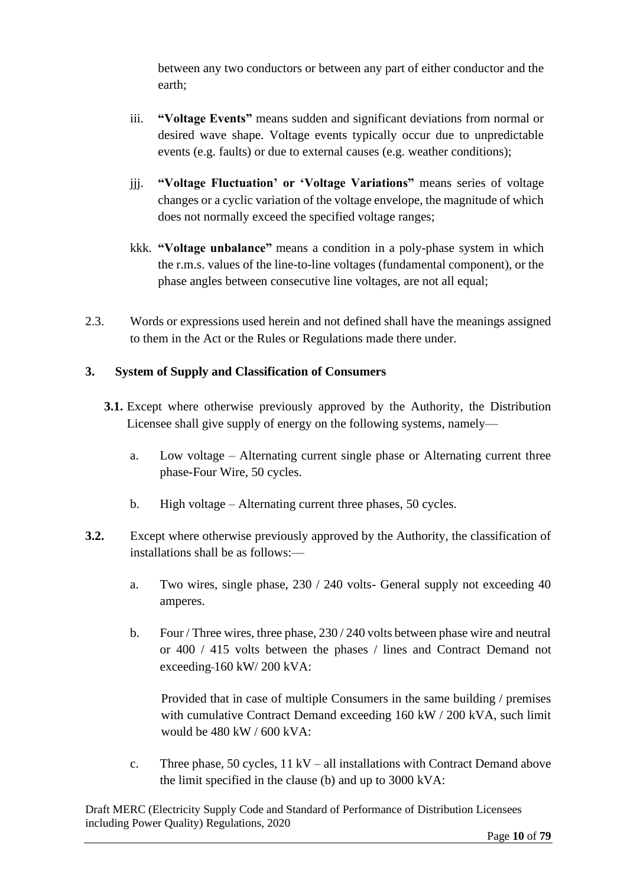between any two conductors or between any part of either conductor and the earth;

iii. **"Voltage Events"** means sudden and significant deviations from normal or desired wave shape. Voltage events typically occur due to unpredictable events (e.g. faults) or due to external causes (e.g. weather conditions);

jjj. **"Voltage Fluctuation' or 'Voltage Variations"** means series of voltage changes or a cyclic variation of the voltage envelope, the magnitude of which does not normally exceed the specified voltage ranges;

kkk. **"Voltage unbalance"** means a condition in a poly-phase system in which the r.m.s. values of the line-to-line voltages (fundamental component), or the phase angles between consecutive line voltages, are not all equal;

2.3. Words or expressions used herein and not defined shall have the meanings assigned to them in the Act or the Rules or Regulations made there under.

## 3. System of Supply and Classification of Consumers

**3.1.** Except where otherwise previously approved by the Authority, the Distribution Licensee shall give supply of energy on the following systems, namely—

a. Low voltage – Alternating current single phase or Alternating current three phase-Four Wire, 50 cycles.

b. High voltage – Alternating current three phases, 50 cycles.

**3.2.** Except where otherwise previously approved by the Authority, the classification of installations shall be as follows:—

a. Two wires, single phase, 230 / 240 volts- General supply not exceeding 40 amperes.

b. Four / Three wires, three phase, 230 / 240 volts between phase wire and neutral or 400 / 415 volts between the phases / lines and Contract Demand not exceeding 160 kW/ 200 kVA:

Provided that in case of multiple Consumers in the same building / premises with cumulative Contract Demand exceeding 160 kW / 200 kVA, such limit would be 480 kW / 600 kVA:

c. Three phase, 50 cycles, 11 kV – all installations with Contract Demand above the limit specified in the clause (b) and up to 3000 kVA:

Draft MERC (Electricity Supply Code and Standard of Performance of Distribution Licensees including Power Quality) Regulations, 2020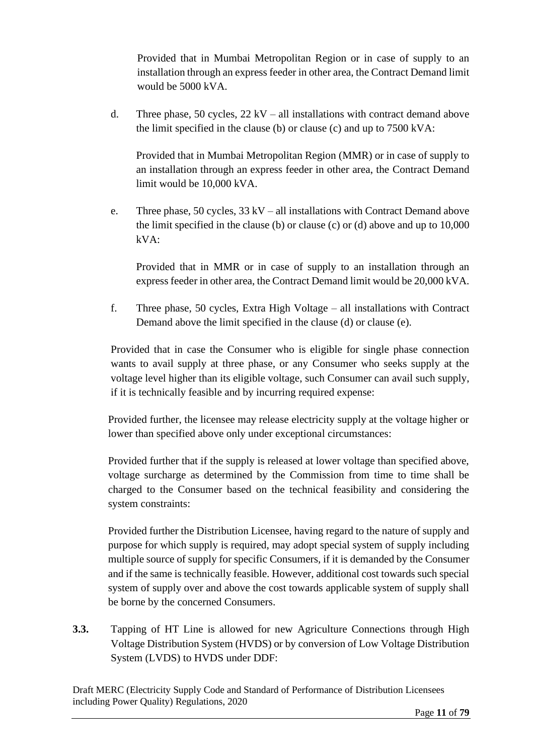Provided that in Mumbai Metropolitan Region or in case of supply to an installation through an express feeder in other area, the Contract Demand limit would be 5000 kVA.

d. Three phase, 50 cycles, 22 kV – all installations with contract demand above the limit specified in the clause (b) or clause (c) and up to 7500 kVA:

Provided that in Mumbai Metropolitan Region (MMR) or in case of supply to an installation through an express feeder in other area, the Contract Demand limit would be 10,000 kVA.

e. Three phase, 50 cycles, 33 kV – all installations with Contract Demand above the limit specified in the clause (b) or clause (c) or (d) above and up to 10,000 kVA:

Provided that in MMR or in case of supply to an installation through an express feeder in other area, the Contract Demand limit would be 20,000 kVA.

f. Three phase, 50 cycles, Extra High Voltage – all installations with Contract Demand above the limit specified in the clause (d) or clause (e).

Provided that in case the Consumer who is eligible for single phase connection wants to avail supply at three phase, or any Consumer who seeks supply at the voltage level higher than its eligible voltage, such Consumer can avail such supply, if it is technically feasible and by incurring required expense:

Provided further, the licensee may release electricity supply at the voltage higher or lower than specified above only under exceptional circumstances:

Provided further that if the supply is released at lower voltage than specified above, voltage surcharge as determined by the Commission from time to time shall be charged to the Consumer based on the technical feasibility and considering the system constraints:

Provided further the Distribution Licensee, having regard to the nature of supply and purpose for which supply is required, may adopt special system of supply including multiple source of supply for specific Consumers, if it is demanded by the Consumer and if the same is technically feasible. However, additional cost towards such special system of supply over and above the cost towards applicable system of supply shall be borne by the concerned Consumers.

**3.3.** Tapping of HT Line is allowed for new Agriculture Connections through High Voltage Distribution System (HVDS) or by conversion of Low Voltage Distribution System (LVDS) to HVDS under DDF: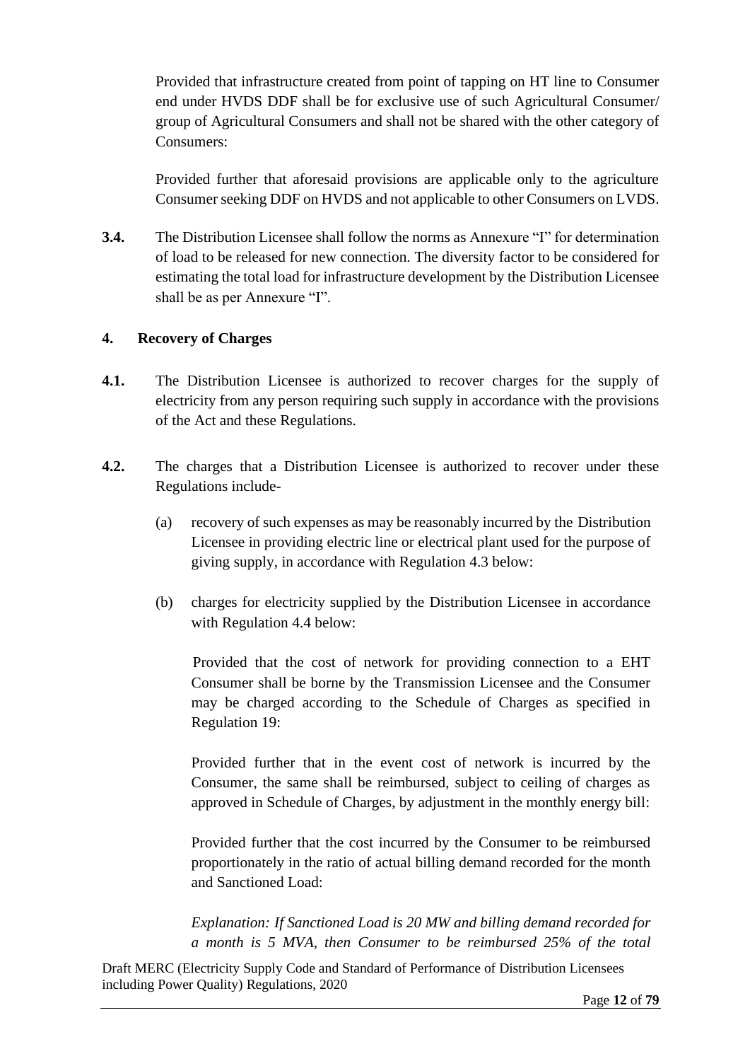Provided that infrastructure created from point of tapping on HT line to Consumer end under HVDS DDF shall be for exclusive use of such Agricultural Consumer/ group of Agricultural Consumers and shall not be shared with the other category of Consumers:

Provided further that aforesaid provisions are applicable only to the agriculture Consumer seeking DDF on HVDS and not applicable to other Consumers on LVDS.

**3.4.** The Distribution Licensee shall follow the norms as Annexure "I" for determination of load to be released for new connection. The diversity factor to be considered for estimating the total load for infrastructure development by the Distribution Licensee shall be as per Annexure "I".

## 4. Recovery of Charges

**4.1.** The Distribution Licensee is authorized to recover charges for the supply of electricity from any person requiring such supply in accordance with the provisions of the Act and these Regulations.

**4.2.** The charges that a Distribution Licensee is authorized to recover under these Regulations include-

(a) recovery of such expenses as may be reasonably incurred by the Distribution Licensee in providing electric line or electrical plant used for the purpose of giving supply, in accordance with Regulation 4.3 below:

(b) charges for electricity supplied by the Distribution Licensee in accordance with Regulation 4.4 below:

Provided that the cost of network for providing connection to a EHT Consumer shall be borne by the Transmission Licensee and the Consumer may be charged according to the Schedule of Charges as specified in Regulation 19:

Provided further that in the event cost of network is incurred by the Consumer, the same shall be reimbursed, subject to ceiling of charges as approved in Schedule of Charges, by adjustment in the monthly energy bill:

Provided further that the cost incurred by the Consumer to be reimbursed proportionately in the ratio of actual billing demand recorded for the month and Sanctioned Load:

*Explanation: If Sanctioned Load is 20 MW and billing demand recorded for a month is 5 MVA, then Consumer to be reimbursed 25% of the total*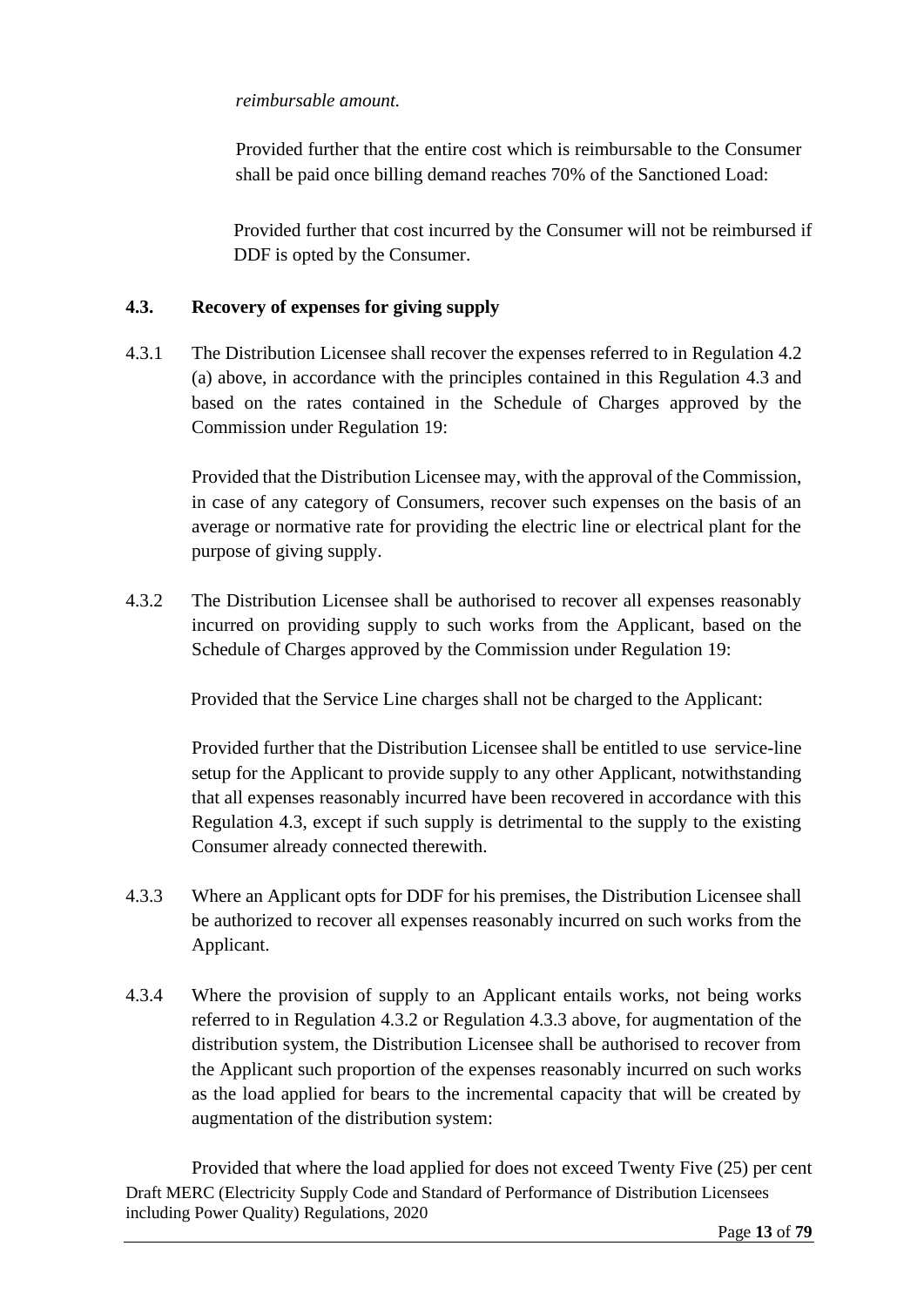*reimbursable amount.*

Provided further that the entire cost which is reimbursable to the Consumer shall be paid once billing demand reaches 70% of the Sanctioned Load:

Provided further that cost incurred by the Consumer will not be reimbursed if DDF is opted by the Consumer.

## 4.3. Recovery of expenses for giving supply

4.3.1 The Distribution Licensee shall recover the expenses referred to in Regulation 4.2 (a) above, in accordance with the principles contained in this Regulation 4.3 and based on the rates contained in the Schedule of Charges approved by the Commission under Regulation 19:

Provided that the Distribution Licensee may, with the approval of the Commission, in case of any category of Consumers, recover such expenses on the basis of an average or normative rate for providing the electric line or electrical plant for the purpose of giving supply.

4.3.2 The Distribution Licensee shall be authorised to recover all expenses reasonably incurred on providing supply to such works from the Applicant, based on the Schedule of Charges approved by the Commission under Regulation 19:

Provided that the Service Line charges shall not be charged to the Applicant:

Provided further that the Distribution Licensee shall be entitled to use service-line setup for the Applicant to provide supply to any other Applicant, notwithstanding that all expenses reasonably incurred have been recovered in accordance with this Regulation 4.3, except if such supply is detrimental to the supply to the existing Consumer already connected therewith.

4.3.3 Where an Applicant opts for DDF for his premises, the Distribution Licensee shall be authorized to recover all expenses reasonably incurred on such works from the Applicant.

4.3.4 Where the provision of supply to an Applicant entails works, not being works referred to in Regulation 4.3.2 or Regulation 4.3.3 above, for augmentation of the distribution system, the Distribution Licensee shall be authorised to recover from the Applicant such proportion of the expenses reasonably incurred on such works as the load applied for bears to the incremental capacity that will be created by augmentation of the distribution system:

Provided that where the load applied for does not exceed Twenty Five (25) per cent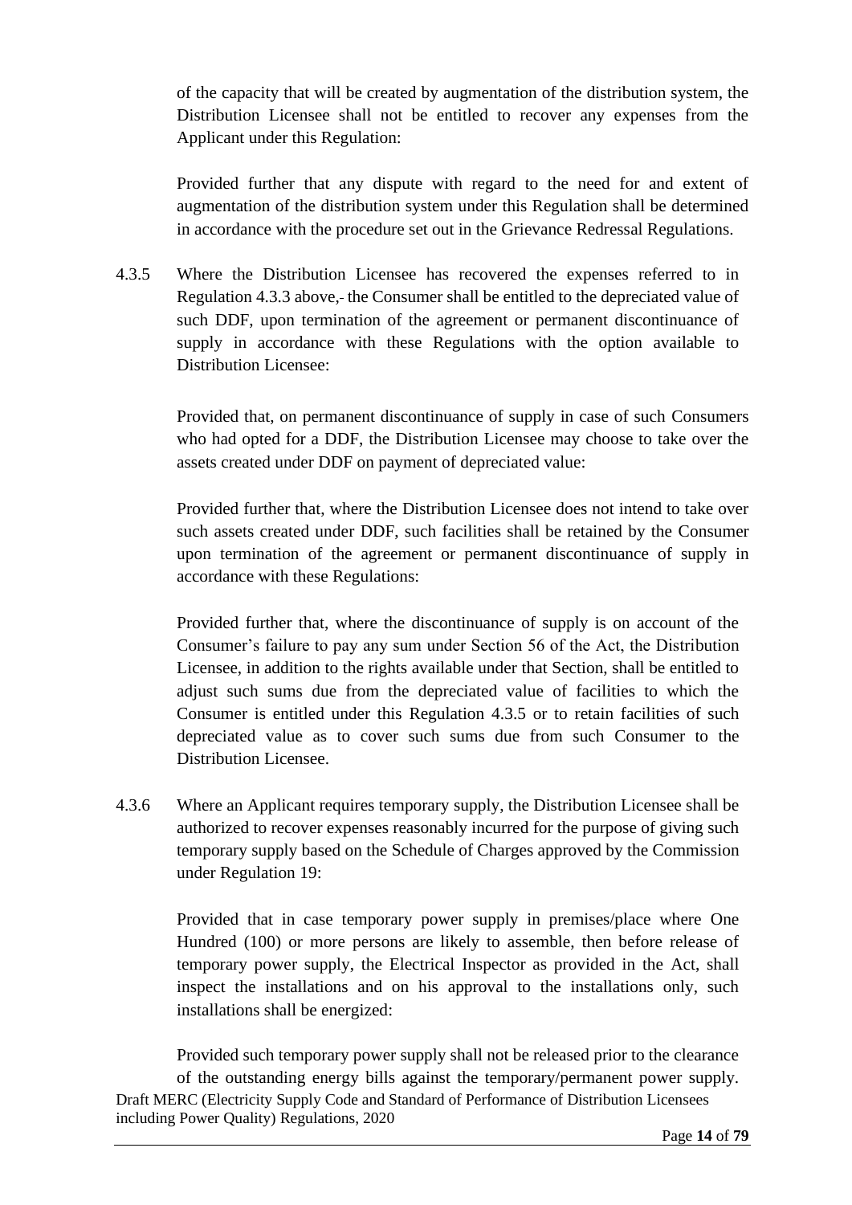of the capacity that will be created by augmentation of the distribution system, the Distribution Licensee shall not be entitled to recover any expenses from the Applicant under this Regulation:

Provided further that any dispute with regard to the need for and extent of augmentation of the distribution system under this Regulation shall be determined in accordance with the procedure set out in the Grievance Redressal Regulations.

4.3.5 Where the Distribution Licensee has recovered the expenses referred to in Regulation 4.3.3 above, the Consumer shall be entitled to the depreciated value of such DDF, upon termination of the agreement or permanent discontinuance of supply in accordance with these Regulations with the option available to Distribution Licensee:

Provided that, on permanent discontinuance of supply in case of such Consumers who had opted for a DDF, the Distribution Licensee may choose to take over the assets created under DDF on payment of depreciated value:

Provided further that, where the Distribution Licensee does not intend to take over such assets created under DDF, such facilities shall be retained by the Consumer upon termination of the agreement or permanent discontinuance of supply in accordance with these Regulations:

Provided further that, where the discontinuance of supply is on account of the Consumer's failure to pay any sum under Section 56 of the Act, the Distribution Licensee, in addition to the rights available under that Section, shall be entitled to adjust such sums due from the depreciated value of facilities to which the Consumer is entitled under this Regulation 4.3.5 or to retain facilities of such depreciated value as to cover such sums due from such Consumer to the Distribution Licensee.

4.3.6 Where an Applicant requires temporary supply, the Distribution Licensee shall be authorized to recover expenses reasonably incurred for the purpose of giving such temporary supply based on the Schedule of Charges approved by the Commission under Regulation 19:

Provided that in case temporary power supply in premises/place where One Hundred (100) or more persons are likely to assemble, then before release of temporary power supply, the Electrical Inspector as provided in the Act, shall inspect the installations and on his approval to the installations only, such installations shall be energized:

Provided such temporary power supply shall not be released prior to the clearance of the outstanding energy bills against the temporary/permanent power supply.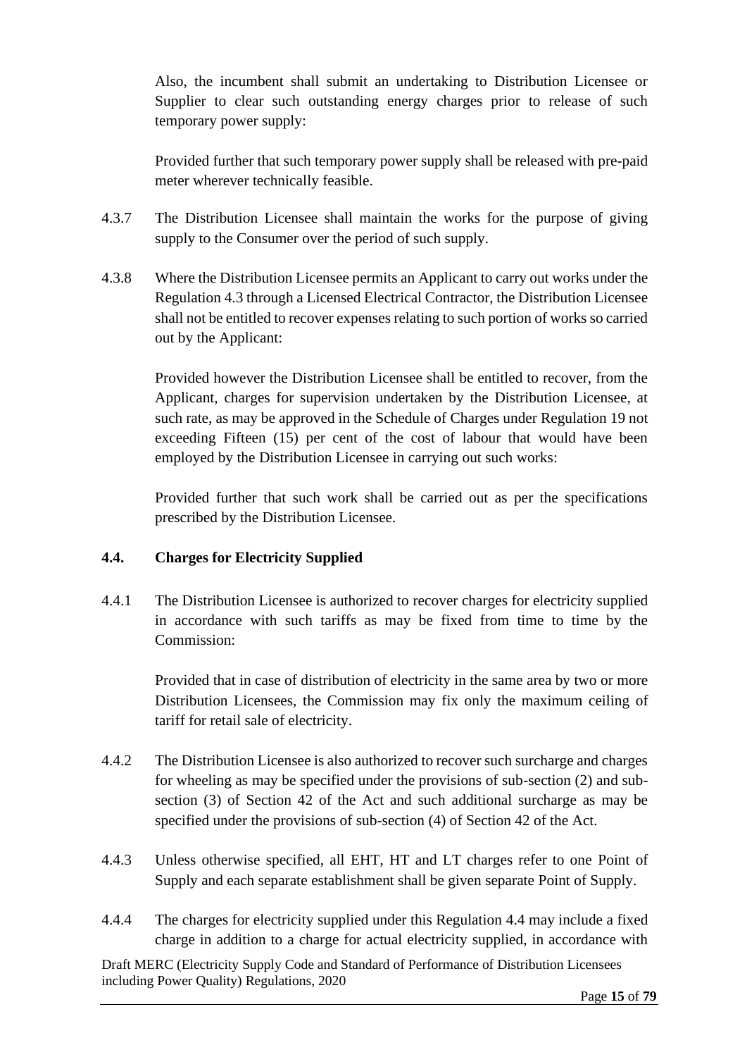Also, the incumbent shall submit an undertaking to Distribution Licensee or Supplier to clear such outstanding energy charges prior to release of such temporary power supply:

Provided further that such temporary power supply shall be released with pre-paid meter wherever technically feasible.

4.3.7 The Distribution Licensee shall maintain the works for the purpose of giving supply to the Consumer over the period of such supply.

4.3.8 Where the Distribution Licensee permits an Applicant to carry out works under the Regulation 4.3 through a Licensed Electrical Contractor, the Distribution Licensee shall not be entitled to recover expenses relating to such portion of works so carried out by the Applicant:

Provided however the Distribution Licensee shall be entitled to recover, from the Applicant, charges for supervision undertaken by the Distribution Licensee, at such rate, as may be approved in the Schedule of Charges under Regulation 19 not exceeding Fifteen (15) per cent of the cost of labour that would have been employed by the Distribution Licensee in carrying out such works:

Provided further that such work shall be carried out as per the specifications prescribed by the Distribution Licensee.

### 4.4. Charges for Electricity Supplied

4.4.1 The Distribution Licensee is authorized to recover charges for electricity supplied in accordance with such tariffs as may be fixed from time to time by the Commission:

Provided that in case of distribution of electricity in the same area by two or more Distribution Licensees, the Commission may fix only the maximum ceiling of tariff for retail sale of electricity.

4.4.2 The Distribution Licensee is also authorized to recover such surcharge and charges for wheeling as may be specified under the provisions of sub-section (2) and sub-section (3) of Section 42 of the Act and such additional surcharge as may be specified under the provisions of sub-section (4) of Section 42 of the Act.

4.4.3 Unless otherwise specified, all EHT, HT and LT charges refer to one Point of Supply and each separate establishment shall be given separate Point of Supply.

4.4.4 The charges for electricity supplied under this Regulation 4.4 may include a fixed charge in addition to a charge for actual electricity supplied, in accordance with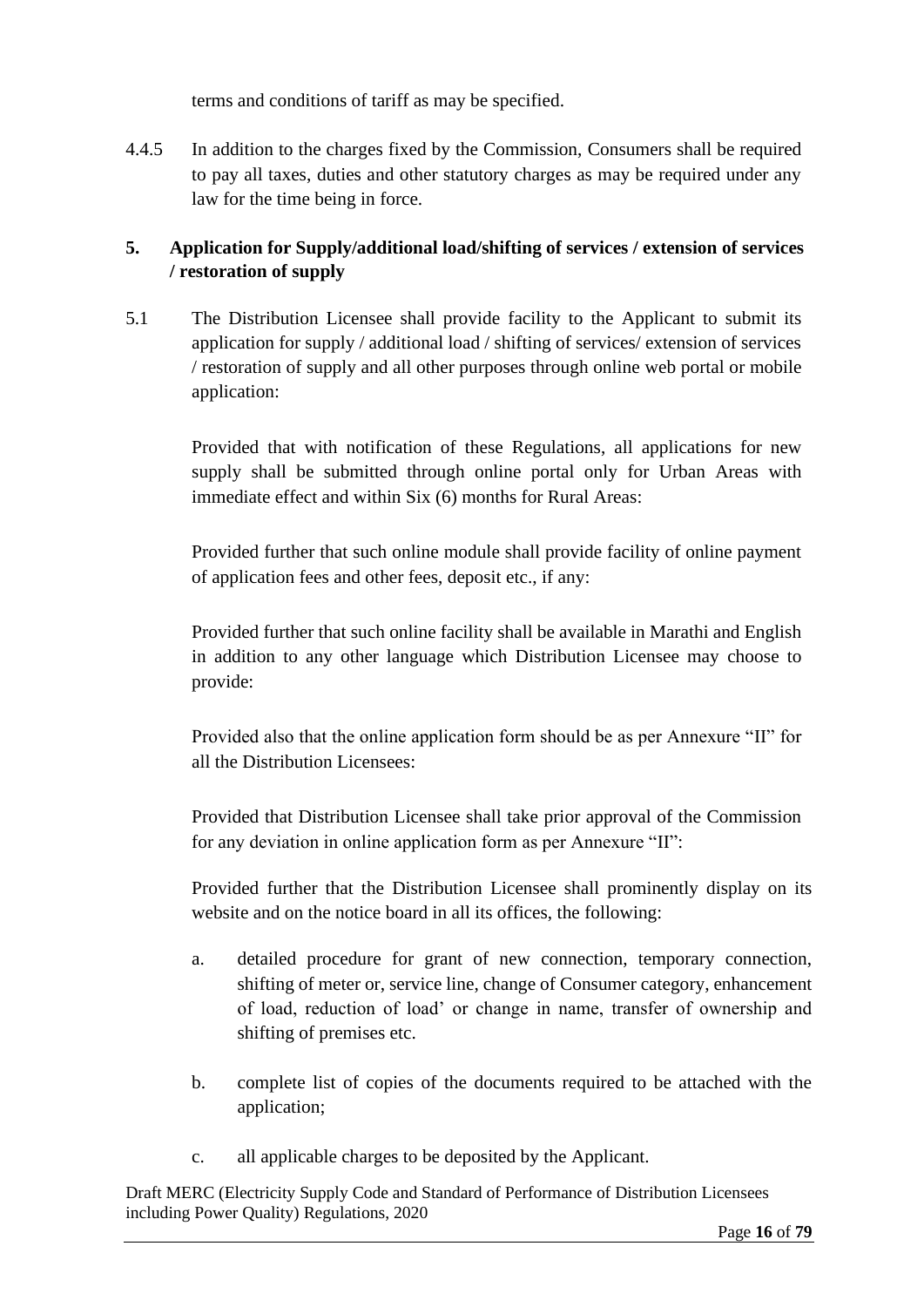terms and conditions of tariff as may be specified.

4.4.5 In addition to the charges fixed by the Commission, Consumers shall be required to pay all taxes, duties and other statutory charges as may be required under any law for the time being in force.

## 5. Application for Supply/additional load/shifting of services / extension of services / restoration of supply

5.1 The Distribution Licensee shall provide facility to the Applicant to submit its application for supply / additional load / shifting of services/ extension of services / restoration of supply and all other purposes through online web portal or mobile application:

Provided that with notification of these Regulations, all applications for new supply shall be submitted through online portal only for Urban Areas with immediate effect and within Six (6) months for Rural Areas:

Provided further that such online module shall provide facility of online payment of application fees and other fees, deposit etc., if any:

Provided further that such online facility shall be available in Marathi and English in addition to any other language which Distribution Licensee may choose to provide:

Provided also that the online application form should be as per Annexure "II" for all the Distribution Licensees:

Provided that Distribution Licensee shall take prior approval of the Commission for any deviation in online application form as per Annexure "II":

Provided further that the Distribution Licensee shall prominently display on its website and on the notice board in all its offices, the following:

a. detailed procedure for grant of new connection, temporary connection, shifting of meter or, service line, change of Consumer category, enhancement of load, reduction of load' or change in name, transfer of ownership and shifting of premises etc.

b. complete list of copies of the documents required to be attached with the application;

c. all applicable charges to be deposited by the Applicant.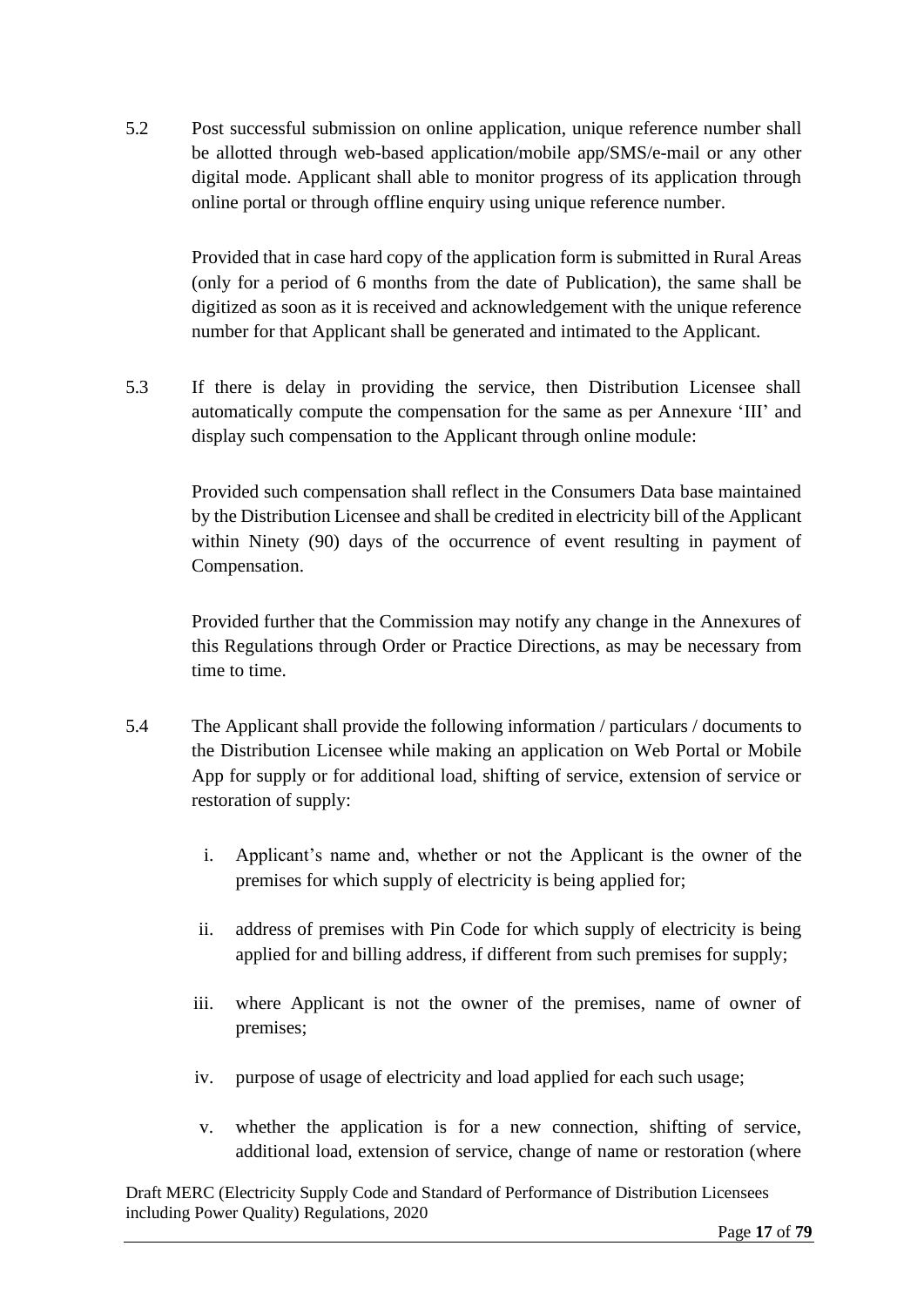5.2 Post successful submission on online application, unique reference number shall be allotted through web-based application/mobile app/SMS/e-mail or any other digital mode. Applicant shall able to monitor progress of its application through online portal or through offline enquiry using unique reference number.

Provided that in case hard copy of the application form is submitted in Rural Areas (only for a period of 6 months from the date of Publication), the same shall be digitized as soon as it is received and acknowledgement with the unique reference number for that Applicant shall be generated and intimated to the Applicant.

5.3 If there is delay in providing the service, then Distribution Licensee shall automatically compute the compensation for the same as per Annexure 'III' and display such compensation to the Applicant through online module:

Provided such compensation shall reflect in the Consumers Data base maintained by the Distribution Licensee and shall be credited in electricity bill of the Applicant within Ninety (90) days of the occurrence of event resulting in payment of Compensation.

Provided further that the Commission may notify any change in the Annexures of this Regulations through Order or Practice Directions, as may be necessary from time to time.

5.4 The Applicant shall provide the following information / particulars / documents to the Distribution Licensee while making an application on Web Portal or Mobile App for supply or for additional load, shifting of service, extension of service or restoration of supply:

i. Applicant's name and, whether or not the Applicant is the owner of the premises for which supply of electricity is being applied for;

ii. address of premises with Pin Code for which supply of electricity is being applied for and billing address, if different from such premises for supply;

iii. where Applicant is not the owner of the premises, name of owner of premises;

iv. purpose of usage of electricity and load applied for each such usage;

v. whether the application is for a new connection, shifting of service, additional load, extension of service, change of name or restoration (where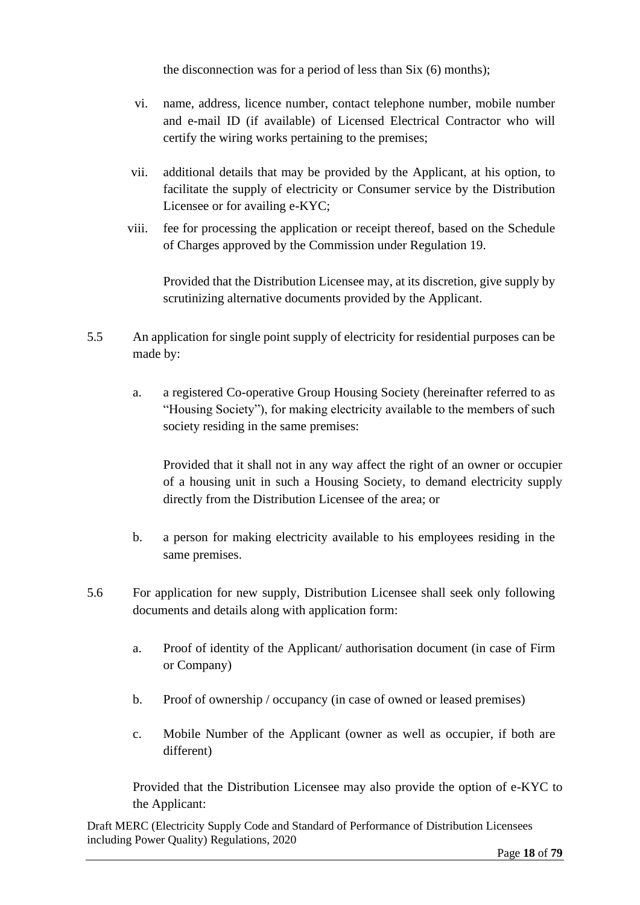the disconnection was for a period of less than Six (6) months);

vi. name, address, licence number, contact telephone number, mobile number and e-mail ID (if available) of Licensed Electrical Contractor who will certify the wiring works pertaining to the premises;

vii. additional details that may be provided by the Applicant, at his option, to facilitate the supply of electricity or Consumer service by the Distribution Licensee or for availing e-KYC;

viii. fee for processing the application or receipt thereof, based on the Schedule of Charges approved by the Commission under Regulation 19.

Provided that the Distribution Licensee may, at its discretion, give supply by scrutinizing alternative documents provided by the Applicant.

5.5 An application for single point supply of electricity for residential purposes can be made by:

a. a registered Co-operative Group Housing Society (hereinafter referred to as "Housing Society"), for making electricity available to the members of such society residing in the same premises:

Provided that it shall not in any way affect the right of an owner or occupier of a housing unit in such a Housing Society, to demand electricity supply directly from the Distribution Licensee of the area; or

b. a person for making electricity available to his employees residing in the same premises.

5.6 For application for new supply, Distribution Licensee shall seek only following documents and details along with application form:

a. Proof of identity of the Applicant/ authorisation document (in case of Firm or Company)

b. Proof of ownership / occupancy (in case of owned or leased premises)

c. Mobile Number of the Applicant (owner as well as occupier, if both are different)

Provided that the Distribution Licensee may also provide the option of e-KYC to the Applicant: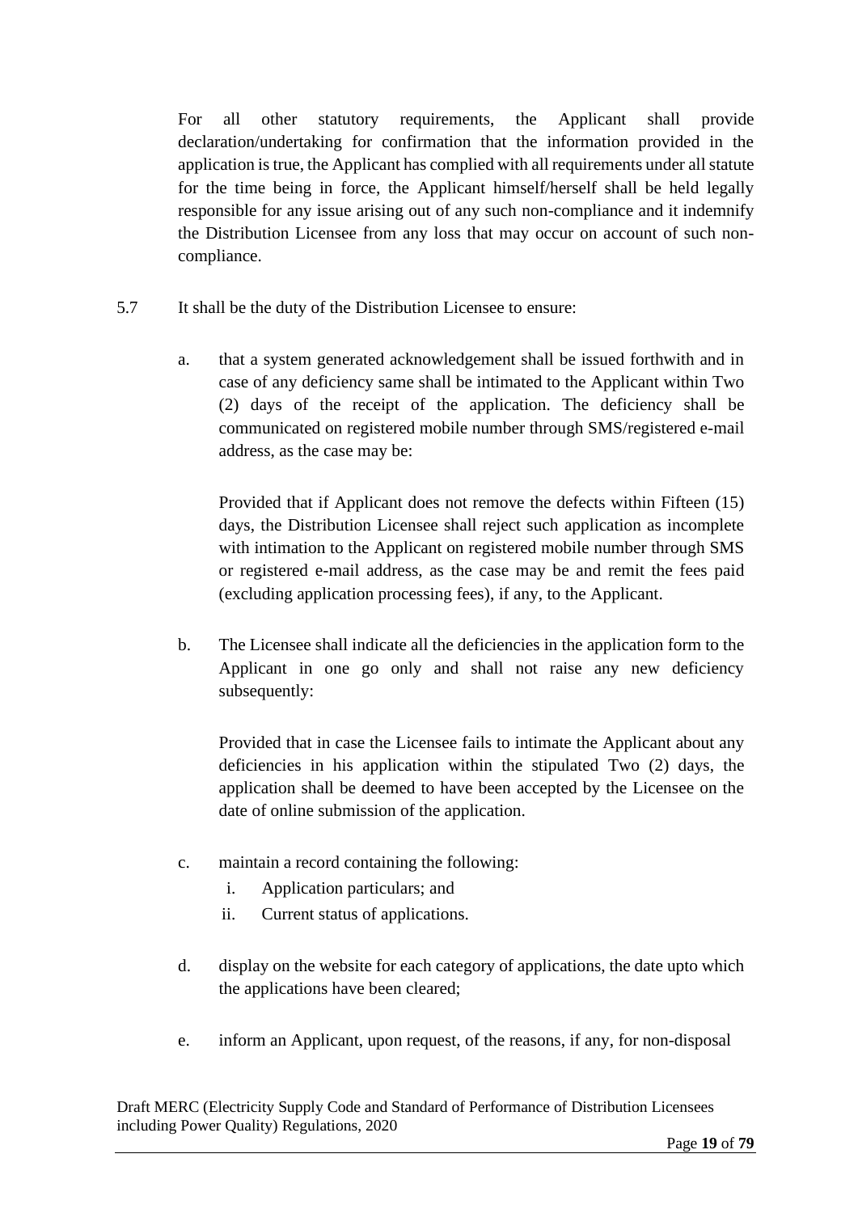For all other statutory requirements, the Applicant shall provide declaration/undertaking for confirmation that the information provided in the application is true, the Applicant has complied with all requirements under all statute for the time being in force, the Applicant himself/herself shall be held legally responsible for any issue arising out of any such non-compliance and it indemnify the Distribution Licensee from any loss that may occur on account of such non-compliance.

5.7 It shall be the duty of the Distribution Licensee to ensure:

a. that a system generated acknowledgement shall be issued forthwith and in case of any deficiency same shall be intimated to the Applicant within Two (2) days of the receipt of the application. The deficiency shall be communicated on registered mobile number through SMS/registered e-mail address, as the case may be:

   Provided that if Applicant does not remove the defects within Fifteen (15) days, the Distribution Licensee shall reject such application as incomplete with intimation to the Applicant on registered mobile number through SMS or registered e-mail address, as the case may be and remit the fees paid (excluding application processing fees), if any, to the Applicant.

b. The Licensee shall indicate all the deficiencies in the application form to the Applicant in one go only and shall not raise any new deficiency subsequently:

   Provided that in case the Licensee fails to intimate the Applicant about any deficiencies in his application within the stipulated Two (2) days, the application shall be deemed to have been accepted by the Licensee on the date of online submission of the application.

c. maintain a record containing the following:
   i. Application particulars; and
   ii. Current status of applications.

d. display on the website for each category of applications, the date upto which the applications have been cleared;

e. inform an Applicant, upon request, of the reasons, if any, for non-disposal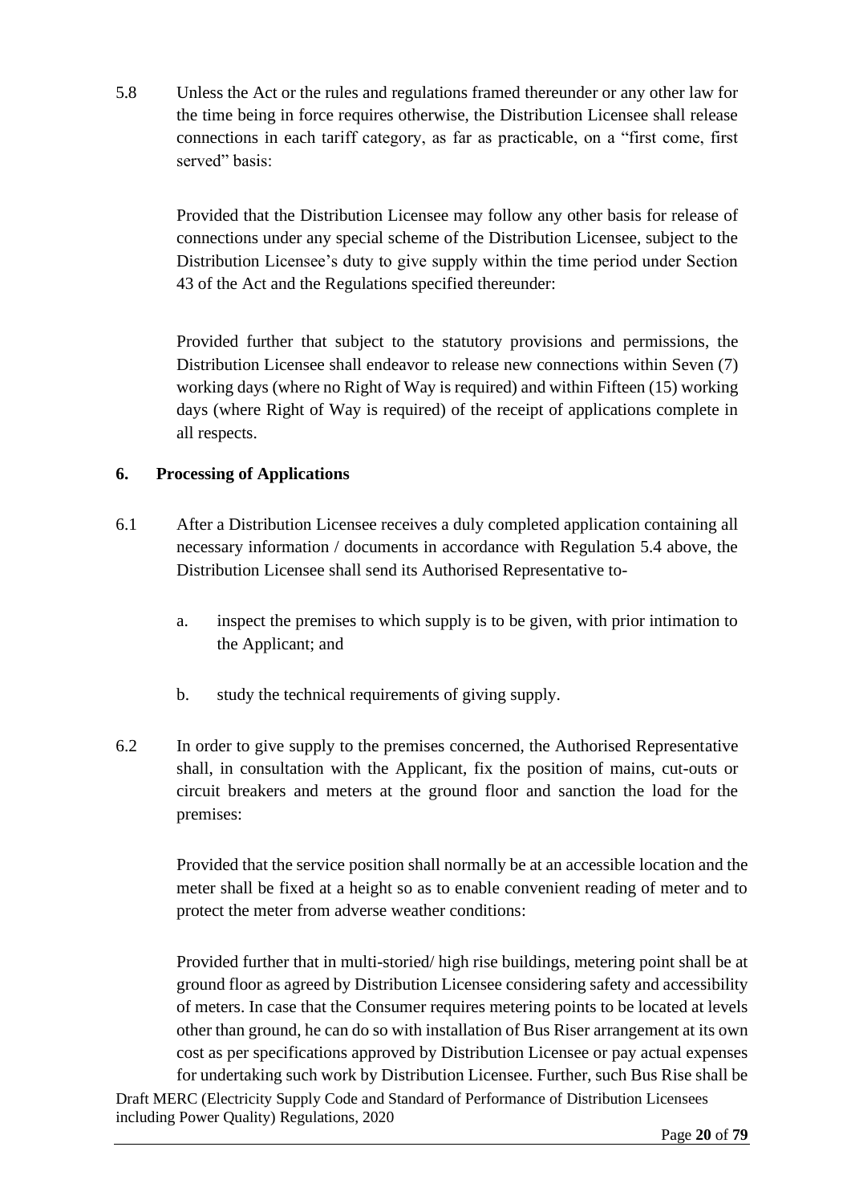5.8 Unless the Act or the rules and regulations framed thereunder or any other law for the time being in force requires otherwise, the Distribution Licensee shall release connections in each tariff category, as far as practicable, on a "first come, first served" basis:

Provided that the Distribution Licensee may follow any other basis for release of connections under any special scheme of the Distribution Licensee, subject to the Distribution Licensee's duty to give supply within the time period under Section 43 of the Act and the Regulations specified thereunder:

Provided further that subject to the statutory provisions and permissions, the Distribution Licensee shall endeavor to release new connections within Seven (7) working days (where no Right of Way is required) and within Fifteen (15) working days (where Right of Way is required) of the receipt of applications complete in all respects.

## 6. Processing of Applications

6.1 After a Distribution Licensee receives a duly completed application containing all necessary information / documents in accordance with Regulation 5.4 above, the Distribution Licensee shall send its Authorised Representative to-

a. inspect the premises to which supply is to be given, with prior intimation to the Applicant; and

b. study the technical requirements of giving supply.

6.2 In order to give supply to the premises concerned, the Authorised Representative shall, in consultation with the Applicant, fix the position of mains, cut-outs or circuit breakers and meters at the ground floor and sanction the load for the premises:

Provided that the service position shall normally be at an accessible location and the meter shall be fixed at a height so as to enable convenient reading of meter and to protect the meter from adverse weather conditions:

Provided further that in multi-storied/ high rise buildings, metering point shall be at ground floor as agreed by Distribution Licensee considering safety and accessibility of meters. In case that the Consumer requires metering points to be located at levels other than ground, he can do so with installation of Bus Riser arrangement at its own cost as per specifications approved by Distribution Licensee or pay actual expenses for undertaking such work by Distribution Licensee. Further, such Bus Rise shall be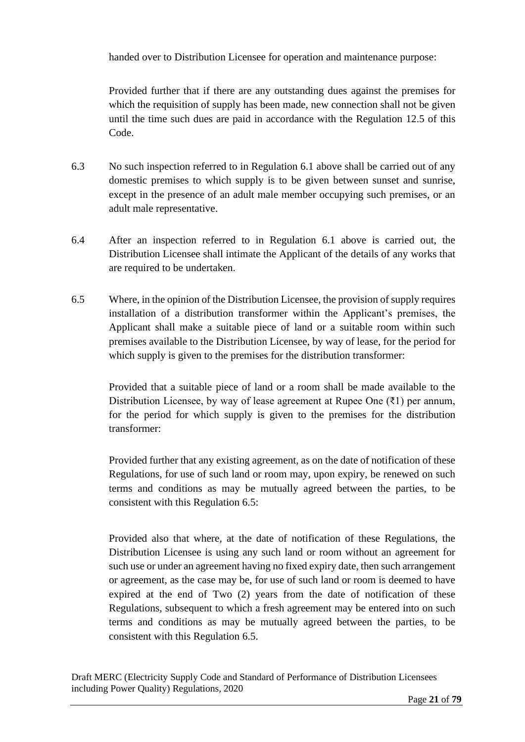handed over to Distribution Licensee for operation and maintenance purpose:

Provided further that if there are any outstanding dues against the premises for which the requisition of supply has been made, new connection shall not be given until the time such dues are paid in accordance with the Regulation 12.5 of this Code.

6.3 No such inspection referred to in Regulation 6.1 above shall be carried out of any domestic premises to which supply is to be given between sunset and sunrise, except in the presence of an adult male member occupying such premises, or an adult male representative.

6.4 After an inspection referred to in Regulation 6.1 above is carried out, the Distribution Licensee shall intimate the Applicant of the details of any works that are required to be undertaken.

6.5 Where, in the opinion of the Distribution Licensee, the provision of supply requires installation of a distribution transformer within the Applicant's premises, the Applicant shall make a suitable piece of land or a suitable room within such premises available to the Distribution Licensee, by way of lease, for the period for which supply is given to the premises for the distribution transformer:

Provided that a suitable piece of land or a room shall be made available to the Distribution Licensee, by way of lease agreement at Rupee One (₹1) per annum, for the period for which supply is given to the premises for the distribution transformer:

Provided further that any existing agreement, as on the date of notification of these Regulations, for use of such land or room may, upon expiry, be renewed on such terms and conditions as may be mutually agreed between the parties, to be consistent with this Regulation 6.5:

Provided also that where, at the date of notification of these Regulations, the Distribution Licensee is using any such land or room without an agreement for such use or under an agreement having no fixed expiry date, then such arrangement or agreement, as the case may be, for use of such land or room is deemed to have expired at the end of Two (2) years from the date of notification of these Regulations, subsequent to which a fresh agreement may be entered into on such terms and conditions as may be mutually agreed between the parties, to be consistent with this Regulation 6.5.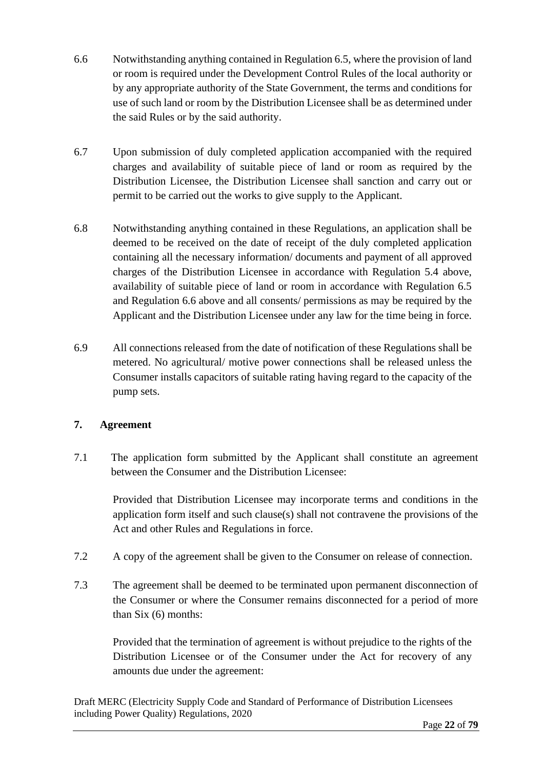6.6 Notwithstanding anything contained in Regulation 6.5, where the provision of land or room is required under the Development Control Rules of the local authority or by any appropriate authority of the State Government, the terms and conditions for use of such land or room by the Distribution Licensee shall be as determined under the said Rules or by the said authority.

6.7 Upon submission of duly completed application accompanied with the required charges and availability of suitable piece of land or room as required by the Distribution Licensee, the Distribution Licensee shall sanction and carry out or permit to be carried out the works to give supply to the Applicant.

6.8 Notwithstanding anything contained in these Regulations, an application shall be deemed to be received on the date of receipt of the duly completed application containing all the necessary information/ documents and payment of all approved charges of the Distribution Licensee in accordance with Regulation 5.4 above, availability of suitable piece of land or room in accordance with Regulation 6.5 and Regulation 6.6 above and all consents/ permissions as may be required by the Applicant and the Distribution Licensee under any law for the time being in force.

6.9 All connections released from the date of notification of these Regulations shall be metered. No agricultural/ motive power connections shall be released unless the Consumer installs capacitors of suitable rating having regard to the capacity of the pump sets.

## 7. Agreement

7.1 The application form submitted by the Applicant shall constitute an agreement between the Consumer and the Distribution Licensee:

Provided that Distribution Licensee may incorporate terms and conditions in the application form itself and such clause(s) shall not contravene the provisions of the Act and other Rules and Regulations in force.

7.2 A copy of the agreement shall be given to the Consumer on release of connection.

7.3 The agreement shall be deemed to be terminated upon permanent disconnection of the Consumer or where the Consumer remains disconnected for a period of more than Six (6) months:

Provided that the termination of agreement is without prejudice to the rights of the Distribution Licensee or of the Consumer under the Act for recovery of any amounts due under the agreement: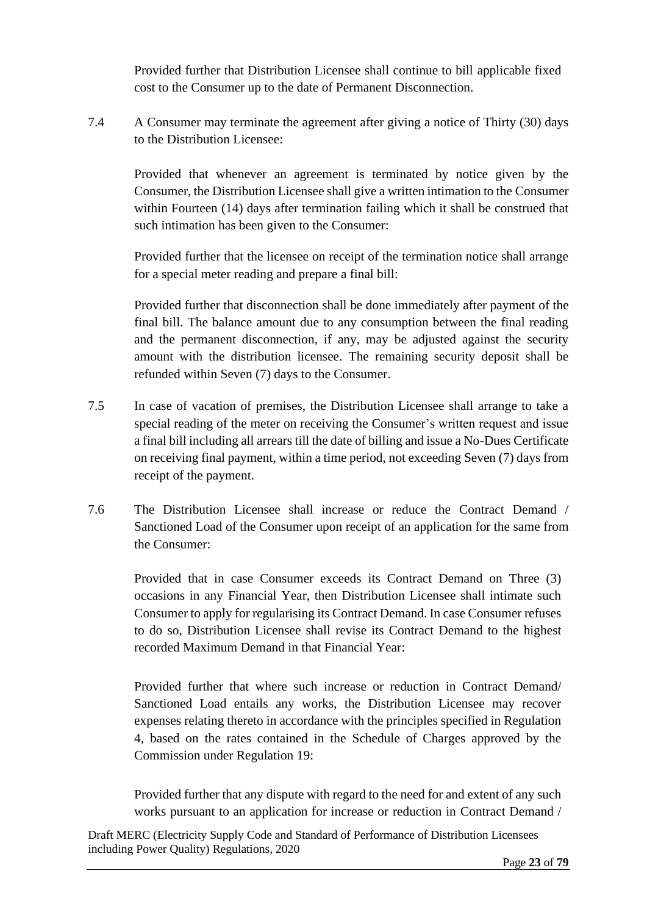Provided further that Distribution Licensee shall continue to bill applicable fixed cost to the Consumer up to the date of Permanent Disconnection.

7.4 A Consumer may terminate the agreement after giving a notice of Thirty (30) days to the Distribution Licensee:

Provided that whenever an agreement is terminated by notice given by the Consumer, the Distribution Licensee shall give a written intimation to the Consumer within Fourteen (14) days after termination failing which it shall be construed that such intimation has been given to the Consumer:

Provided further that the licensee on receipt of the termination notice shall arrange for a special meter reading and prepare a final bill:

Provided further that disconnection shall be done immediately after payment of the final bill. The balance amount due to any consumption between the final reading and the permanent disconnection, if any, may be adjusted against the security amount with the distribution licensee. The remaining security deposit shall be refunded within Seven (7) days to the Consumer.

7.5 In case of vacation of premises, the Distribution Licensee shall arrange to take a special reading of the meter on receiving the Consumer's written request and issue a final bill including all arrears till the date of billing and issue a No-Dues Certificate on receiving final payment, within a time period, not exceeding Seven (7) days from receipt of the payment.

7.6 The Distribution Licensee shall increase or reduce the Contract Demand / Sanctioned Load of the Consumer upon receipt of an application for the same from the Consumer:

Provided that in case Consumer exceeds its Contract Demand on Three (3) occasions in any Financial Year, then Distribution Licensee shall intimate such Consumer to apply for regularising its Contract Demand. In case Consumer refuses to do so, Distribution Licensee shall revise its Contract Demand to the highest recorded Maximum Demand in that Financial Year:

Provided further that where such increase or reduction in Contract Demand/ Sanctioned Load entails any works, the Distribution Licensee may recover expenses relating thereto in accordance with the principles specified in Regulation 4, based on the rates contained in the Schedule of Charges approved by the Commission under Regulation 19:

Provided further that any dispute with regard to the need for and extent of any such works pursuant to an application for increase or reduction in Contract Demand /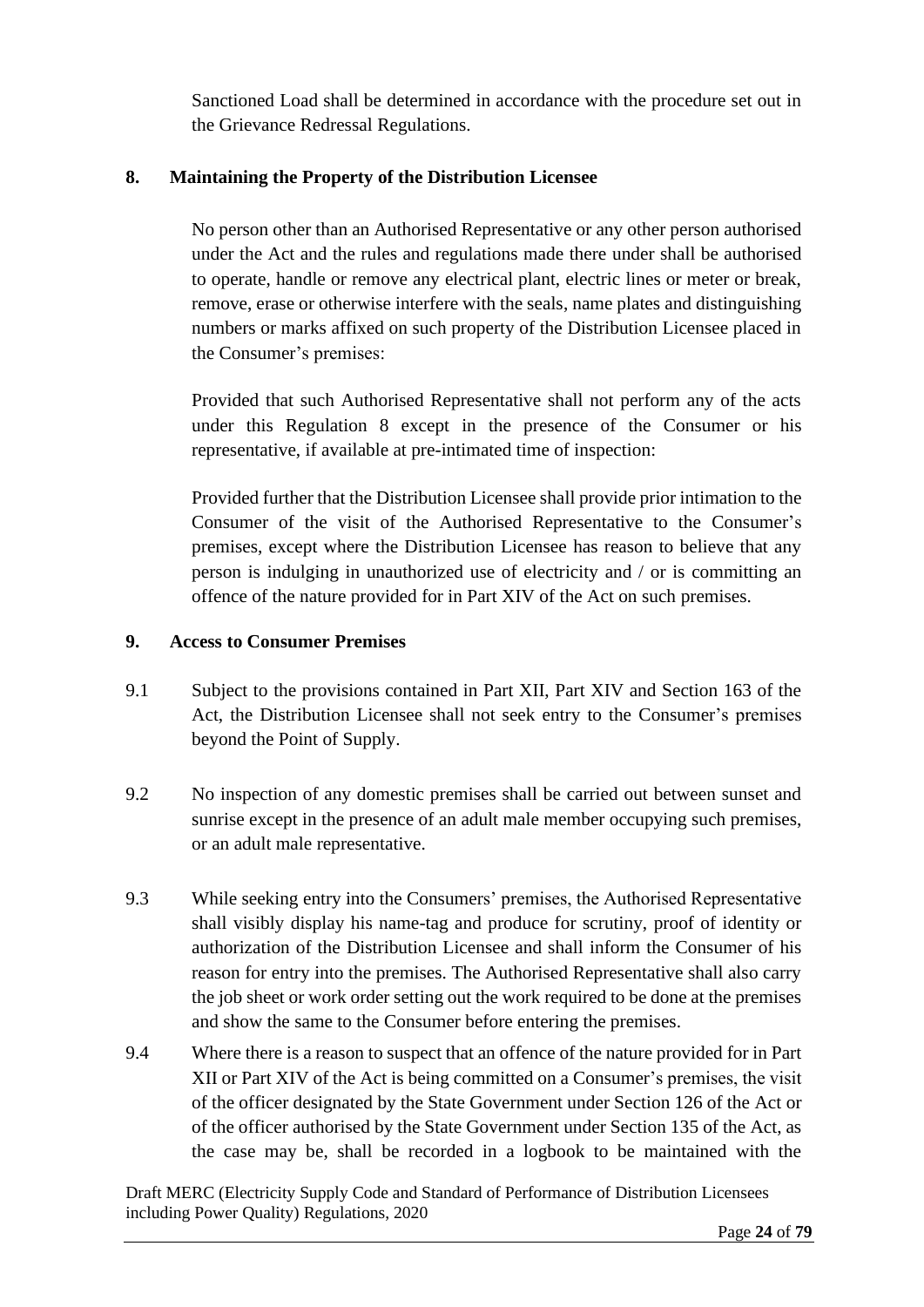Sanctioned Load shall be determined in accordance with the procedure set out in the Grievance Redressal Regulations.

## 8. Maintaining the Property of the Distribution Licensee

No person other than an Authorised Representative or any other person authorised under the Act and the rules and regulations made there under shall be authorised to operate, handle or remove any electrical plant, electric lines or meter or break, remove, erase or otherwise interfere with the seals, name plates and distinguishing numbers or marks affixed on such property of the Distribution Licensee placed in the Consumer's premises:

Provided that such Authorised Representative shall not perform any of the acts under this Regulation 8 except in the presence of the Consumer or his representative, if available at pre-intimated time of inspection:

Provided further that the Distribution Licensee shall provide prior intimation to the Consumer of the visit of the Authorised Representative to the Consumer's premises, except where the Distribution Licensee has reason to believe that any person is indulging in unauthorized use of electricity and / or is committing an offence of the nature provided for in Part XIV of the Act on such premises.

## 9. Access to Consumer Premises

9.1 Subject to the provisions contained in Part XII, Part XIV and Section 163 of the Act, the Distribution Licensee shall not seek entry to the Consumer's premises beyond the Point of Supply.

9.2 No inspection of any domestic premises shall be carried out between sunset and sunrise except in the presence of an adult male member occupying such premises, or an adult male representative.

9.3 While seeking entry into the Consumers' premises, the Authorised Representative shall visibly display his name-tag and produce for scrutiny, proof of identity or authorization of the Distribution Licensee and shall inform the Consumer of his reason for entry into the premises. The Authorised Representative shall also carry the job sheet or work order setting out the work required to be done at the premises and show the same to the Consumer before entering the premises.

9.4 Where there is a reason to suspect that an offence of the nature provided for in Part XII or Part XIV of the Act is being committed on a Consumer's premises, the visit of the officer designated by the State Government under Section 126 of the Act or of the officer authorised by the State Government under Section 135 of the Act, as the case may be, shall be recorded in a logbook to be maintained with the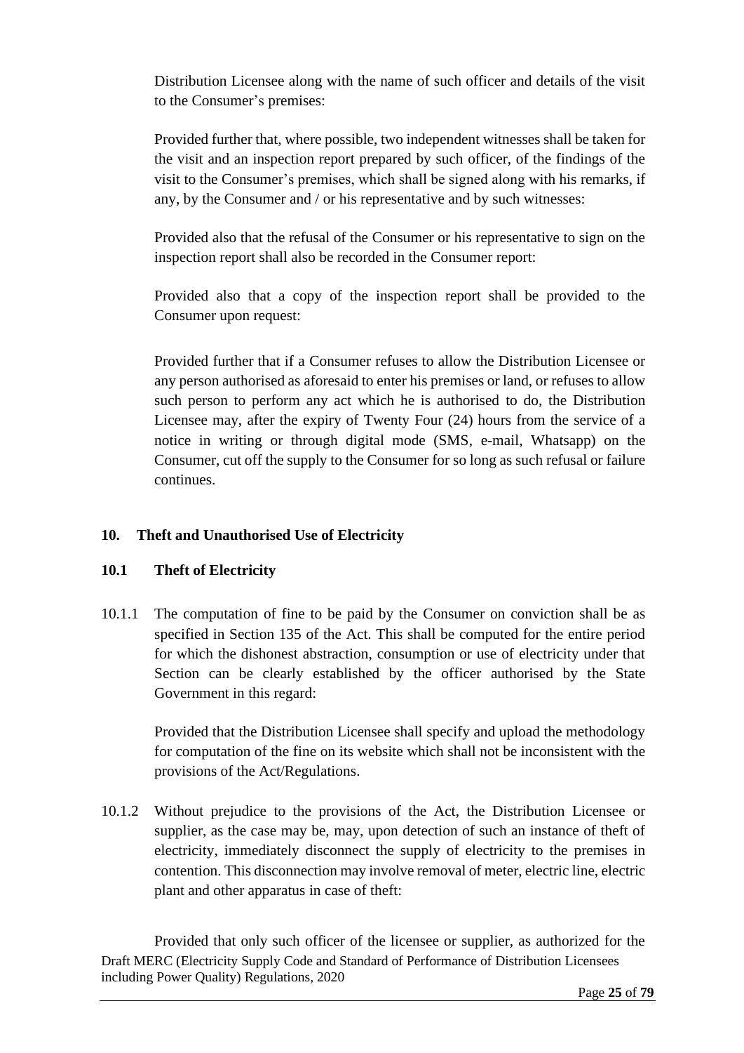Distribution Licensee along with the name of such officer and details of the visit to the Consumer's premises:

Provided further that, where possible, two independent witnesses shall be taken for the visit and an inspection report prepared by such officer, of the findings of the visit to the Consumer's premises, which shall be signed along with his remarks, if any, by the Consumer and / or his representative and by such witnesses:

Provided also that the refusal of the Consumer or his representative to sign on the inspection report shall also be recorded in the Consumer report:

Provided also that a copy of the inspection report shall be provided to the Consumer upon request:

Provided further that if a Consumer refuses to allow the Distribution Licensee or any person authorised as aforesaid to enter his premises or land, or refuses to allow such person to perform any act which he is authorised to do, the Distribution Licensee may, after the expiry of Twenty Four (24) hours from the service of a notice in writing or through digital mode (SMS, e-mail, Whatsapp) on the Consumer, cut off the supply to the Consumer for so long as such refusal or failure continues.

## 10. Theft and Unauthorised Use of Electricity

### 10.1 Theft of Electricity

10.1.1 The computation of fine to be paid by the Consumer on conviction shall be as specified in Section 135 of the Act. This shall be computed for the entire period for which the dishonest abstraction, consumption or use of electricity under that Section can be clearly established by the officer authorised by the State Government in this regard:

Provided that the Distribution Licensee shall specify and upload the methodology for computation of the fine on its website which shall not be inconsistent with the provisions of the Act/Regulations.

10.1.2 Without prejudice to the provisions of the Act, the Distribution Licensee or supplier, as the case may be, may, upon detection of such an instance of theft of electricity, immediately disconnect the supply of electricity to the premises in contention. This disconnection may involve removal of meter, electric line, electric plant and other apparatus in case of theft:

Provided that only such officer of the licensee or supplier, as authorized for the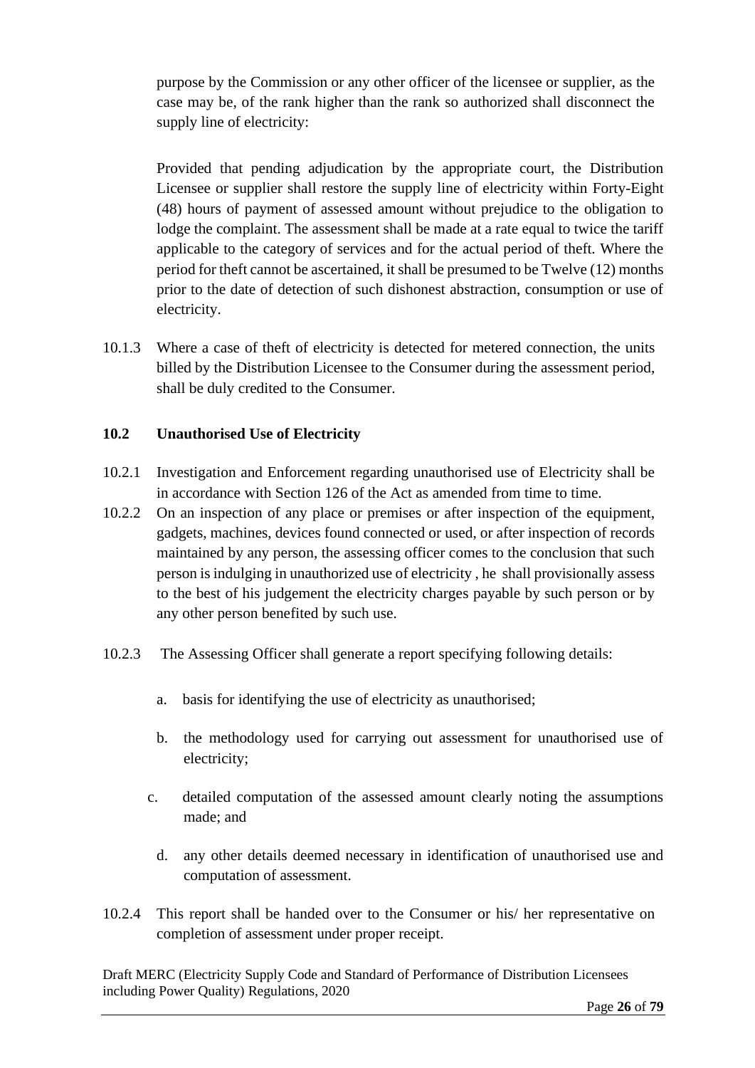purpose by the Commission or any other officer of the licensee or supplier, as the case may be, of the rank higher than the rank so authorized shall disconnect the supply line of electricity:

Provided that pending adjudication by the appropriate court, the Distribution Licensee or supplier shall restore the supply line of electricity within Forty-Eight (48) hours of payment of assessed amount without prejudice to the obligation to lodge the complaint. The assessment shall be made at a rate equal to twice the tariff applicable to the category of services and for the actual period of theft. Where the period for theft cannot be ascertained, it shall be presumed to be Twelve (12) months prior to the date of detection of such dishonest abstraction, consumption or use of electricity.

10.1.3 Where a case of theft of electricity is detected for metered connection, the units billed by the Distribution Licensee to the Consumer during the assessment period, shall be duly credited to the Consumer.

### 10.2 Unauthorised Use of Electricity

10.2.1 Investigation and Enforcement regarding unauthorised use of Electricity shall be in accordance with Section 126 of the Act as amended from time to time.

10.2.2 On an inspection of any place or premises or after inspection of the equipment, gadgets, machines, devices found connected or used, or after inspection of records maintained by any person, the assessing officer comes to the conclusion that such person is indulging in unauthorized use of electricity , he shall provisionally assess to the best of his judgement the electricity charges payable by such person or by any other person benefited by such use.

10.2.3 The Assessing Officer shall generate a report specifying following details:

a. basis for identifying the use of electricity as unauthorised;

b. the methodology used for carrying out assessment for unauthorised use of electricity;

c. detailed computation of the assessed amount clearly noting the assumptions made; and

d. any other details deemed necessary in identification of unauthorised use and computation of assessment.

10.2.4 This report shall be handed over to the Consumer or his/ her representative on completion of assessment under proper receipt.

Draft MERC (Electricity Supply Code and Standard of Performance of Distribution Licensees including Power Quality) Regulations, 2020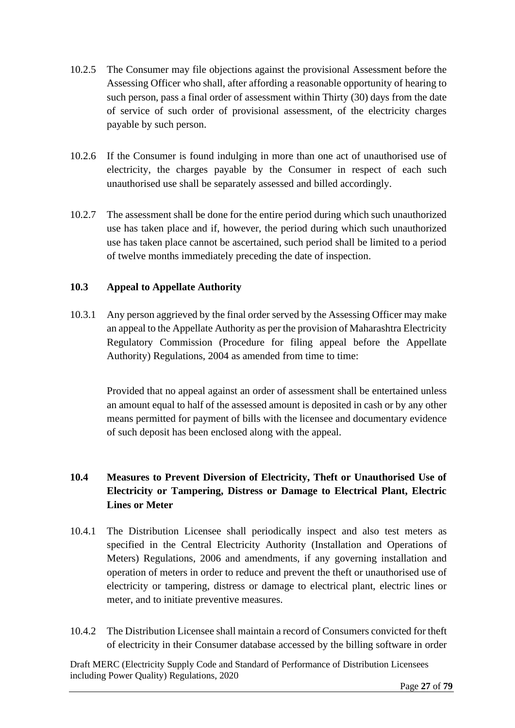10.2.5 The Consumer may file objections against the provisional Assessment before the Assessing Officer who shall, after affording a reasonable opportunity of hearing to such person, pass a final order of assessment within Thirty (30) days from the date of service of such order of provisional assessment, of the electricity charges payable by such person.

10.2.6 If the Consumer is found indulging in more than one act of unauthorised use of electricity, the charges payable by the Consumer in respect of each such unauthorised use shall be separately assessed and billed accordingly.

10.2.7 The assessment shall be done for the entire period during which such unauthorized use has taken place and if, however, the period during which such unauthorized use has taken place cannot be ascertained, such period shall be limited to a period of twelve months immediately preceding the date of inspection.

### 10.3 Appeal to Appellate Authority

10.3.1 Any person aggrieved by the final order served by the Assessing Officer may make an appeal to the Appellate Authority as per the provision of Maharashtra Electricity Regulatory Commission (Procedure for filing appeal before the Appellate Authority) Regulations, 2004 as amended from time to time:

Provided that no appeal against an order of assessment shall be entertained unless an amount equal to half of the assessed amount is deposited in cash or by any other means permitted for payment of bills with the licensee and documentary evidence of such deposit has been enclosed along with the appeal.

### 10.4 Measures to Prevent Diversion of Electricity, Theft or Unauthorised Use of Electricity or Tampering, Distress or Damage to Electrical Plant, Electric Lines or Meter

10.4.1 The Distribution Licensee shall periodically inspect and also test meters as specified in the Central Electricity Authority (Installation and Operations of Meters) Regulations, 2006 and amendments, if any governing installation and operation of meters in order to reduce and prevent the theft or unauthorised use of electricity or tampering, distress or damage to electrical plant, electric lines or meter, and to initiate preventive measures.

10.4.2 The Distribution Licensee shall maintain a record of Consumers convicted for theft of electricity in their Consumer database accessed by the billing software in order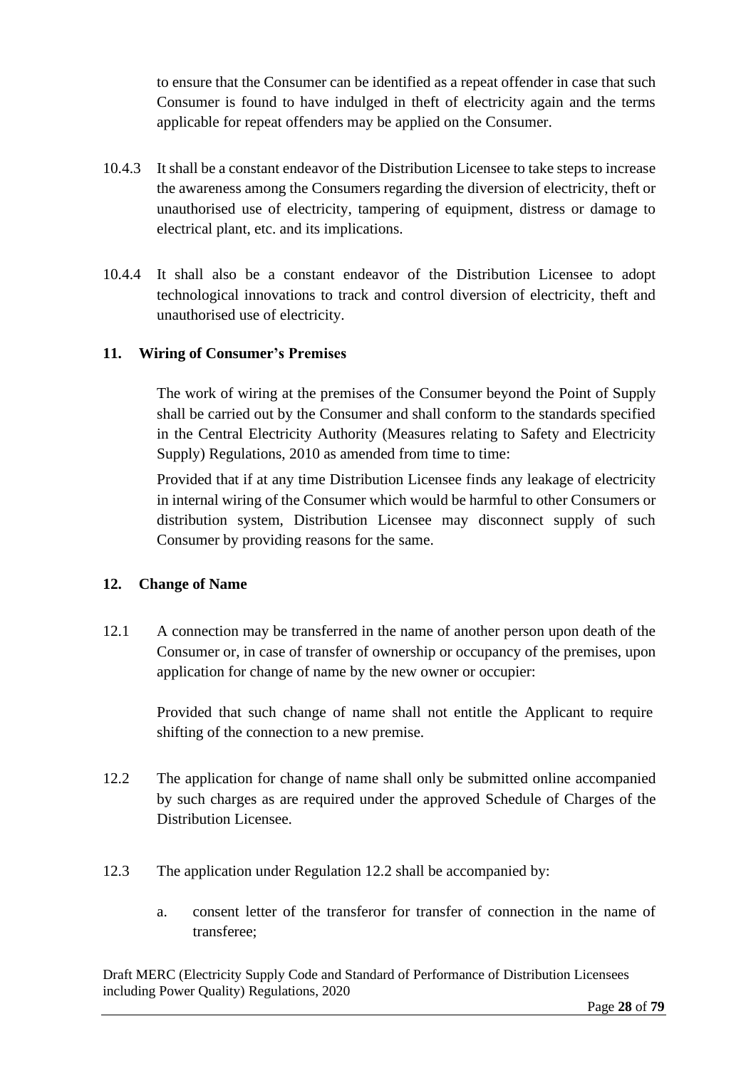to ensure that the Consumer can be identified as a repeat offender in case that such Consumer is found to have indulged in theft of electricity again and the terms applicable for repeat offenders may be applied on the Consumer.

10.4.3 It shall be a constant endeavor of the Distribution Licensee to take steps to increase the awareness among the Consumers regarding the diversion of electricity, theft or unauthorised use of electricity, tampering of equipment, distress or damage to electrical plant, etc. and its implications.

10.4.4 It shall also be a constant endeavor of the Distribution Licensee to adopt technological innovations to track and control diversion of electricity, theft and unauthorised use of electricity.

## 11. Wiring of Consumer's Premises

The work of wiring at the premises of the Consumer beyond the Point of Supply shall be carried out by the Consumer and shall conform to the standards specified in the Central Electricity Authority (Measures relating to Safety and Electricity Supply) Regulations, 2010 as amended from time to time:

Provided that if at any time Distribution Licensee finds any leakage of electricity in internal wiring of the Consumer which would be harmful to other Consumers or distribution system, Distribution Licensee may disconnect supply of such Consumer by providing reasons for the same.

## 12. Change of Name

12.1 A connection may be transferred in the name of another person upon death of the Consumer or, in case of transfer of ownership or occupancy of the premises, upon application for change of name by the new owner or occupier:

Provided that such change of name shall not entitle the Applicant to require shifting of the connection to a new premise.

12.2 The application for change of name shall only be submitted online accompanied by such charges as are required under the approved Schedule of Charges of the Distribution Licensee.

12.3 The application under Regulation 12.2 shall be accompanied by:

a. consent letter of the transferor for transfer of connection in the name of transferee;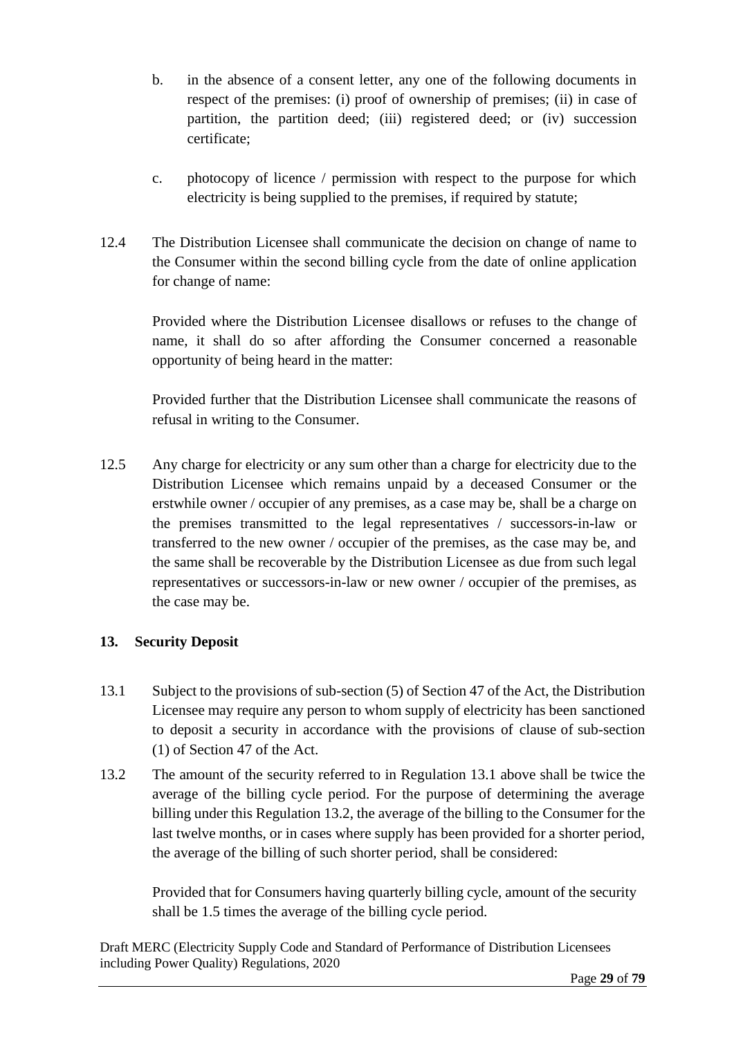b. in the absence of a consent letter, any one of the following documents in respect of the premises: (i) proof of ownership of premises; (ii) in case of partition, the partition deed; (iii) registered deed; or (iv) succession certificate;

c. photocopy of licence / permission with respect to the purpose for which electricity is being supplied to the premises, if required by statute;

12.4 The Distribution Licensee shall communicate the decision on change of name to the Consumer within the second billing cycle from the date of online application for change of name:

Provided where the Distribution Licensee disallows or refuses to the change of name, it shall do so after affording the Consumer concerned a reasonable opportunity of being heard in the matter:

Provided further that the Distribution Licensee shall communicate the reasons of refusal in writing to the Consumer.

12.5 Any charge for electricity or any sum other than a charge for electricity due to the Distribution Licensee which remains unpaid by a deceased Consumer or the erstwhile owner / occupier of any premises, as a case may be, shall be a charge on the premises transmitted to the legal representatives / successors-in-law or transferred to the new owner / occupier of the premises, as the case may be, and the same shall be recoverable by the Distribution Licensee as due from such legal representatives or successors-in-law or new owner / occupier of the premises, as the case may be.

## 13. Security Deposit

13.1 Subject to the provisions of sub-section (5) of Section 47 of the Act, the Distribution Licensee may require any person to whom supply of electricity has been sanctioned to deposit a security in accordance with the provisions of clause of sub-section (1) of Section 47 of the Act.

13.2 The amount of the security referred to in Regulation 13.1 above shall be twice the average of the billing cycle period. For the purpose of determining the average billing under this Regulation 13.2, the average of the billing to the Consumer for the last twelve months, or in cases where supply has been provided for a shorter period, the average of the billing of such shorter period, shall be considered:

Provided that for Consumers having quarterly billing cycle, amount of the security shall be 1.5 times the average of the billing cycle period.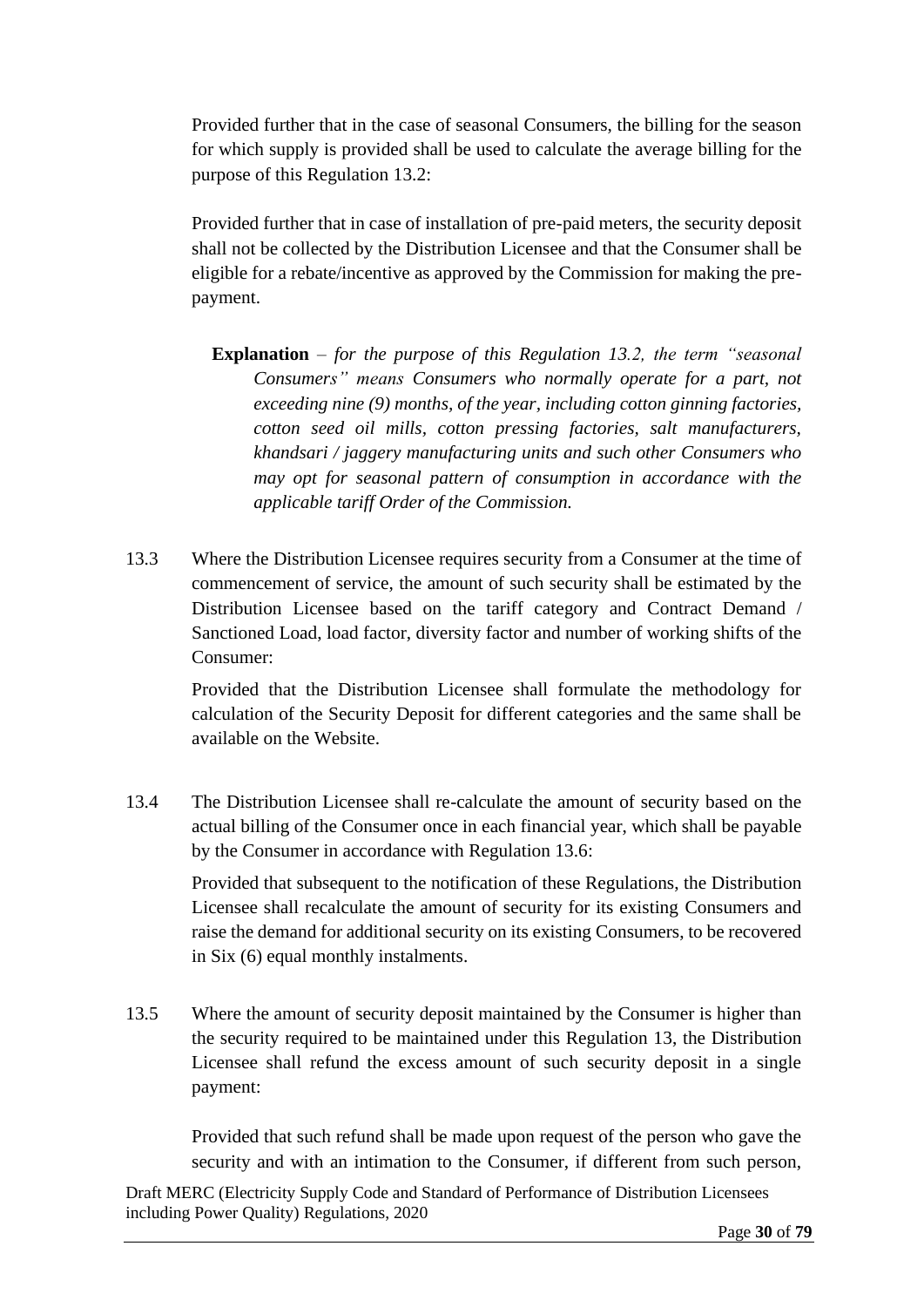Provided further that in the case of seasonal Consumers, the billing for the season for which supply is provided shall be used to calculate the average billing for the purpose of this Regulation 13.2:

Provided further that in case of installation of pre-paid meters, the security deposit shall not be collected by the Distribution Licensee and that the Consumer shall be eligible for a rebate/incentive as approved by the Commission for making the pre-payment.

**Explanation** – *for the purpose of this Regulation 13.2, the term "seasonal Consumers" means Consumers who normally operate for a part, not exceeding nine (9) months, of the year, including cotton ginning factories, cotton seed oil mills, cotton pressing factories, salt manufacturers, khandsari / jaggery manufacturing units and such other Consumers who may opt for seasonal pattern of consumption in accordance with the applicable tariff Order of the Commission.*

13.3 Where the Distribution Licensee requires security from a Consumer at the time of commencement of service, the amount of such security shall be estimated by the Distribution Licensee based on the tariff category and Contract Demand / Sanctioned Load, load factor, diversity factor and number of working shifts of the Consumer:

Provided that the Distribution Licensee shall formulate the methodology for calculation of the Security Deposit for different categories and the same shall be available on the Website.

13.4 The Distribution Licensee shall re-calculate the amount of security based on the actual billing of the Consumer once in each financial year, which shall be payable by the Consumer in accordance with Regulation 13.6:

Provided that subsequent to the notification of these Regulations, the Distribution Licensee shall recalculate the amount of security for its existing Consumers and raise the demand for additional security on its existing Consumers, to be recovered in Six (6) equal monthly instalments.

13.5 Where the amount of security deposit maintained by the Consumer is higher than the security required to be maintained under this Regulation 13, the Distribution Licensee shall refund the excess amount of such security deposit in a single payment:

Provided that such refund shall be made upon request of the person who gave the security and with an intimation to the Consumer, if different from such person,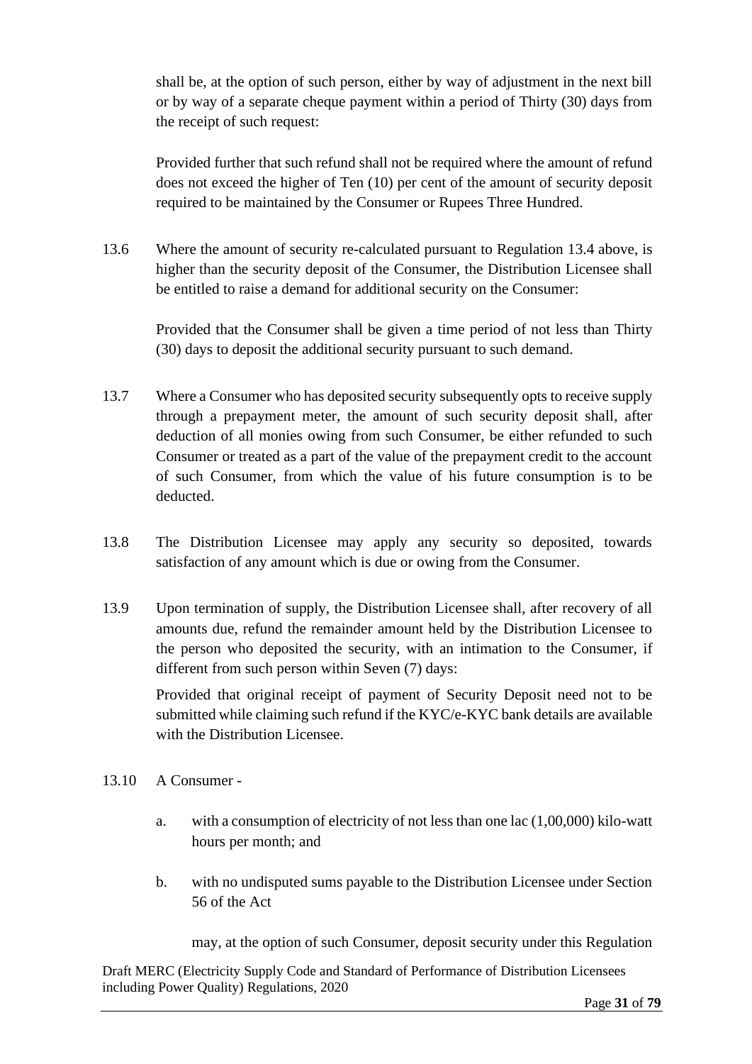shall be, at the option of such person, either by way of adjustment in the next bill or by way of a separate cheque payment within a period of Thirty (30) days from the receipt of such request:

Provided further that such refund shall not be required where the amount of refund does not exceed the higher of Ten (10) per cent of the amount of security deposit required to be maintained by the Consumer or Rupees Three Hundred.

13.6 Where the amount of security re-calculated pursuant to Regulation 13.4 above, is higher than the security deposit of the Consumer, the Distribution Licensee shall be entitled to raise a demand for additional security on the Consumer:

Provided that the Consumer shall be given a time period of not less than Thirty (30) days to deposit the additional security pursuant to such demand.

13.7 Where a Consumer who has deposited security subsequently opts to receive supply through a prepayment meter, the amount of such security deposit shall, after deduction of all monies owing from such Consumer, be either refunded to such Consumer or treated as a part of the value of the prepayment credit to the account of such Consumer, from which the value of his future consumption is to be deducted.

13.8 The Distribution Licensee may apply any security so deposited, towards satisfaction of any amount which is due or owing from the Consumer.

13.9 Upon termination of supply, the Distribution Licensee shall, after recovery of all amounts due, refund the remainder amount held by the Distribution Licensee to the person who deposited the security, with an intimation to the Consumer, if different from such person within Seven (7) days:

Provided that original receipt of payment of Security Deposit need not to be submitted while claiming such refund if the KYC/e-KYC bank details are available with the Distribution Licensee.

13.10 A Consumer -

a. with a consumption of electricity of not less than one lac (1,00,000) kilo-watt hours per month; and

b. with no undisputed sums payable to the Distribution Licensee under Section 56 of the Act

may, at the option of such Consumer, deposit security under this Regulation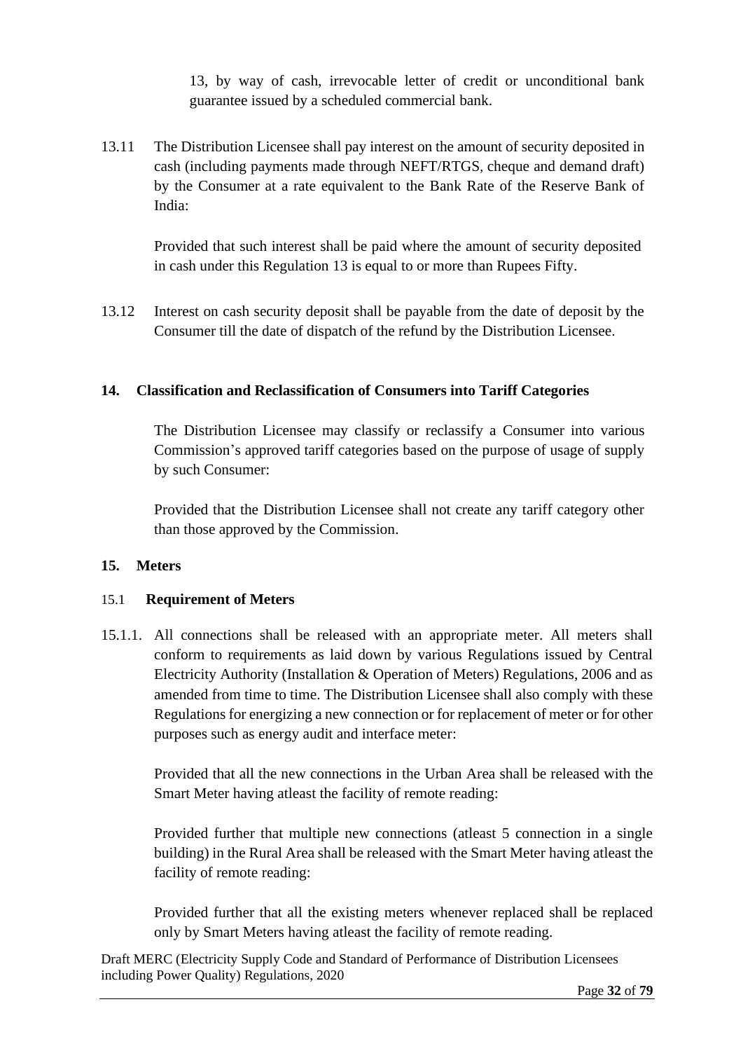13, by way of cash, irrevocable letter of credit or unconditional bank guarantee issued by a scheduled commercial bank.

13.11 The Distribution Licensee shall pay interest on the amount of security deposited in cash (including payments made through NEFT/RTGS, cheque and demand draft) by the Consumer at a rate equivalent to the Bank Rate of the Reserve Bank of India:

Provided that such interest shall be paid where the amount of security deposited in cash under this Regulation 13 is equal to or more than Rupees Fifty.

13.12 Interest on cash security deposit shall be payable from the date of deposit by the Consumer till the date of dispatch of the refund by the Distribution Licensee.

## 14. Classification and Reclassification of Consumers into Tariff Categories

The Distribution Licensee may classify or reclassify a Consumer into various Commission's approved tariff categories based on the purpose of usage of supply by such Consumer:

Provided that the Distribution Licensee shall not create any tariff category other than those approved by the Commission.

## 15. Meters

### 15.1 Requirement of Meters

15.1.1. All connections shall be released with an appropriate meter. All meters shall conform to requirements as laid down by various Regulations issued by Central Electricity Authority (Installation & Operation of Meters) Regulations, 2006 and as amended from time to time. The Distribution Licensee shall also comply with these Regulations for energizing a new connection or for replacement of meter or for other purposes such as energy audit and interface meter:

Provided that all the new connections in the Urban Area shall be released with the Smart Meter having atleast the facility of remote reading:

Provided further that multiple new connections (atleast 5 connection in a single building) in the Rural Area shall be released with the Smart Meter having atleast the facility of remote reading:

Provided further that all the existing meters whenever replaced shall be replaced only by Smart Meters having atleast the facility of remote reading.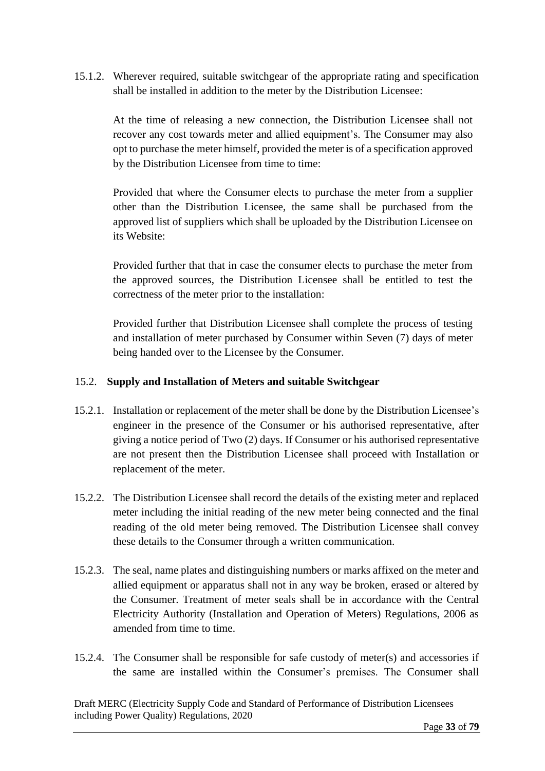15.1.2. Wherever required, suitable switchgear of the appropriate rating and specification shall be installed in addition to the meter by the Distribution Licensee:

At the time of releasing a new connection, the Distribution Licensee shall not recover any cost towards meter and allied equipment's. The Consumer may also opt to purchase the meter himself, provided the meter is of a specification approved by the Distribution Licensee from time to time:

Provided that where the Consumer elects to purchase the meter from a supplier other than the Distribution Licensee, the same shall be purchased from the approved list of suppliers which shall be uploaded by the Distribution Licensee on its Website:

Provided further that that in case the consumer elects to purchase the meter from the approved sources, the Distribution Licensee shall be entitled to test the correctness of the meter prior to the installation:

Provided further that Distribution Licensee shall complete the process of testing and installation of meter purchased by Consumer within Seven (7) days of meter being handed over to the Licensee by the Consumer.

## 15.2. Supply and Installation of Meters and suitable Switchgear

15.2.1. Installation or replacement of the meter shall be done by the Distribution Licensee's engineer in the presence of the Consumer or his authorised representative, after giving a notice period of Two (2) days. If Consumer or his authorised representative are not present then the Distribution Licensee shall proceed with Installation or replacement of the meter.

15.2.2. The Distribution Licensee shall record the details of the existing meter and replaced meter including the initial reading of the new meter being connected and the final reading of the old meter being removed. The Distribution Licensee shall convey these details to the Consumer through a written communication.

15.2.3. The seal, name plates and distinguishing numbers or marks affixed on the meter and allied equipment or apparatus shall not in any way be broken, erased or altered by the Consumer. Treatment of meter seals shall be in accordance with the Central Electricity Authority (Installation and Operation of Meters) Regulations, 2006 as amended from time to time.

15.2.4. The Consumer shall be responsible for safe custody of meter(s) and accessories if the same are installed within the Consumer's premises. The Consumer shall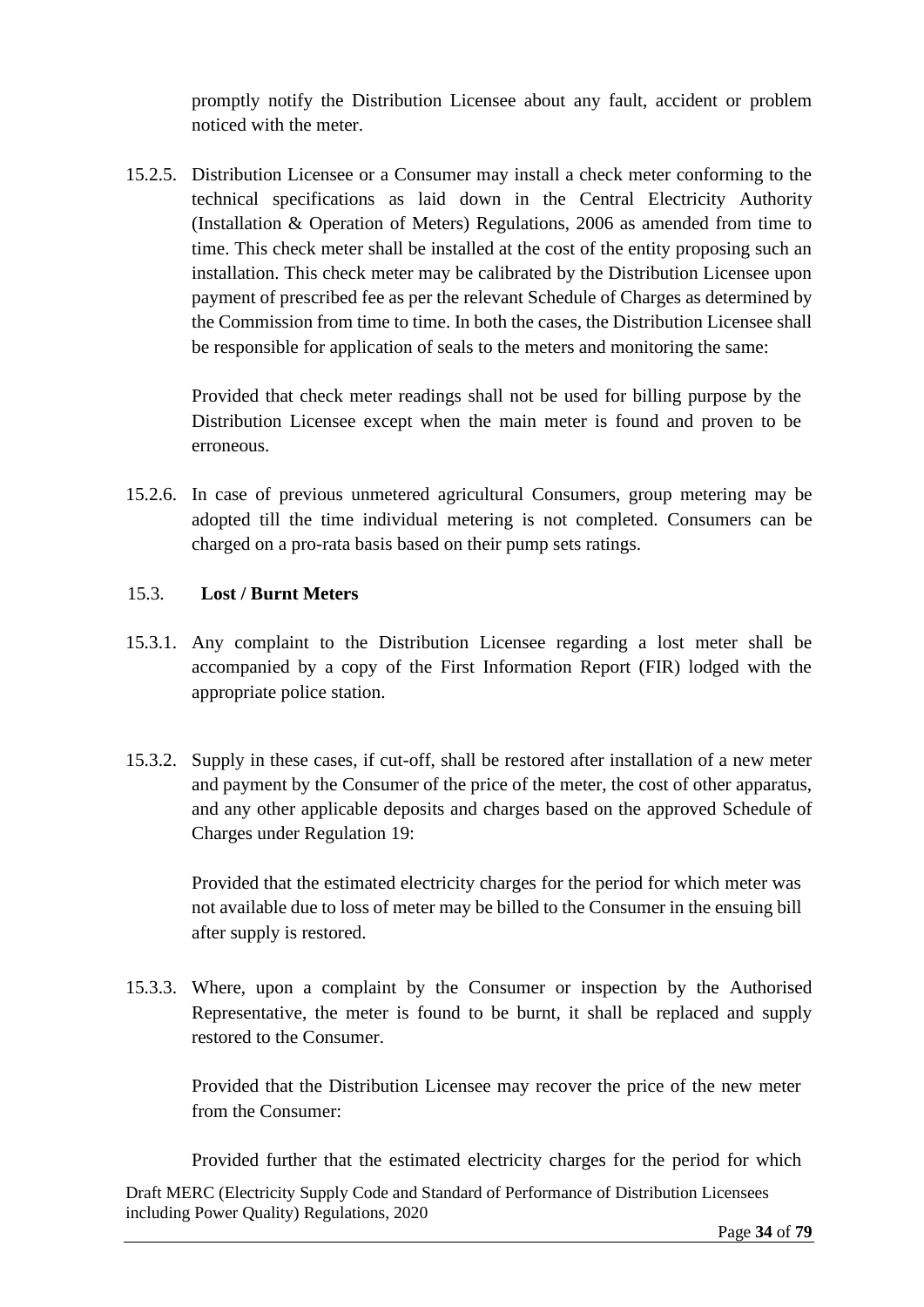promptly notify the Distribution Licensee about any fault, accident or problem noticed with the meter.

15.2.5. Distribution Licensee or a Consumer may install a check meter conforming to the technical specifications as laid down in the Central Electricity Authority (Installation & Operation of Meters) Regulations, 2006 as amended from time to time. This check meter shall be installed at the cost of the entity proposing such an installation. This check meter may be calibrated by the Distribution Licensee upon payment of prescribed fee as per the relevant Schedule of Charges as determined by the Commission from time to time. In both the cases, the Distribution Licensee shall be responsible for application of seals to the meters and monitoring the same:

Provided that check meter readings shall not be used for billing purpose by the Distribution Licensee except when the main meter is found and proven to be erroneous.

15.2.6. In case of previous unmetered agricultural Consumers, group metering may be adopted till the time individual metering is not completed. Consumers can be charged on a pro-rata basis based on their pump sets ratings.

### 15.3. Lost / Burnt Meters

15.3.1. Any complaint to the Distribution Licensee regarding a lost meter shall be accompanied by a copy of the First Information Report (FIR) lodged with the appropriate police station.

15.3.2. Supply in these cases, if cut-off, shall be restored after installation of a new meter and payment by the Consumer of the price of the meter, the cost of other apparatus, and any other applicable deposits and charges based on the approved Schedule of Charges under Regulation 19:

Provided that the estimated electricity charges for the period for which meter was not available due to loss of meter may be billed to the Consumer in the ensuing bill after supply is restored.

15.3.3. Where, upon a complaint by the Consumer or inspection by the Authorised Representative, the meter is found to be burnt, it shall be replaced and supply restored to the Consumer.

Provided that the Distribution Licensee may recover the price of the new meter from the Consumer:

Provided further that the estimated electricity charges for the period for which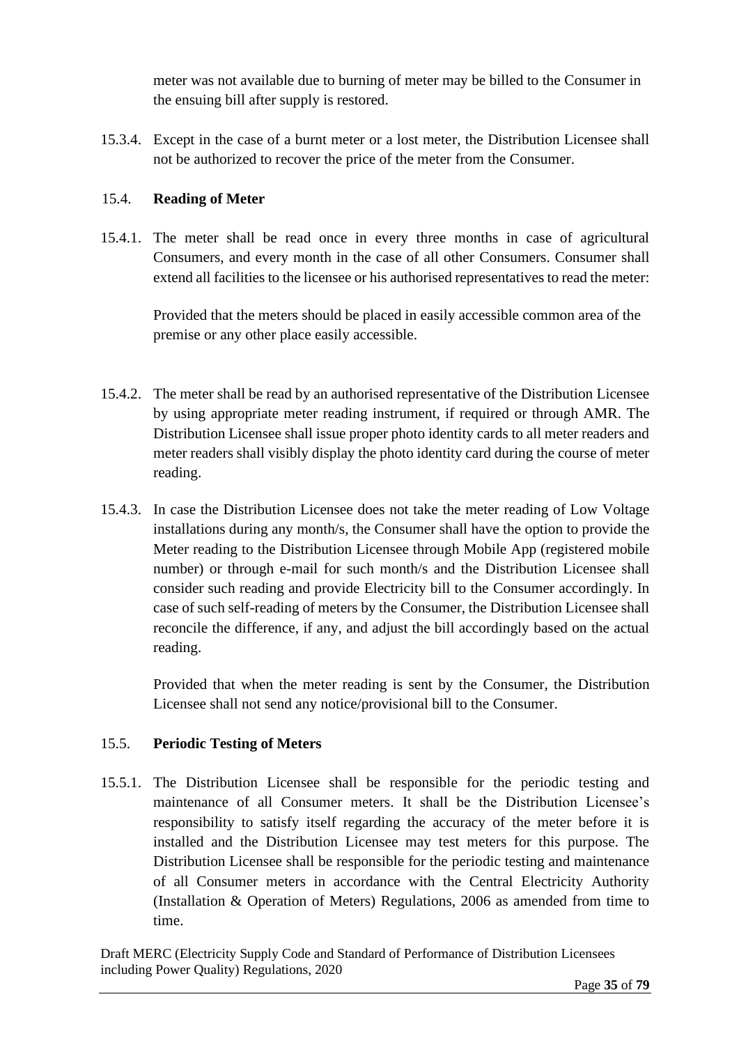meter was not available due to burning of meter may be billed to the Consumer in the ensuing bill after supply is restored.

15.3.4. Except in the case of a burnt meter or a lost meter, the Distribution Licensee shall not be authorized to recover the price of the meter from the Consumer.

### 15.4. Reading of Meter

15.4.1. The meter shall be read once in every three months in case of agricultural Consumers, and every month in the case of all other Consumers. Consumer shall extend all facilities to the licensee or his authorised representatives to read the meter:

Provided that the meters should be placed in easily accessible common area of the premise or any other place easily accessible.

15.4.2. The meter shall be read by an authorised representative of the Distribution Licensee by using appropriate meter reading instrument, if required or through AMR. The Distribution Licensee shall issue proper photo identity cards to all meter readers and meter readers shall visibly display the photo identity card during the course of meter reading.

15.4.3. In case the Distribution Licensee does not take the meter reading of Low Voltage installations during any month/s, the Consumer shall have the option to provide the Meter reading to the Distribution Licensee through Mobile App (registered mobile number) or through e-mail for such month/s and the Distribution Licensee shall consider such reading and provide Electricity bill to the Consumer accordingly. In case of such self-reading of meters by the Consumer, the Distribution Licensee shall reconcile the difference, if any, and adjust the bill accordingly based on the actual reading.

Provided that when the meter reading is sent by the Consumer, the Distribution Licensee shall not send any notice/provisional bill to the Consumer.

### 15.5. Periodic Testing of Meters

15.5.1. The Distribution Licensee shall be responsible for the periodic testing and maintenance of all Consumer meters. It shall be the Distribution Licensee's responsibility to satisfy itself regarding the accuracy of the meter before it is installed and the Distribution Licensee may test meters for this purpose. The Distribution Licensee shall be responsible for the periodic testing and maintenance of all Consumer meters in accordance with the Central Electricity Authority (Installation & Operation of Meters) Regulations, 2006 as amended from time to time.

Draft MERC (Electricity Supply Code and Standard of Performance of Distribution Licensees including Power Quality) Regulations, 2020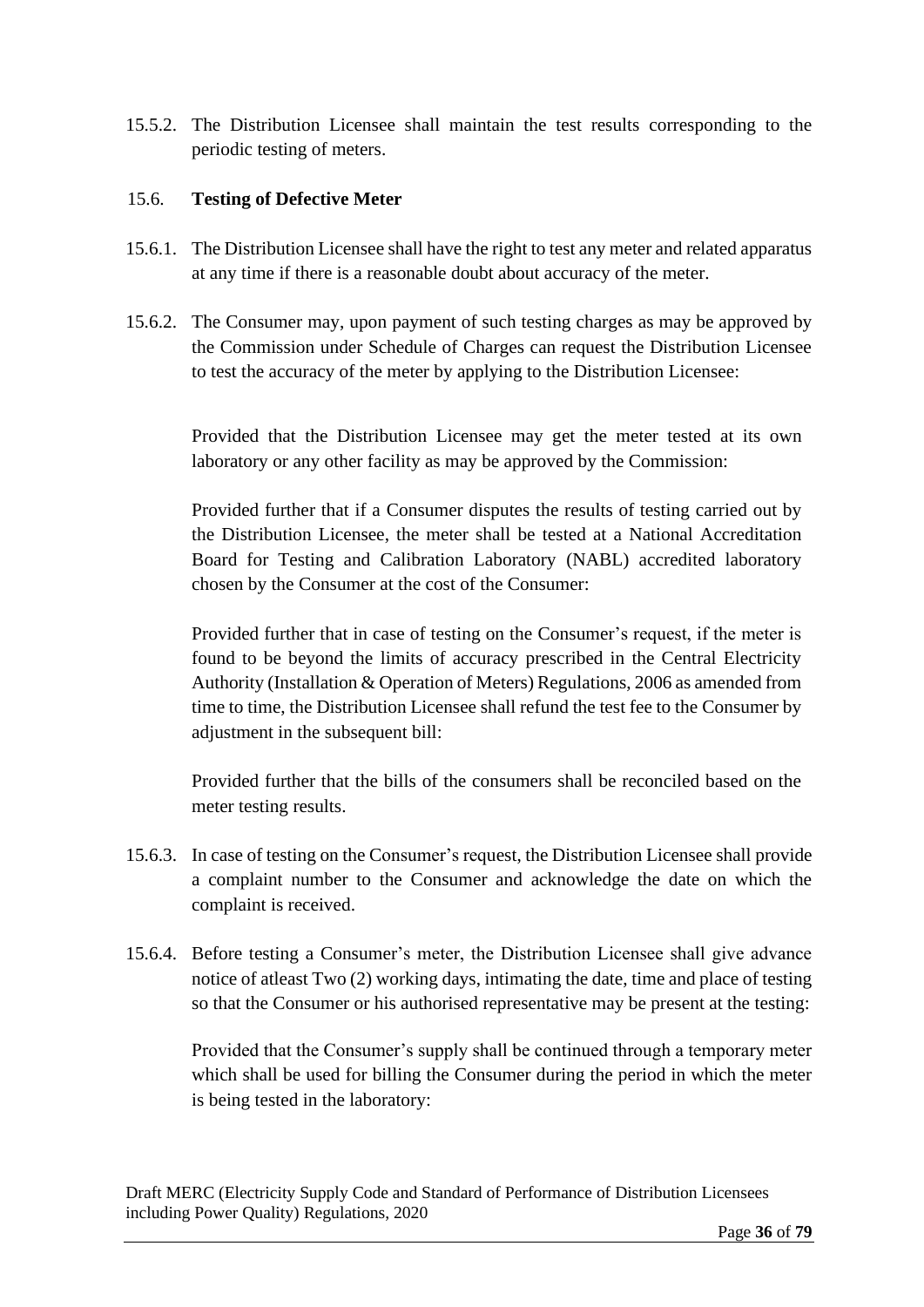15.5.2. The Distribution Licensee shall maintain the test results corresponding to the periodic testing of meters.

### 15.6. **Testing of Defective Meter**

15.6.1. The Distribution Licensee shall have the right to test any meter and related apparatus at any time if there is a reasonable doubt about accuracy of the meter.

15.6.2. The Consumer may, upon payment of such testing charges as may be approved by the Commission under Schedule of Charges can request the Distribution Licensee to test the accuracy of the meter by applying to the Distribution Licensee:

Provided that the Distribution Licensee may get the meter tested at its own laboratory or any other facility as may be approved by the Commission:

Provided further that if a Consumer disputes the results of testing carried out by the Distribution Licensee, the meter shall be tested at a National Accreditation Board for Testing and Calibration Laboratory (NABL) accredited laboratory chosen by the Consumer at the cost of the Consumer:

Provided further that in case of testing on the Consumer's request, if the meter is found to be beyond the limits of accuracy prescribed in the Central Electricity Authority (Installation & Operation of Meters) Regulations, 2006 as amended from time to time, the Distribution Licensee shall refund the test fee to the Consumer by adjustment in the subsequent bill:

Provided further that the bills of the consumers shall be reconciled based on the meter testing results.

15.6.3. In case of testing on the Consumer's request, the Distribution Licensee shall provide a complaint number to the Consumer and acknowledge the date on which the complaint is received.

15.6.4. Before testing a Consumer's meter, the Distribution Licensee shall give advance notice of atleast Two (2) working days, intimating the date, time and place of testing so that the Consumer or his authorised representative may be present at the testing:

Provided that the Consumer's supply shall be continued through a temporary meter which shall be used for billing the Consumer during the period in which the meter is being tested in the laboratory: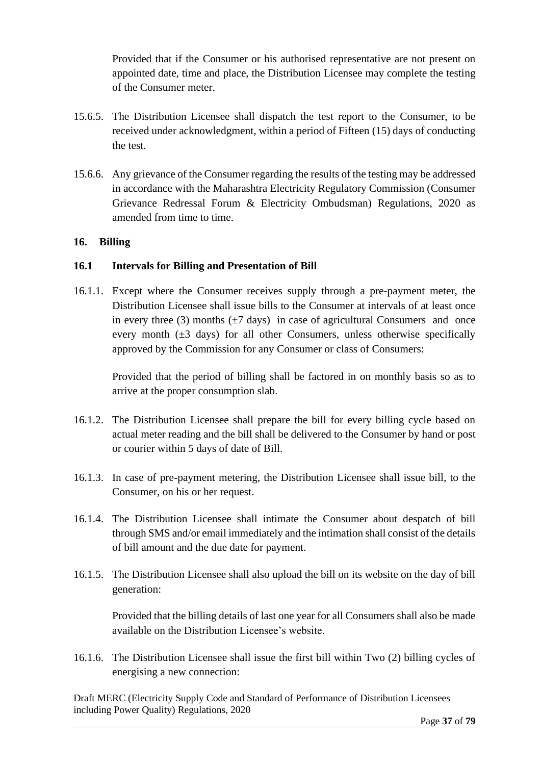Provided that if the Consumer or his authorised representative are not present on appointed date, time and place, the Distribution Licensee may complete the testing of the Consumer meter.

15.6.5. The Distribution Licensee shall dispatch the test report to the Consumer, to be received under acknowledgment, within a period of Fifteen (15) days of conducting the test.

15.6.6. Any grievance of the Consumer regarding the results of the testing may be addressed in accordance with the Maharashtra Electricity Regulatory Commission (Consumer Grievance Redressal Forum & Electricity Ombudsman) Regulations, 2020 as amended from time to time.

## 16. Billing

### 16.1 Intervals for Billing and Presentation of Bill

16.1.1. Except where the Consumer receives supply through a pre-payment meter, the Distribution Licensee shall issue bills to the Consumer at intervals of at least once in every three (3) months (±7 days) in case of agricultural Consumers and once every month (±3 days) for all other Consumers, unless otherwise specifically approved by the Commission for any Consumer or class of Consumers:

Provided that the period of billing shall be factored in on monthly basis so as to arrive at the proper consumption slab.

16.1.2. The Distribution Licensee shall prepare the bill for every billing cycle based on actual meter reading and the bill shall be delivered to the Consumer by hand or post or courier within 5 days of date of Bill.

16.1.3. In case of pre-payment metering, the Distribution Licensee shall issue bill, to the Consumer, on his or her request.

16.1.4. The Distribution Licensee shall intimate the Consumer about despatch of bill through SMS and/or email immediately and the intimation shall consist of the details of bill amount and the due date for payment.

16.1.5. The Distribution Licensee shall also upload the bill on its website on the day of bill generation:

Provided that the billing details of last one year for all Consumers shall also be made available on the Distribution Licensee's website.

16.1.6. The Distribution Licensee shall issue the first bill within Two (2) billing cycles of energising a new connection: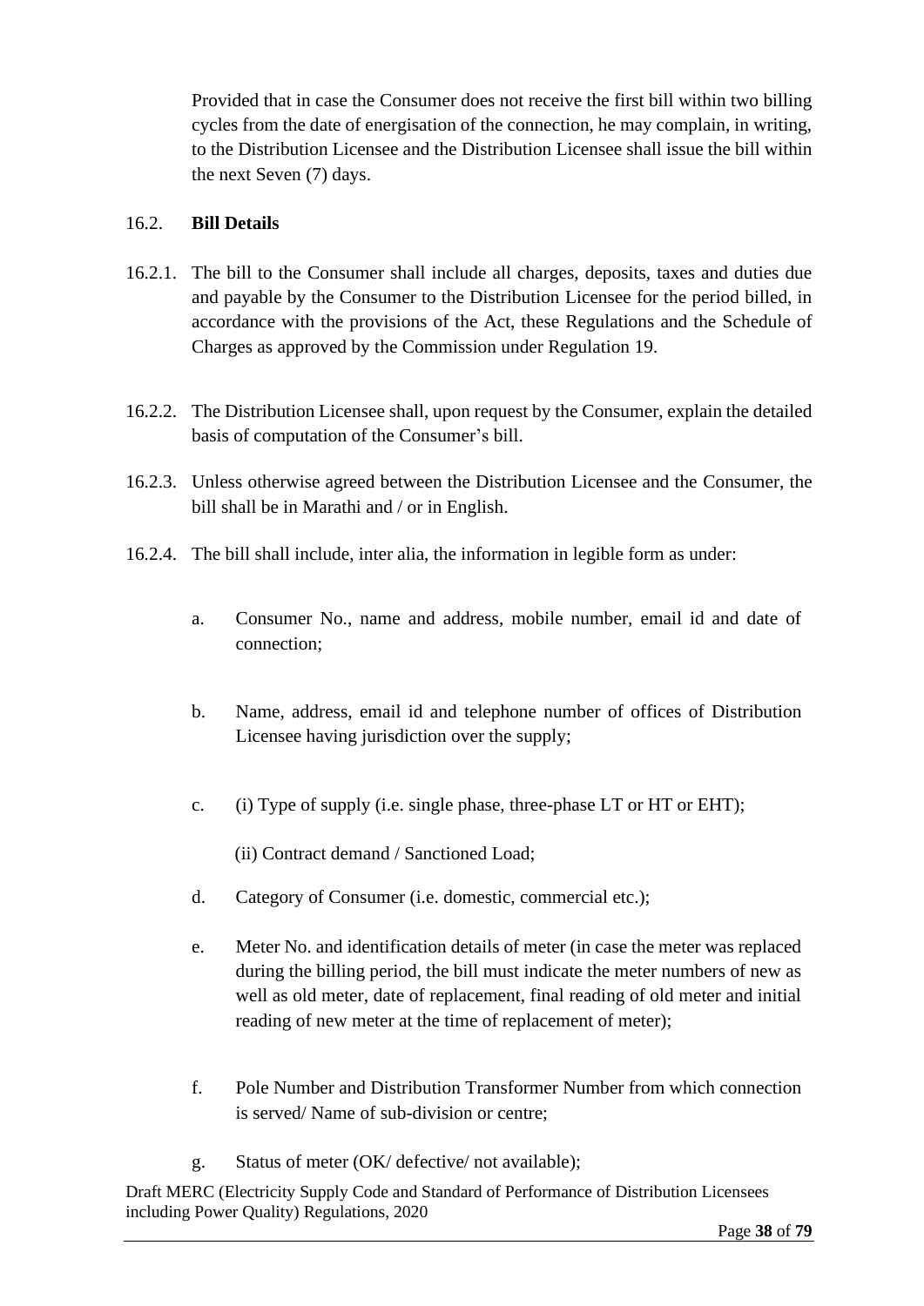Provided that in case the Consumer does not receive the first bill within two billing cycles from the date of energisation of the connection, he may complain, in writing, to the Distribution Licensee and the Distribution Licensee shall issue the bill within the next Seven (7) days.

16.2. **Bill Details**

16.2.1. The bill to the Consumer shall include all charges, deposits, taxes and duties due and payable by the Consumer to the Distribution Licensee for the period billed, in accordance with the provisions of the Act, these Regulations and the Schedule of Charges as approved by the Commission under Regulation 19.

16.2.2. The Distribution Licensee shall, upon request by the Consumer, explain the detailed basis of computation of the Consumer's bill.

16.2.3. Unless otherwise agreed between the Distribution Licensee and the Consumer, the bill shall be in Marathi and / or in English.

16.2.4. The bill shall include, inter alia, the information in legible form as under:

a. Consumer No., name and address, mobile number, email id and date of connection;

b. Name, address, email id and telephone number of offices of Distribution Licensee having jurisdiction over the supply;

c. (i) Type of supply (i.e. single phase, three-phase LT or HT or EHT);

   (ii) Contract demand / Sanctioned Load;

d. Category of Consumer (i.e. domestic, commercial etc.);

e. Meter No. and identification details of meter (in case the meter was replaced during the billing period, the bill must indicate the meter numbers of new as well as old meter, date of replacement, final reading of old meter and initial reading of new meter at the time of replacement of meter);

f. Pole Number and Distribution Transformer Number from which connection is served/ Name of sub-division or centre;

g. Status of meter (OK/ defective/ not available);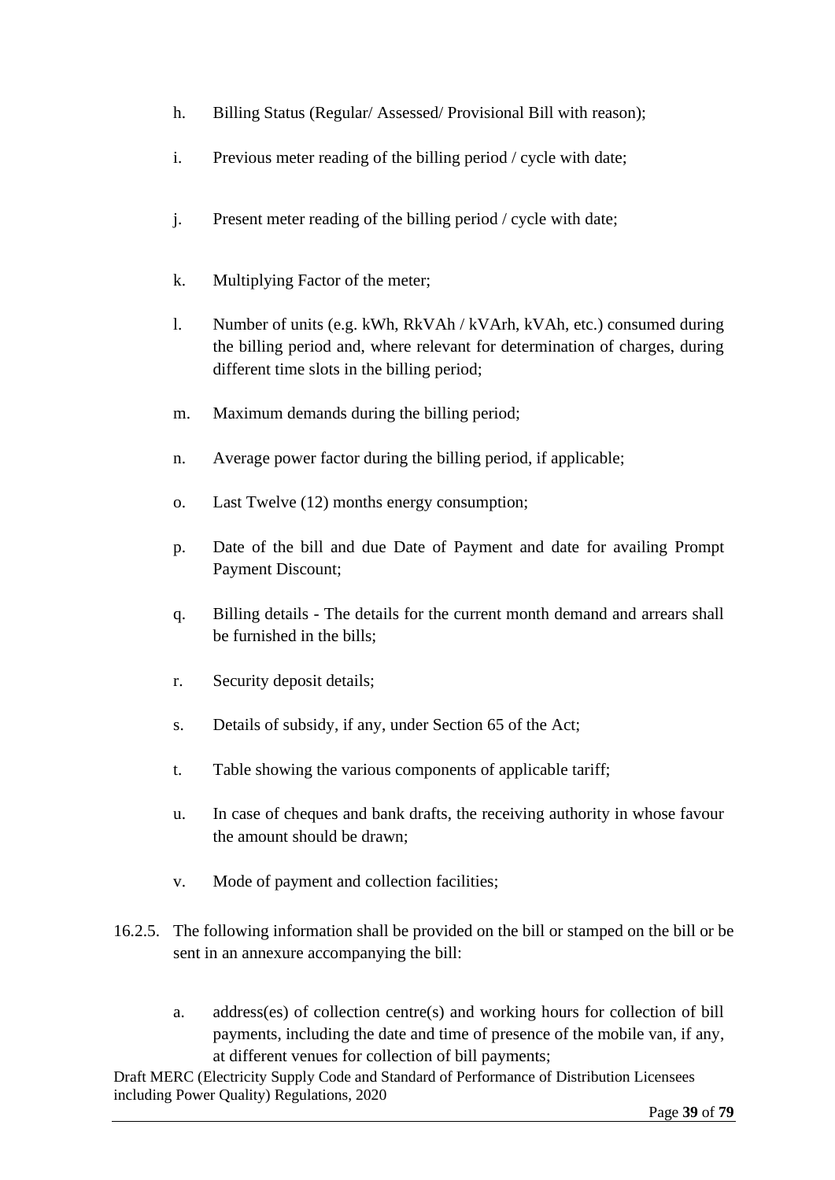h. Billing Status (Regular/ Assessed/ Provisional Bill with reason);

i. Previous meter reading of the billing period / cycle with date;

j. Present meter reading of the billing period / cycle with date;

k. Multiplying Factor of the meter;

l. Number of units (e.g. kWh, RkVAh / kVArh, kVAh, etc.) consumed during the billing period and, where relevant for determination of charges, during different time slots in the billing period;

m. Maximum demands during the billing period;

n. Average power factor during the billing period, if applicable;

o. Last Twelve (12) months energy consumption;

p. Date of the bill and due Date of Payment and date for availing Prompt Payment Discount;

q. Billing details - The details for the current month demand and arrears shall be furnished in the bills;

r. Security deposit details;

s. Details of subsidy, if any, under Section 65 of the Act;

t. Table showing the various components of applicable tariff;

u. In case of cheques and bank drafts, the receiving authority in whose favour the amount should be drawn;

v. Mode of payment and collection facilities;

16.2.5. The following information shall be provided on the bill or stamped on the bill or be sent in an annexure accompanying the bill:

a. address(es) of collection centre(s) and working hours for collection of bill payments, including the date and time of presence of the mobile van, if any, at different venues for collection of bill payments;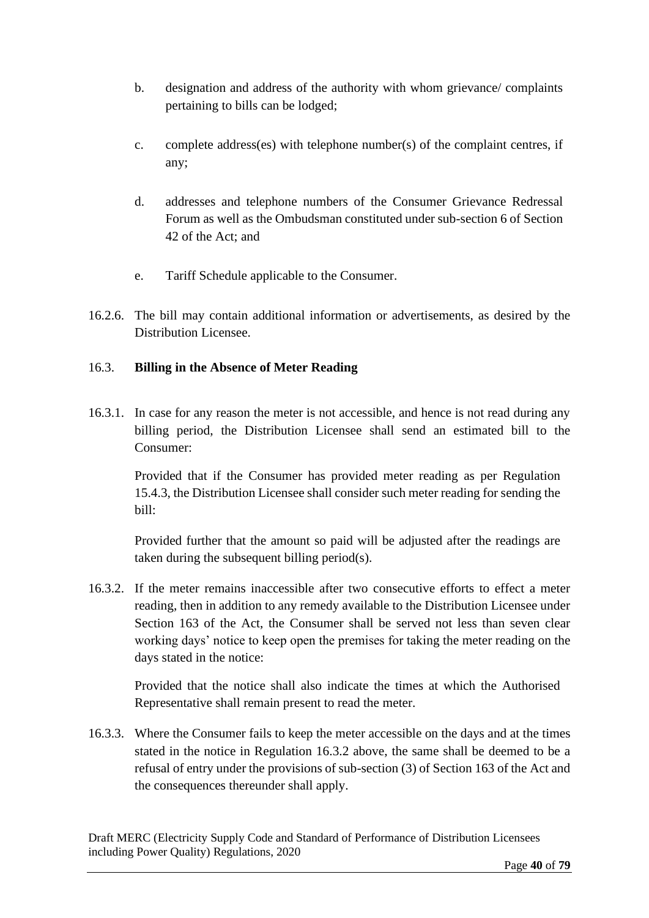b. designation and address of the authority with whom grievance/ complaints pertaining to bills can be lodged;

c. complete address(es) with telephone number(s) of the complaint centres, if any;

d. addresses and telephone numbers of the Consumer Grievance Redressal Forum as well as the Ombudsman constituted under sub-section 6 of Section 42 of the Act; and

e. Tariff Schedule applicable to the Consumer.

16.2.6. The bill may contain additional information or advertisements, as desired by the Distribution Licensee.

16.3. **Billing in the Absence of Meter Reading**

16.3.1. In case for any reason the meter is not accessible, and hence is not read during any billing period, the Distribution Licensee shall send an estimated bill to the Consumer:

Provided that if the Consumer has provided meter reading as per Regulation 15.4.3, the Distribution Licensee shall consider such meter reading for sending the bill:

Provided further that the amount so paid will be adjusted after the readings are taken during the subsequent billing period(s).

16.3.2. If the meter remains inaccessible after two consecutive efforts to effect a meter reading, then in addition to any remedy available to the Distribution Licensee under Section 163 of the Act, the Consumer shall be served not less than seven clear working days' notice to keep open the premises for taking the meter reading on the days stated in the notice:

Provided that the notice shall also indicate the times at which the Authorised Representative shall remain present to read the meter.

16.3.3. Where the Consumer fails to keep the meter accessible on the days and at the times stated in the notice in Regulation 16.3.2 above, the same shall be deemed to be a refusal of entry under the provisions of sub-section (3) of Section 163 of the Act and the consequences thereunder shall apply.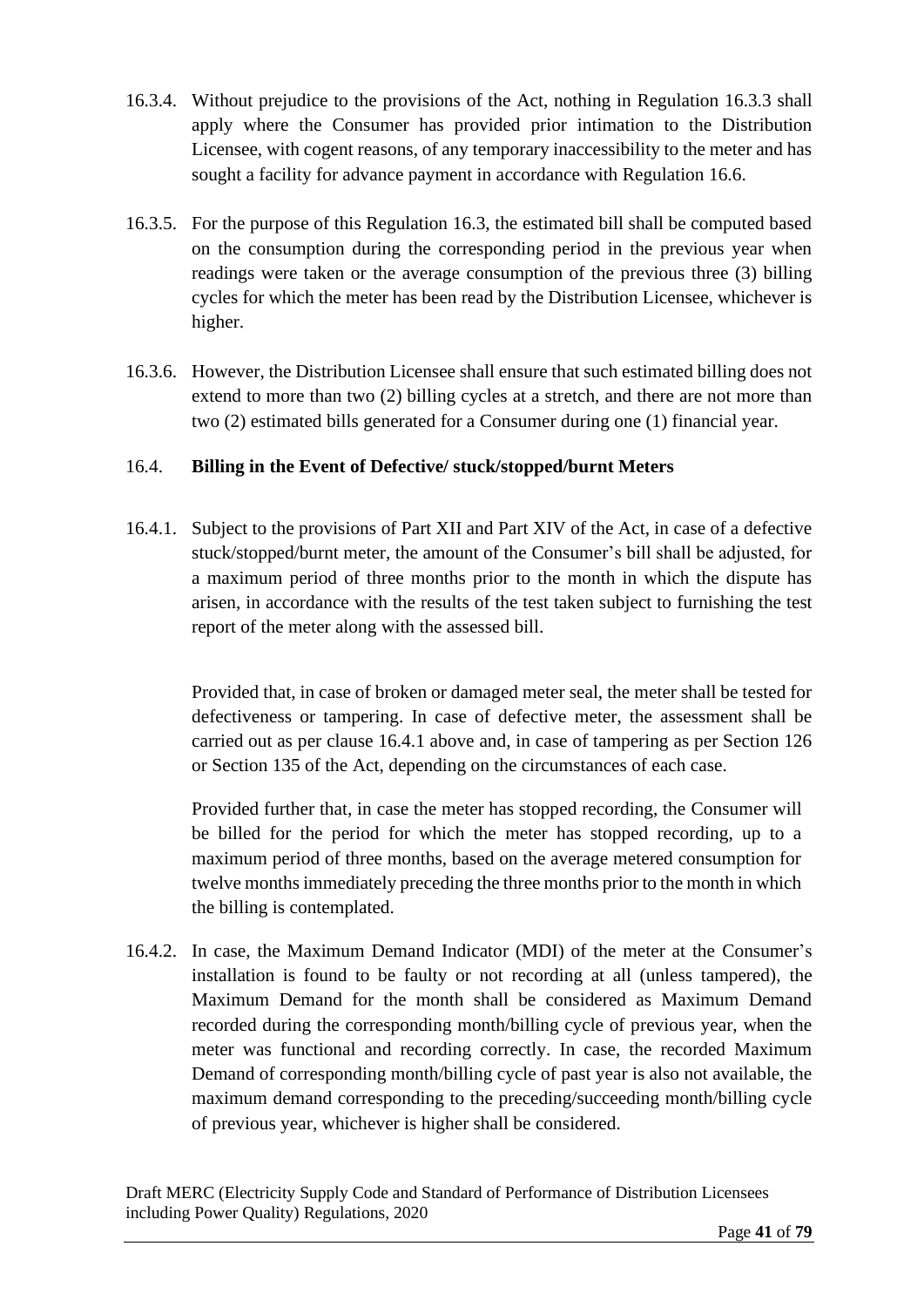16.3.4. Without prejudice to the provisions of the Act, nothing in Regulation 16.3.3 shall apply where the Consumer has provided prior intimation to the Distribution Licensee, with cogent reasons, of any temporary inaccessibility to the meter and has sought a facility for advance payment in accordance with Regulation 16.6.

16.3.5. For the purpose of this Regulation 16.3, the estimated bill shall be computed based on the consumption during the corresponding period in the previous year when readings were taken or the average consumption of the previous three (3) billing cycles for which the meter has been read by the Distribution Licensee, whichever is higher.

16.3.6. However, the Distribution Licensee shall ensure that such estimated billing does not extend to more than two (2) billing cycles at a stretch, and there are not more than two (2) estimated bills generated for a Consumer during one (1) financial year.

16.4. **Billing in the Event of Defective/ stuck/stopped/burnt Meters**

16.4.1. Subject to the provisions of Part XII and Part XIV of the Act, in case of a defective stuck/stopped/burnt meter, the amount of the Consumer's bill shall be adjusted, for a maximum period of three months prior to the month in which the dispute has arisen, in accordance with the results of the test taken subject to furnishing the test report of the meter along with the assessed bill.

Provided that, in case of broken or damaged meter seal, the meter shall be tested for defectiveness or tampering. In case of defective meter, the assessment shall be carried out as per clause 16.4.1 above and, in case of tampering as per Section 126 or Section 135 of the Act, depending on the circumstances of each case.

Provided further that, in case the meter has stopped recording, the Consumer will be billed for the period for which the meter has stopped recording, up to a maximum period of three months, based on the average metered consumption for twelve months immediately preceding the three months prior to the month in which the billing is contemplated.

16.4.2. In case, the Maximum Demand Indicator (MDI) of the meter at the Consumer's installation is found to be faulty or not recording at all (unless tampered), the Maximum Demand for the month shall be considered as Maximum Demand recorded during the corresponding month/billing cycle of previous year, when the meter was functional and recording correctly. In case, the recorded Maximum Demand of corresponding month/billing cycle of past year is also not available, the maximum demand corresponding to the preceding/succeeding month/billing cycle of previous year, whichever is higher shall be considered.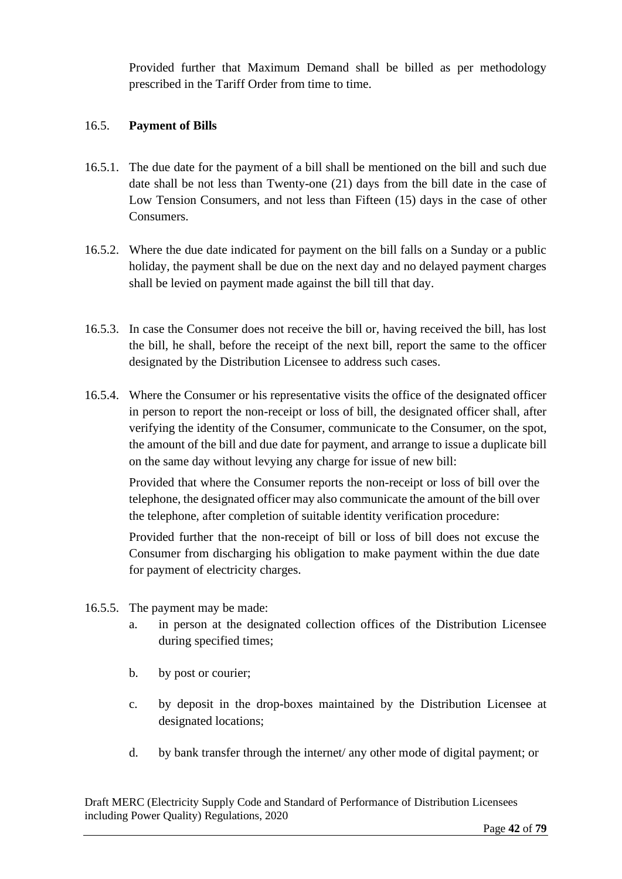Provided further that Maximum Demand shall be billed as per methodology prescribed in the Tariff Order from time to time.

16.5. **Payment of Bills**

16.5.1. The due date for the payment of a bill shall be mentioned on the bill and such due date shall be not less than Twenty-one (21) days from the bill date in the case of Low Tension Consumers, and not less than Fifteen (15) days in the case of other Consumers.

16.5.2. Where the due date indicated for payment on the bill falls on a Sunday or a public holiday, the payment shall be due on the next day and no delayed payment charges shall be levied on payment made against the bill till that day.

16.5.3. In case the Consumer does not receive the bill or, having received the bill, has lost the bill, he shall, before the receipt of the next bill, report the same to the officer designated by the Distribution Licensee to address such cases.

16.5.4. Where the Consumer or his representative visits the office of the designated officer in person to report the non-receipt or loss of bill, the designated officer shall, after verifying the identity of the Consumer, communicate to the Consumer, on the spot, the amount of the bill and due date for payment, and arrange to issue a duplicate bill on the same day without levying any charge for issue of new bill:

Provided that where the Consumer reports the non-receipt or loss of bill over the telephone, the designated officer may also communicate the amount of the bill over the telephone, after completion of suitable identity verification procedure:

Provided further that the non-receipt of bill or loss of bill does not excuse the Consumer from discharging his obligation to make payment within the due date for payment of electricity charges.

16.5.5. The payment may be made:

a. in person at the designated collection offices of the Distribution Licensee during specified times;

b. by post or courier;

c. by deposit in the drop-boxes maintained by the Distribution Licensee at designated locations;

d. by bank transfer through the internet/ any other mode of digital payment; or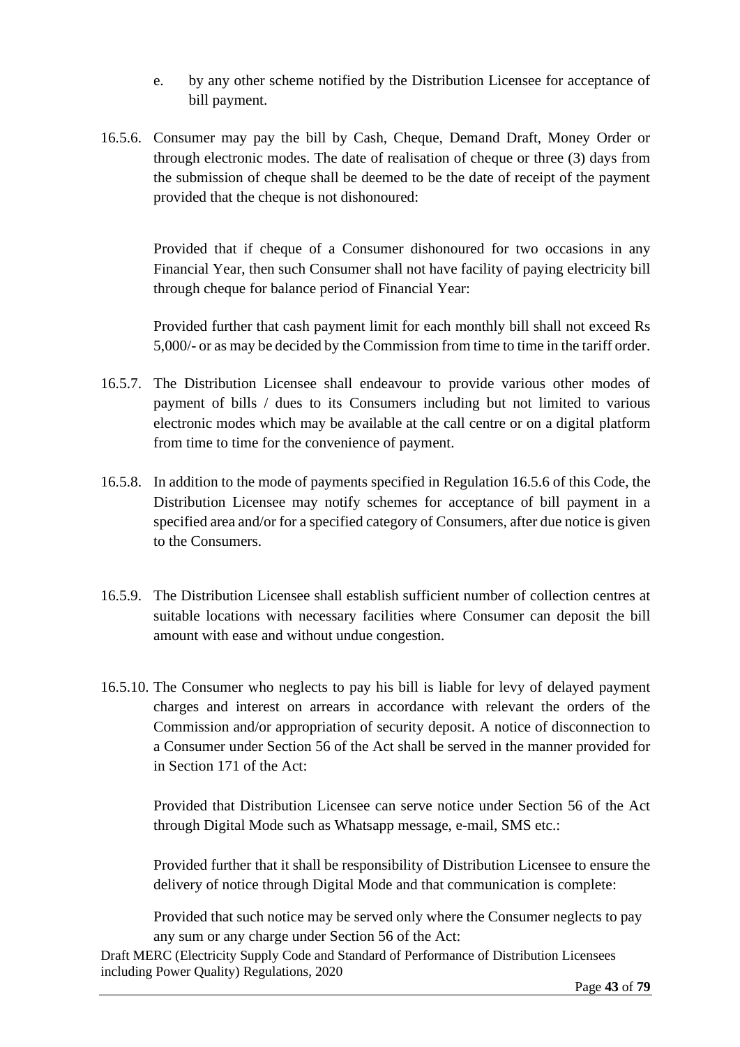e. by any other scheme notified by the Distribution Licensee for acceptance of bill payment.

16.5.6. Consumer may pay the bill by Cash, Cheque, Demand Draft, Money Order or through electronic modes. The date of realisation of cheque or three (3) days from the submission of cheque shall be deemed to be the date of receipt of the payment provided that the cheque is not dishonoured:

Provided that if cheque of a Consumer dishonoured for two occasions in any Financial Year, then such Consumer shall not have facility of paying electricity bill through cheque for balance period of Financial Year:

Provided further that cash payment limit for each monthly bill shall not exceed Rs 5,000/- or as may be decided by the Commission from time to time in the tariff order.

16.5.7. The Distribution Licensee shall endeavour to provide various other modes of payment of bills / dues to its Consumers including but not limited to various electronic modes which may be available at the call centre or on a digital platform from time to time for the convenience of payment.

16.5.8. In addition to the mode of payments specified in Regulation 16.5.6 of this Code, the Distribution Licensee may notify schemes for acceptance of bill payment in a specified area and/or for a specified category of Consumers, after due notice is given to the Consumers.

16.5.9. The Distribution Licensee shall establish sufficient number of collection centres at suitable locations with necessary facilities where Consumer can deposit the bill amount with ease and without undue congestion.

16.5.10. The Consumer who neglects to pay his bill is liable for levy of delayed payment charges and interest on arrears in accordance with relevant the orders of the Commission and/or appropriation of security deposit. A notice of disconnection to a Consumer under Section 56 of the Act shall be served in the manner provided for in Section 171 of the Act:

Provided that Distribution Licensee can serve notice under Section 56 of the Act through Digital Mode such as Whatsapp message, e-mail, SMS etc.:

Provided further that it shall be responsibility of Distribution Licensee to ensure the delivery of notice through Digital Mode and that communication is complete:

Provided that such notice may be served only where the Consumer neglects to pay any sum or any charge under Section 56 of the Act: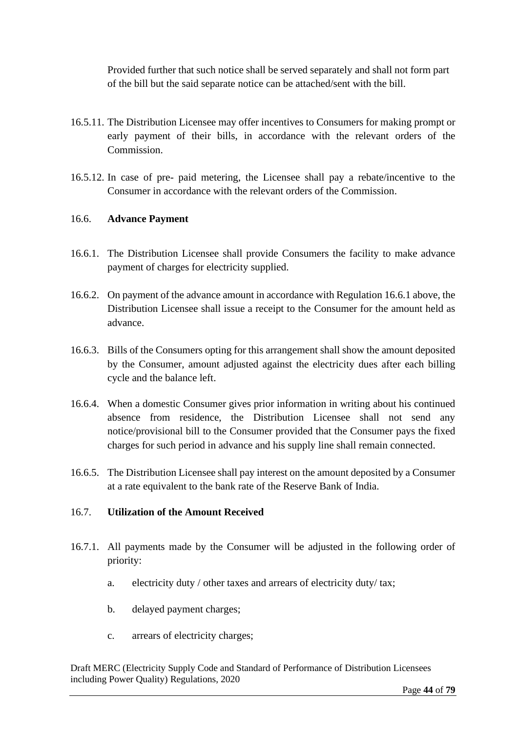Provided further that such notice shall be served separately and shall not form part of the bill but the said separate notice can be attached/sent with the bill.

16.5.11. The Distribution Licensee may offer incentives to Consumers for making prompt or early payment of their bills, in accordance with the relevant orders of the Commission.

16.5.12. In case of pre- paid metering, the Licensee shall pay a rebate/incentive to the Consumer in accordance with the relevant orders of the Commission.

### 16.6. **Advance Payment**

16.6.1. The Distribution Licensee shall provide Consumers the facility to make advance payment of charges for electricity supplied.

16.6.2. On payment of the advance amount in accordance with Regulation 16.6.1 above, the Distribution Licensee shall issue a receipt to the Consumer for the amount held as advance.

16.6.3. Bills of the Consumers opting for this arrangement shall show the amount deposited by the Consumer, amount adjusted against the electricity dues after each billing cycle and the balance left.

16.6.4. When a domestic Consumer gives prior information in writing about his continued absence from residence, the Distribution Licensee shall not send any notice/provisional bill to the Consumer provided that the Consumer pays the fixed charges for such period in advance and his supply line shall remain connected.

16.6.5. The Distribution Licensee shall pay interest on the amount deposited by a Consumer at a rate equivalent to the bank rate of the Reserve Bank of India.

### 16.7. **Utilization of the Amount Received**

16.7.1. All payments made by the Consumer will be adjusted in the following order of priority:

a. electricity duty / other taxes and arrears of electricity duty/ tax;

b. delayed payment charges;

c. arrears of electricity charges;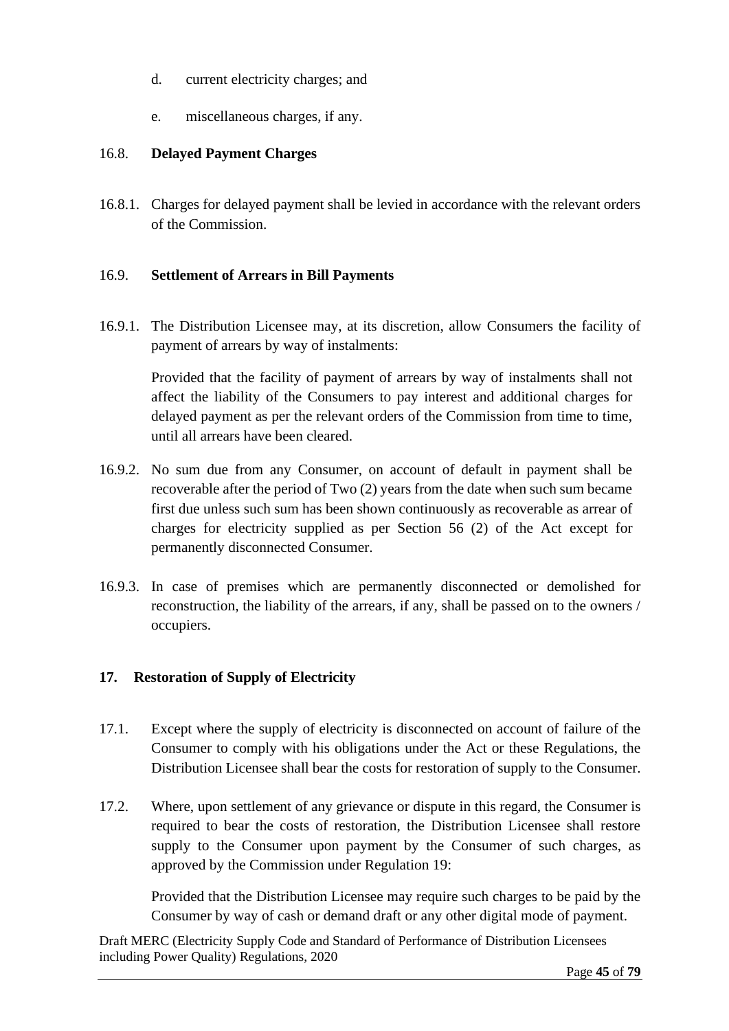d. current electricity charges; and

e. miscellaneous charges, if any.

16.8. **Delayed Payment Charges**

16.8.1. Charges for delayed payment shall be levied in accordance with the relevant orders of the Commission.

16.9. **Settlement of Arrears in Bill Payments**

16.9.1. The Distribution Licensee may, at its discretion, allow Consumers the facility of payment of arrears by way of instalments:

Provided that the facility of payment of arrears by way of instalments shall not affect the liability of the Consumers to pay interest and additional charges for delayed payment as per the relevant orders of the Commission from time to time, until all arrears have been cleared.

16.9.2. No sum due from any Consumer, on account of default in payment shall be recoverable after the period of Two (2) years from the date when such sum became first due unless such sum has been shown continuously as recoverable as arrear of charges for electricity supplied as per Section 56 (2) of the Act except for permanently disconnected Consumer.

16.9.3. In case of premises which are permanently disconnected or demolished for reconstruction, the liability of the arrears, if any, shall be passed on to the owners / occupiers.

## 17. Restoration of Supply of Electricity

17.1. Except where the supply of electricity is disconnected on account of failure of the Consumer to comply with his obligations under the Act or these Regulations, the Distribution Licensee shall bear the costs for restoration of supply to the Consumer.

17.2. Where, upon settlement of any grievance or dispute in this regard, the Consumer is required to bear the costs of restoration, the Distribution Licensee shall restore supply to the Consumer upon payment by the Consumer of such charges, as approved by the Commission under Regulation 19:

Provided that the Distribution Licensee may require such charges to be paid by the Consumer by way of cash or demand draft or any other digital mode of payment.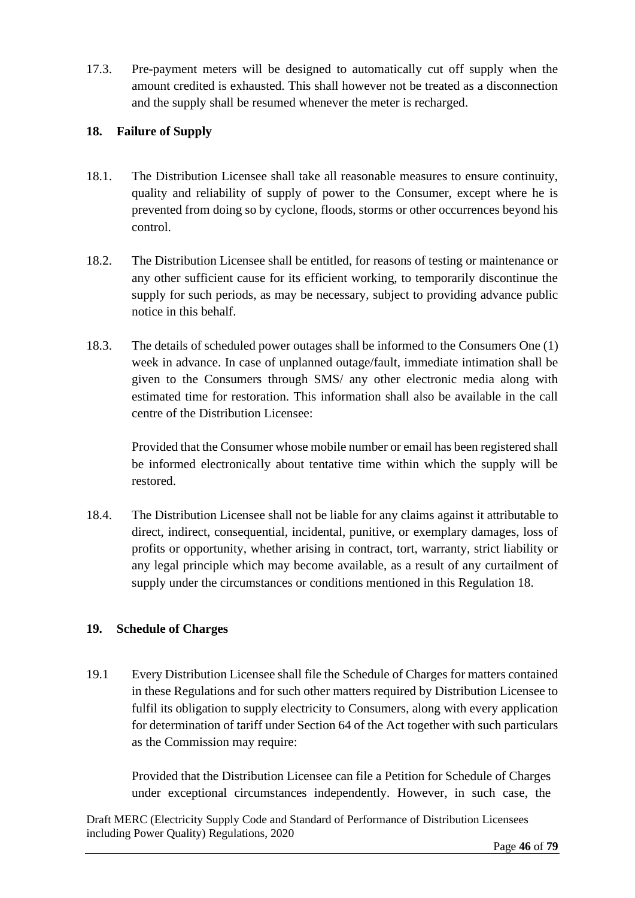17.3. Pre-payment meters will be designed to automatically cut off supply when the amount credited is exhausted. This shall however not be treated as a disconnection and the supply shall be resumed whenever the meter is recharged.

## 18. Failure of Supply

18.1. The Distribution Licensee shall take all reasonable measures to ensure continuity, quality and reliability of supply of power to the Consumer, except where he is prevented from doing so by cyclone, floods, storms or other occurrences beyond his control.

18.2. The Distribution Licensee shall be entitled, for reasons of testing or maintenance or any other sufficient cause for its efficient working, to temporarily discontinue the supply for such periods, as may be necessary, subject to providing advance public notice in this behalf.

18.3. The details of scheduled power outages shall be informed to the Consumers One (1) week in advance. In case of unplanned outage/fault, immediate intimation shall be given to the Consumers through SMS/ any other electronic media along with estimated time for restoration. This information shall also be available in the call centre of the Distribution Licensee:

Provided that the Consumer whose mobile number or email has been registered shall be informed electronically about tentative time within which the supply will be restored.

18.4. The Distribution Licensee shall not be liable for any claims against it attributable to direct, indirect, consequential, incidental, punitive, or exemplary damages, loss of profits or opportunity, whether arising in contract, tort, warranty, strict liability or any legal principle which may become available, as a result of any curtailment of supply under the circumstances or conditions mentioned in this Regulation 18.

## 19. Schedule of Charges

19.1 Every Distribution Licensee shall file the Schedule of Charges for matters contained in these Regulations and for such other matters required by Distribution Licensee to fulfil its obligation to supply electricity to Consumers, along with every application for determination of tariff under Section 64 of the Act together with such particulars as the Commission may require:

Provided that the Distribution Licensee can file a Petition for Schedule of Charges under exceptional circumstances independently. However, in such case, the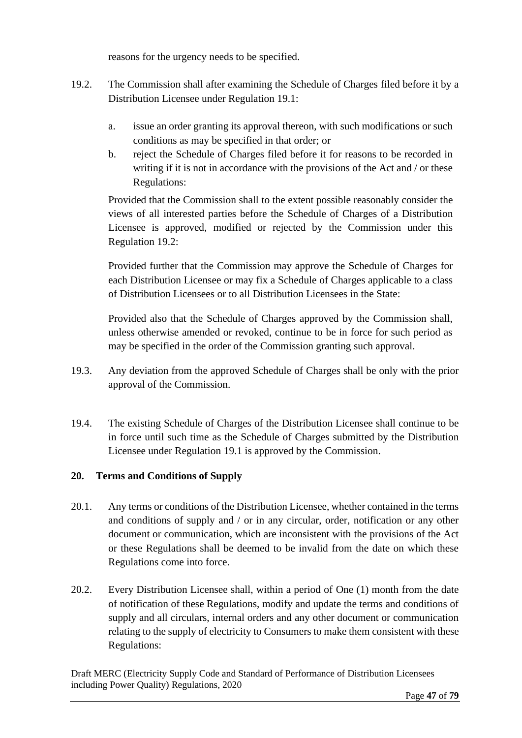reasons for the urgency needs to be specified.

19.2. The Commission shall after examining the Schedule of Charges filed before it by a Distribution Licensee under Regulation 19.1:

a. issue an order granting its approval thereon, with such modifications or such conditions as may be specified in that order; or
b. reject the Schedule of Charges filed before it for reasons to be recorded in writing if it is not in accordance with the provisions of the Act and / or these Regulations:

Provided that the Commission shall to the extent possible reasonably consider the views of all interested parties before the Schedule of Charges of a Distribution Licensee is approved, modified or rejected by the Commission under this Regulation 19.2:

Provided further that the Commission may approve the Schedule of Charges for each Distribution Licensee or may fix a Schedule of Charges applicable to a class of Distribution Licensees or to all Distribution Licensees in the State:

Provided also that the Schedule of Charges approved by the Commission shall, unless otherwise amended or revoked, continue to be in force for such period as may be specified in the order of the Commission granting such approval.

19.3. Any deviation from the approved Schedule of Charges shall be only with the prior approval of the Commission.

19.4. The existing Schedule of Charges of the Distribution Licensee shall continue to be in force until such time as the Schedule of Charges submitted by the Distribution Licensee under Regulation 19.1 is approved by the Commission.

## 20. Terms and Conditions of Supply

20.1. Any terms or conditions of the Distribution Licensee, whether contained in the terms and conditions of supply and / or in any circular, order, notification or any other document or communication, which are inconsistent with the provisions of the Act or these Regulations shall be deemed to be invalid from the date on which these Regulations come into force.

20.2. Every Distribution Licensee shall, within a period of One (1) month from the date of notification of these Regulations, modify and update the terms and conditions of supply and all circulars, internal orders and any other document or communication relating to the supply of electricity to Consumers to make them consistent with these Regulations: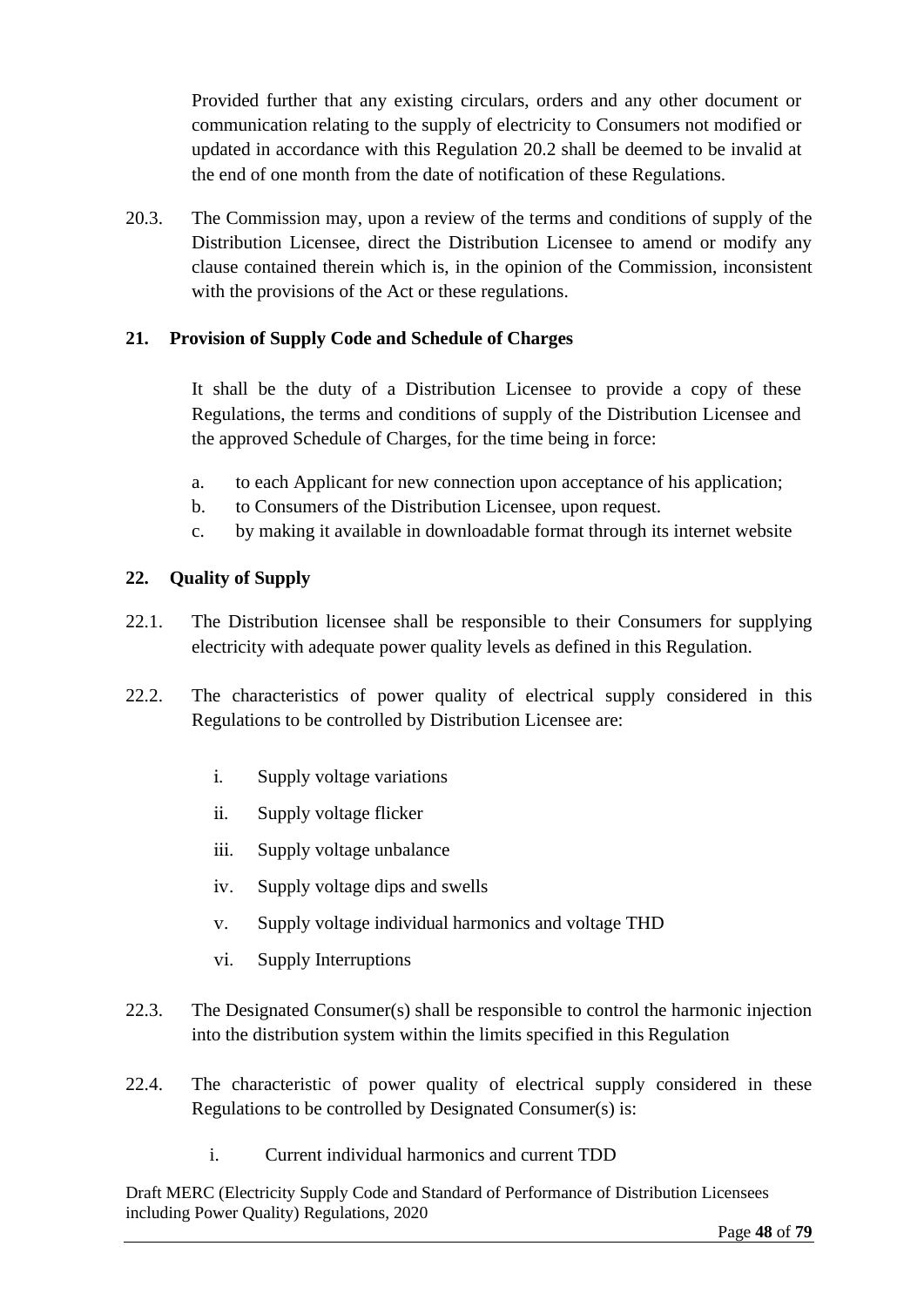Provided further that any existing circulars, orders and any other document or communication relating to the supply of electricity to Consumers not modified or updated in accordance with this Regulation 20.2 shall be deemed to be invalid at the end of one month from the date of notification of these Regulations.

20.3. The Commission may, upon a review of the terms and conditions of supply of the Distribution Licensee, direct the Distribution Licensee to amend or modify any clause contained therein which is, in the opinion of the Commission, inconsistent with the provisions of the Act or these regulations.

### 21. Provision of Supply Code and Schedule of Charges

It shall be the duty of a Distribution Licensee to provide a copy of these Regulations, the terms and conditions of supply of the Distribution Licensee and the approved Schedule of Charges, for the time being in force:

a. to each Applicant for new connection upon acceptance of his application;
b. to Consumers of the Distribution Licensee, upon request.
c. by making it available in downloadable format through its internet website

### 22. Quality of Supply

22.1. The Distribution licensee shall be responsible to their Consumers for supplying electricity with adequate power quality levels as defined in this Regulation.

22.2. The characteristics of power quality of electrical supply considered in this Regulations to be controlled by Distribution Licensee are:

i. Supply voltage variations
ii. Supply voltage flicker
iii. Supply voltage unbalance
iv. Supply voltage dips and swells
v. Supply voltage individual harmonics and voltage THD
vi. Supply Interruptions

22.3. The Designated Consumer(s) shall be responsible to control the harmonic injection into the distribution system within the limits specified in this Regulation

22.4. The characteristic of power quality of electrical supply considered in these Regulations to be controlled by Designated Consumer(s) is:

i. Current individual harmonics and current TDD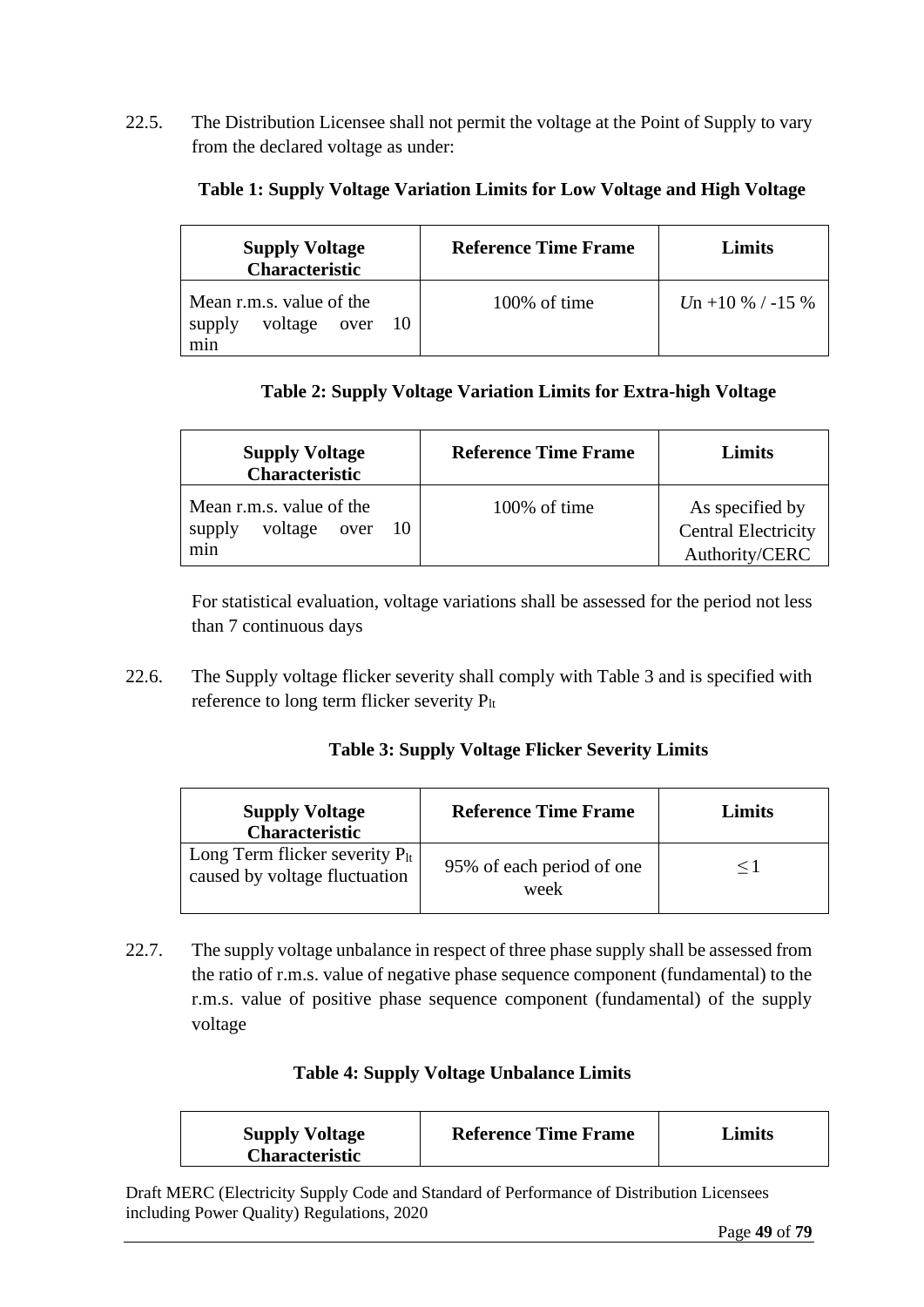22.5. The Distribution Licensee shall not permit the voltage at the Point of Supply to vary from the declared voltage as under:

**Table 1: Supply Voltage Variation Limits for Low Voltage and High Voltage**

| Supply Voltage Characteristic | Reference Time Frame | Limits |
|---|---|---|
| Mean r.m.s. value of the supply voltage over 10 min | 100% of time | $U$n +10 % / -15 % |

**Table 2: Supply Voltage Variation Limits for Extra-high Voltage**

| Supply Voltage Characteristic | Reference Time Frame | Limits |
|---|---|---|
| Mean r.m.s. value of the supply voltage over 10 min | 100% of time | As specified by Central Electricity Authority/CERC |

For statistical evaluation, voltage variations shall be assessed for the period not less than 7 continuous days

22.6. The Supply voltage flicker severity shall comply with Table 3 and is specified with reference to long term flicker severity $P_{lt}$

**Table 3: Supply Voltage Flicker Severity Limits**

| Supply Voltage Characteristic | Reference Time Frame | Limits |
|---|---|---|
| Long Term flicker severity $P_{lt}$ caused by voltage fluctuation | 95% of each period of one week | $\leq 1$ |

22.7. The supply voltage unbalance in respect of three phase supply shall be assessed from the ratio of r.m.s. value of negative phase sequence component (fundamental) to the r.m.s. value of positive phase sequence component (fundamental) of the supply voltage

**Table 4: Supply Voltage Unbalance Limits**

| Supply Voltage Characteristic | Reference Time Frame | Limits |
|---|---|---|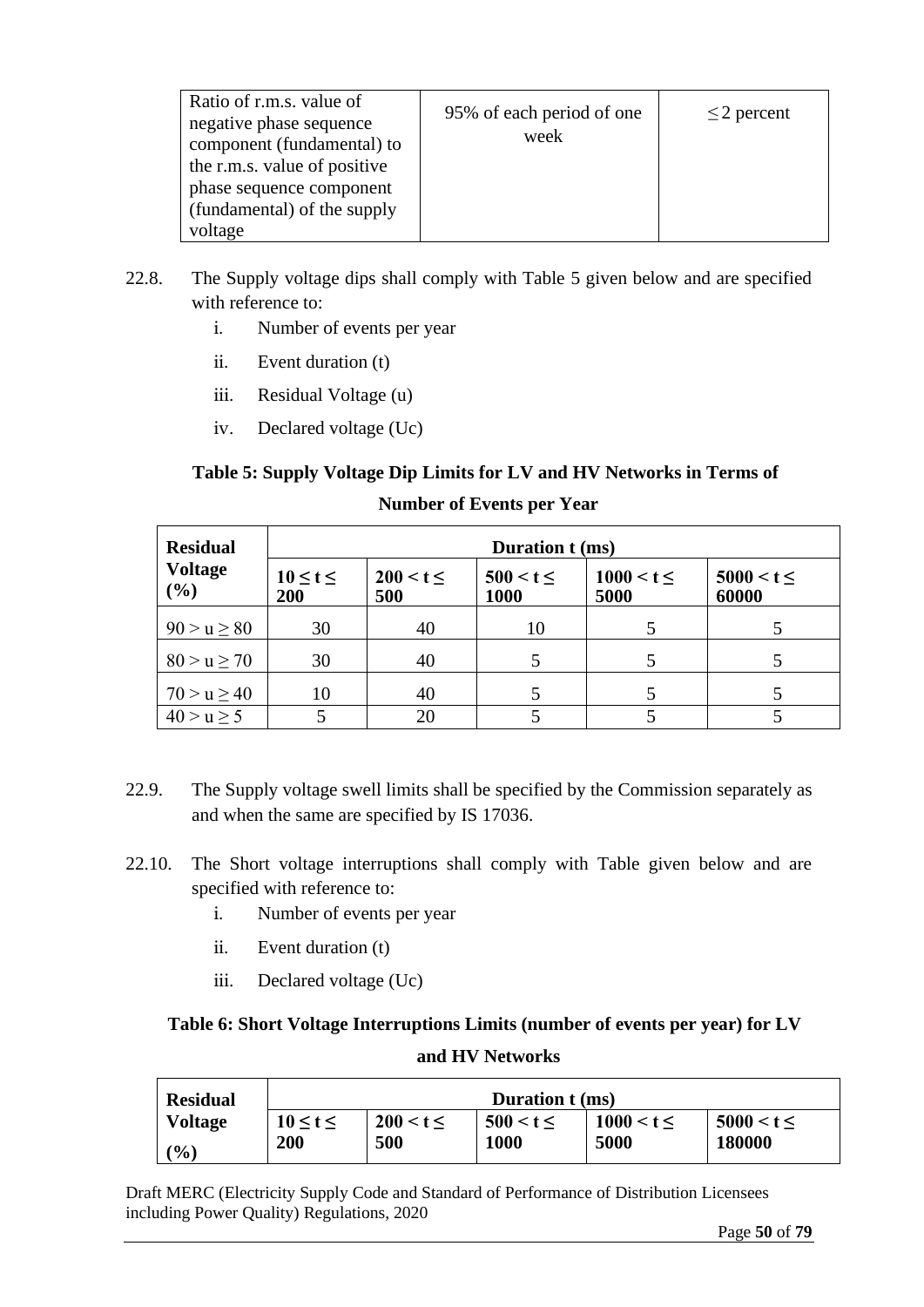| | | |
|---|---|---|
| Ratio of r.m.s. value of negative phase sequence component (fundamental) to the r.m.s. value of positive phase sequence component (fundamental) of the supply voltage | 95% of each period of one week | $\leq 2$ percent |

22.8. The Supply voltage dips shall comply with Table 5 given below and are specified with reference to:

i. Number of events per year

ii. Event duration (t)

iii. Residual Voltage (u)

iv. Declared voltage (Uc)

**Table 5: Supply Voltage Dip Limits for LV and HV Networks in Terms of Number of Events per Year**

| **Residual Voltage (%)** | **Duration t (ms)** | | | | |
|---|---|---|---|---|---|
| | **$10 \leq t \leq 200$** | **$200 < t \leq 500$** | **$500 < t \leq 1000$** | **$1000 < t \leq 5000$** | **$5000 < t \leq 60000$** |
| $90 > u \geq 80$ | 30 | 40 | 10 | 5 | 5 |
| $80 > u \geq 70$ | 30 | 40 | 5 | 5 | 5 |
| $70 > u \geq 40$ | 10 | 40 | 5 | 5 | 5 |
| $40 > u \geq 5$ | 5 | 20 | 5 | 5 | 5 |

22.9. The Supply voltage swell limits shall be specified by the Commission separately as and when the same are specified by IS 17036.

22.10. The Short voltage interruptions shall comply with Table given below and are specified with reference to:

i. Number of events per year

ii. Event duration (t)

iii. Declared voltage (Uc)

**Table 6: Short Voltage Interruptions Limits (number of events per year) for LV and HV Networks**

| **Residual Voltage (%)** | **Duration t (ms)** | | | | |
|---|---|---|---|---|---|
| | **$10 \leq t \leq 200$** | **$200 < t \leq 500$** | **$500 < t \leq 1000$** | **$1000 < t \leq 5000$** | **$5000 < t \leq 180000$** |

Draft MERC (Electricity Supply Code and Standard of Performance of Distribution Licensees including Power Quality) Regulations, 2020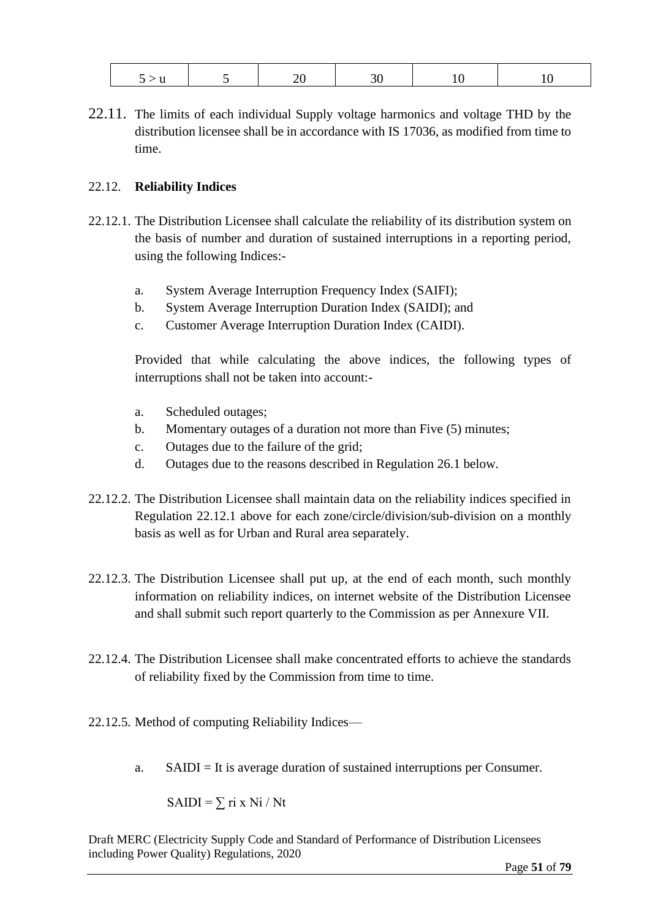| | | | | | |
|---|---|---|---|---|---|
| 5 > u | 5 | 20 | 30 | 10 | 10 |

22.11. The limits of each individual Supply voltage harmonics and voltage THD by the distribution licensee shall be in accordance with IS 17036, as modified from time to time.

22.12. **Reliability Indices**

22.12.1. The Distribution Licensee shall calculate the reliability of its distribution system on the basis of number and duration of sustained interruptions in a reporting period, using the following Indices:-

a. System Average Interruption Frequency Index (SAIFI);
b. System Average Interruption Duration Index (SAIDI); and
c. Customer Average Interruption Duration Index (CAIDI).

Provided that while calculating the above indices, the following types of interruptions shall not be taken into account:-

a. Scheduled outages;
b. Momentary outages of a duration not more than Five (5) minutes;
c. Outages due to the failure of the grid;
d. Outages due to the reasons described in Regulation 26.1 below.

22.12.2. The Distribution Licensee shall maintain data on the reliability indices specified in Regulation 22.12.1 above for each zone/circle/division/sub-division on a monthly basis as well as for Urban and Rural area separately.

22.12.3. The Distribution Licensee shall put up, at the end of each month, such monthly information on reliability indices, on internet website of the Distribution Licensee and shall submit such report quarterly to the Commission as per Annexure VII.

22.12.4. The Distribution Licensee shall make concentrated efforts to achieve the standards of reliability fixed by the Commission from time to time.

22.12.5. Method of computing Reliability Indices—

a. SAIDI = It is average duration of sustained interruptions per Consumer.

$SAIDI = \sum r_i \times N_i / N_t$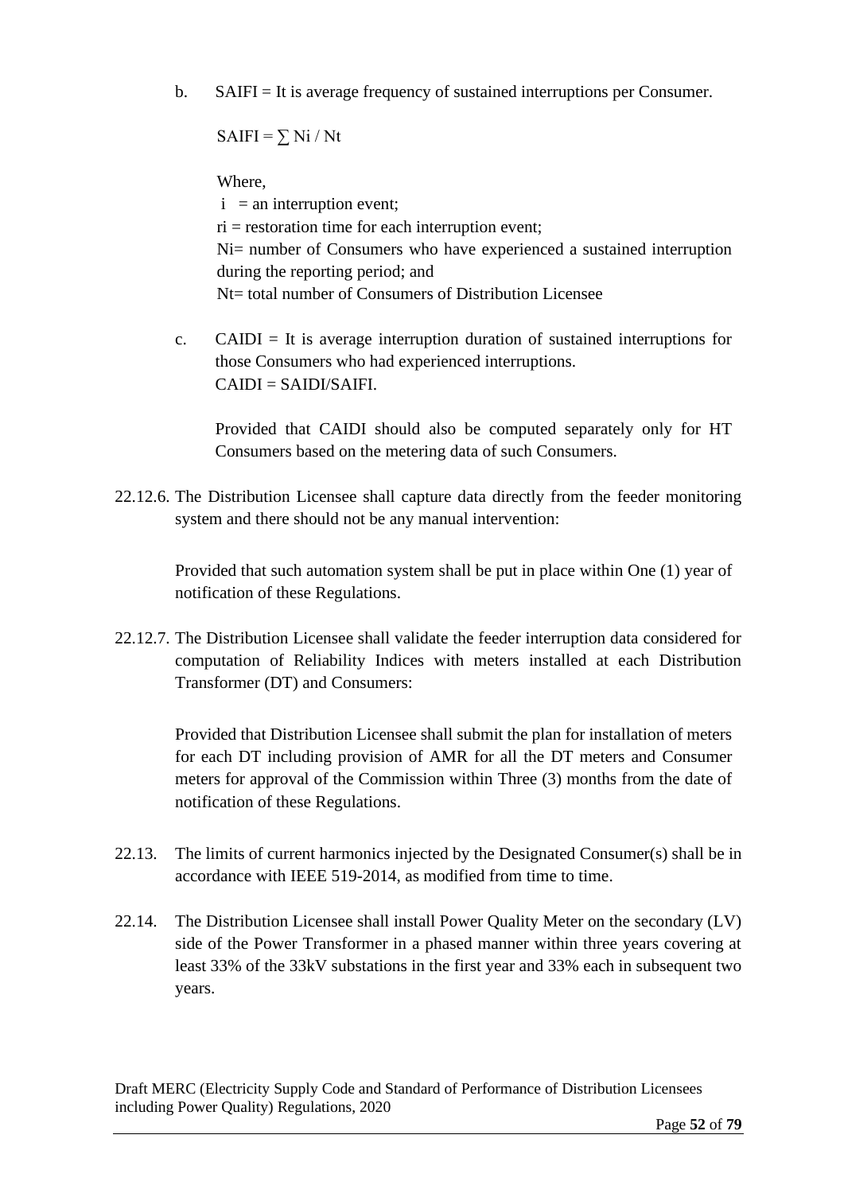b. SAIFI = It is average frequency of sustained interruptions per Consumer.

$$SAIFI = \sum Ni / Nt$$

Where,

$i$ = an interruption event;

$ri$ = restoration time for each interruption event;

$Ni$ = number of Consumers who have experienced a sustained interruption during the reporting period; and

$Nt$ = total number of Consumers of Distribution Licensee

c. CAIDI = It is average interruption duration of sustained interruptions for those Consumers who had experienced interruptions.

CAIDI = SAIDI/SAIFI.

Provided that CAIDI should also be computed separately only for HT Consumers based on the metering data of such Consumers.

22.12.6. The Distribution Licensee shall capture data directly from the feeder monitoring system and there should not be any manual intervention:

Provided that such automation system shall be put in place within One (1) year of notification of these Regulations.

22.12.7. The Distribution Licensee shall validate the feeder interruption data considered for computation of Reliability Indices with meters installed at each Distribution Transformer (DT) and Consumers:

Provided that Distribution Licensee shall submit the plan for installation of meters for each DT including provision of AMR for all the DT meters and Consumer meters for approval of the Commission within Three (3) months from the date of notification of these Regulations.

22.13. The limits of current harmonics injected by the Designated Consumer(s) shall be in accordance with IEEE 519-2014, as modified from time to time.

22.14. The Distribution Licensee shall install Power Quality Meter on the secondary (LV) side of the Power Transformer in a phased manner within three years covering at least 33% of the 33kV substations in the first year and 33% each in subsequent two years.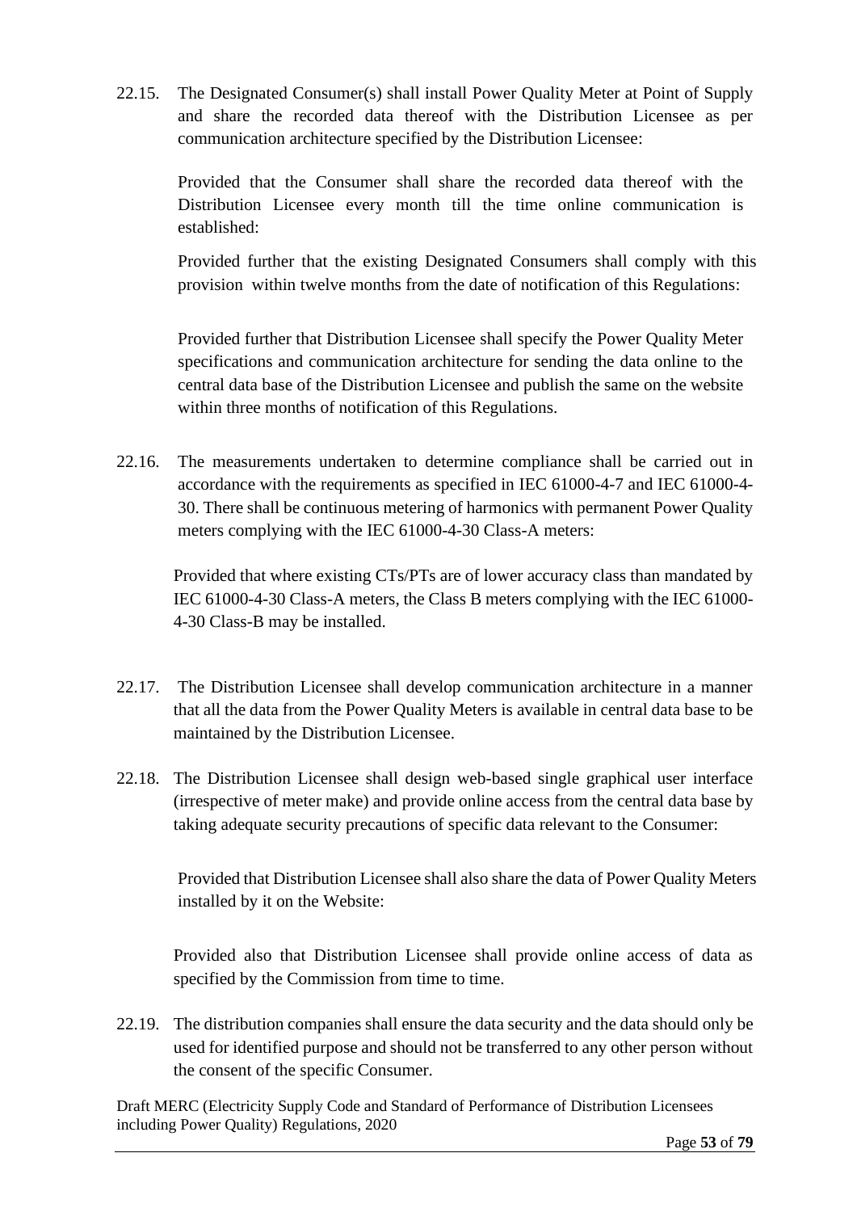22.15. The Designated Consumer(s) shall install Power Quality Meter at Point of Supply and share the recorded data thereof with the Distribution Licensee as per communication architecture specified by the Distribution Licensee:

Provided that the Consumer shall share the recorded data thereof with the Distribution Licensee every month till the time online communication is established:

Provided further that the existing Designated Consumers shall comply with this provision within twelve months from the date of notification of this Regulations:

Provided further that Distribution Licensee shall specify the Power Quality Meter specifications and communication architecture for sending the data online to the central data base of the Distribution Licensee and publish the same on the website within three months of notification of this Regulations.

22.16. The measurements undertaken to determine compliance shall be carried out in accordance with the requirements as specified in IEC 61000-4-7 and IEC 61000-4-30. There shall be continuous metering of harmonics with permanent Power Quality meters complying with the IEC 61000-4-30 Class-A meters:

Provided that where existing CTs/PTs are of lower accuracy class than mandated by IEC 61000-4-30 Class-A meters, the Class B meters complying with the IEC 61000-4-30 Class-B may be installed.

22.17. The Distribution Licensee shall develop communication architecture in a manner that all the data from the Power Quality Meters is available in central data base to be maintained by the Distribution Licensee.

22.18. The Distribution Licensee shall design web-based single graphical user interface (irrespective of meter make) and provide online access from the central data base by taking adequate security precautions of specific data relevant to the Consumer:

Provided that Distribution Licensee shall also share the data of Power Quality Meters installed by it on the Website:

Provided also that Distribution Licensee shall provide online access of data as specified by the Commission from time to time.

22.19. The distribution companies shall ensure the data security and the data should only be used for identified purpose and should not be transferred to any other person without the consent of the specific Consumer.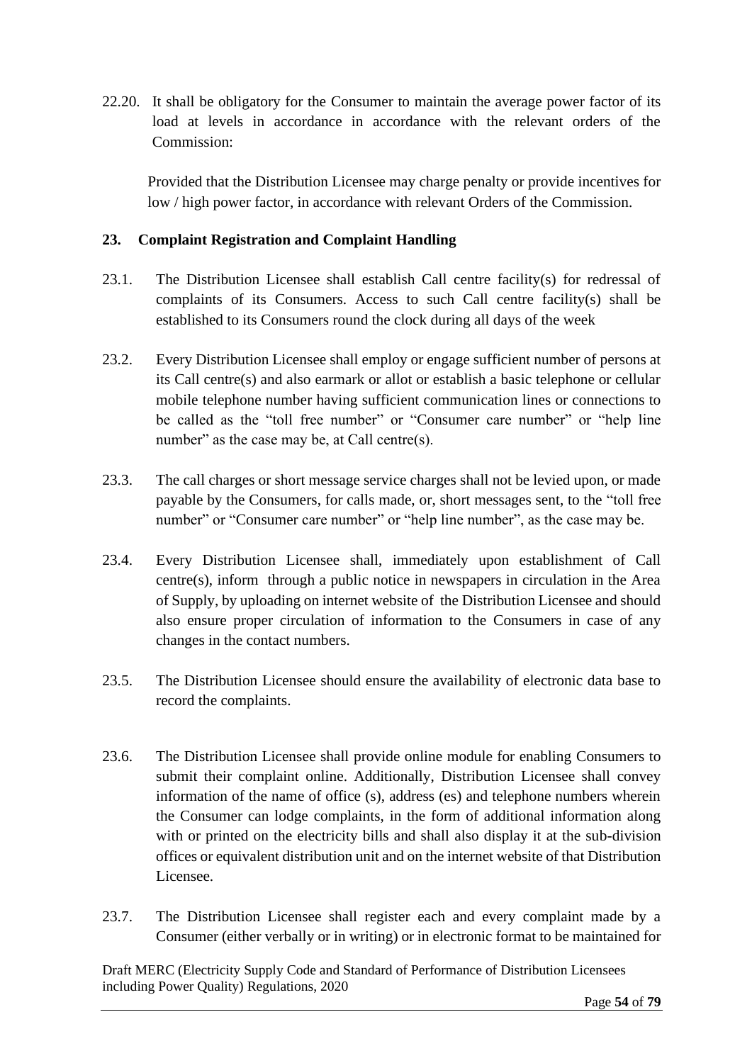22.20. It shall be obligatory for the Consumer to maintain the average power factor of its load at levels in accordance in accordance with the relevant orders of the Commission:

Provided that the Distribution Licensee may charge penalty or provide incentives for low / high power factor, in accordance with relevant Orders of the Commission.

## 23. Complaint Registration and Complaint Handling

23.1. The Distribution Licensee shall establish Call centre facility(s) for redressal of complaints of its Consumers. Access to such Call centre facility(s) shall be established to its Consumers round the clock during all days of the week

23.2. Every Distribution Licensee shall employ or engage sufficient number of persons at its Call centre(s) and also earmark or allot or establish a basic telephone or cellular mobile telephone number having sufficient communication lines or connections to be called as the "toll free number" or "Consumer care number" or "help line number" as the case may be, at Call centre(s).

23.3. The call charges or short message service charges shall not be levied upon, or made payable by the Consumers, for calls made, or, short messages sent, to the "toll free number" or "Consumer care number" or "help line number", as the case may be.

23.4. Every Distribution Licensee shall, immediately upon establishment of Call centre(s), inform through a public notice in newspapers in circulation in the Area of Supply, by uploading on internet website of the Distribution Licensee and should also ensure proper circulation of information to the Consumers in case of any changes in the contact numbers.

23.5. The Distribution Licensee should ensure the availability of electronic data base to record the complaints.

23.6. The Distribution Licensee shall provide online module for enabling Consumers to submit their complaint online. Additionally, Distribution Licensee shall convey information of the name of office (s), address (es) and telephone numbers wherein the Consumer can lodge complaints, in the form of additional information along with or printed on the electricity bills and shall also display it at the sub-division offices or equivalent distribution unit and on the internet website of that Distribution Licensee.

23.7. The Distribution Licensee shall register each and every complaint made by a Consumer (either verbally or in writing) or in electronic format to be maintained for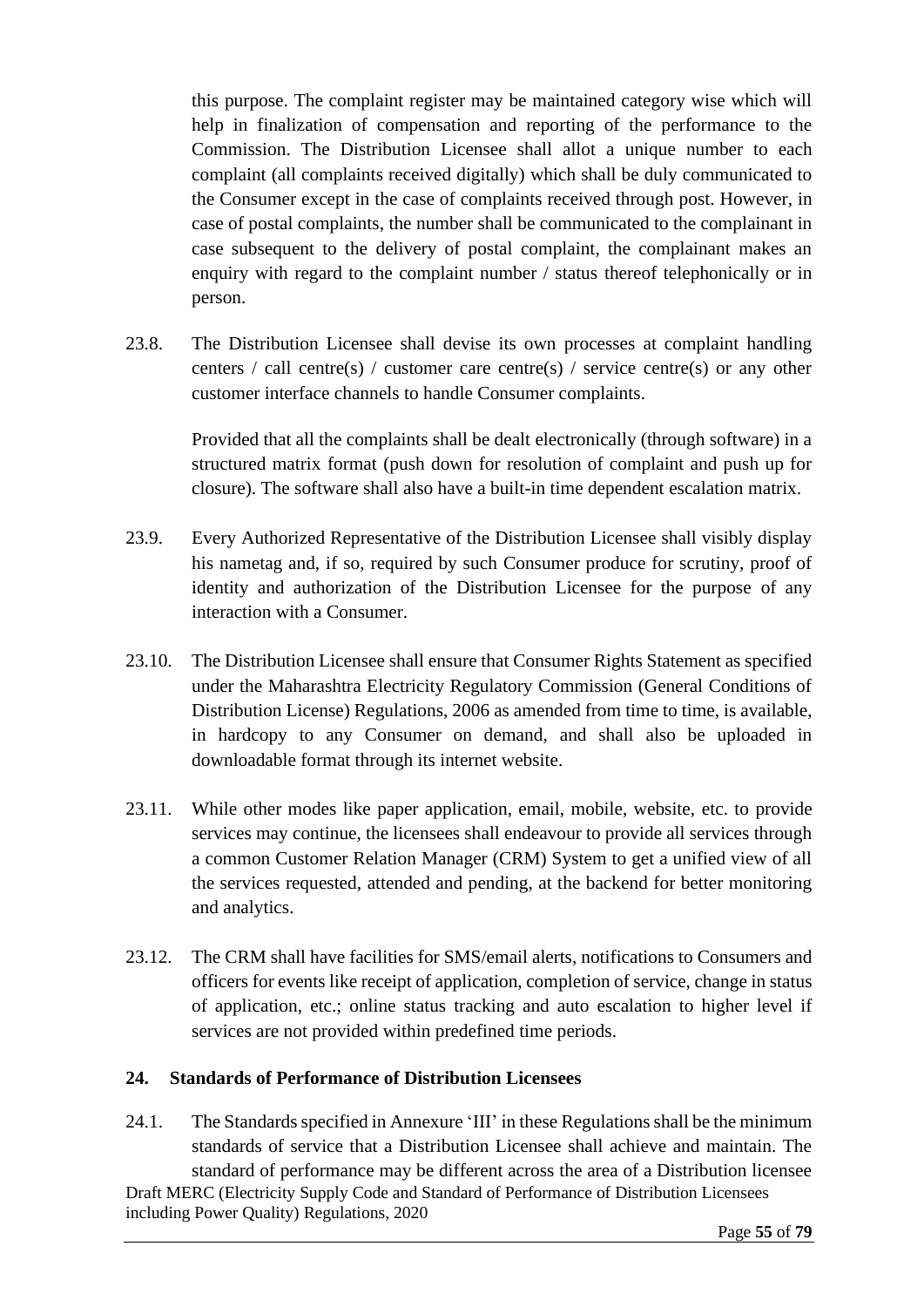this purpose. The complaint register may be maintained category wise which will help in finalization of compensation and reporting of the performance to the Commission. The Distribution Licensee shall allot a unique number to each complaint (all complaints received digitally) which shall be duly communicated to the Consumer except in the case of complaints received through post. However, in case of postal complaints, the number shall be communicated to the complainant in case subsequent to the delivery of postal complaint, the complainant makes an enquiry with regard to the complaint number / status thereof telephonically or in person.

23.8. The Distribution Licensee shall devise its own processes at complaint handling centers / call centre(s) / customer care centre(s) / service centre(s) or any other customer interface channels to handle Consumer complaints.

Provided that all the complaints shall be dealt electronically (through software) in a structured matrix format (push down for resolution of complaint and push up for closure). The software shall also have a built-in time dependent escalation matrix.

23.9. Every Authorized Representative of the Distribution Licensee shall visibly display his nametag and, if so, required by such Consumer produce for scrutiny, proof of identity and authorization of the Distribution Licensee for the purpose of any interaction with a Consumer.

23.10. The Distribution Licensee shall ensure that Consumer Rights Statement as specified under the Maharashtra Electricity Regulatory Commission (General Conditions of Distribution License) Regulations, 2006 as amended from time to time, is available, in hardcopy to any Consumer on demand, and shall also be uploaded in downloadable format through its internet website.

23.11. While other modes like paper application, email, mobile, website, etc. to provide services may continue, the licensees shall endeavour to provide all services through a common Customer Relation Manager (CRM) System to get a unified view of all the services requested, attended and pending, at the backend for better monitoring and analytics.

23.12. The CRM shall have facilities for SMS/email alerts, notifications to Consumers and officers for events like receipt of application, completion of service, change in status of application, etc.; online status tracking and auto escalation to higher level if services are not provided within predefined time periods.

## 24. Standards of Performance of Distribution Licensees

24.1. The Standards specified in Annexure 'III' in these Regulations shall be the minimum standards of service that a Distribution Licensee shall achieve and maintain. The standard of performance may be different across the area of a Distribution licensee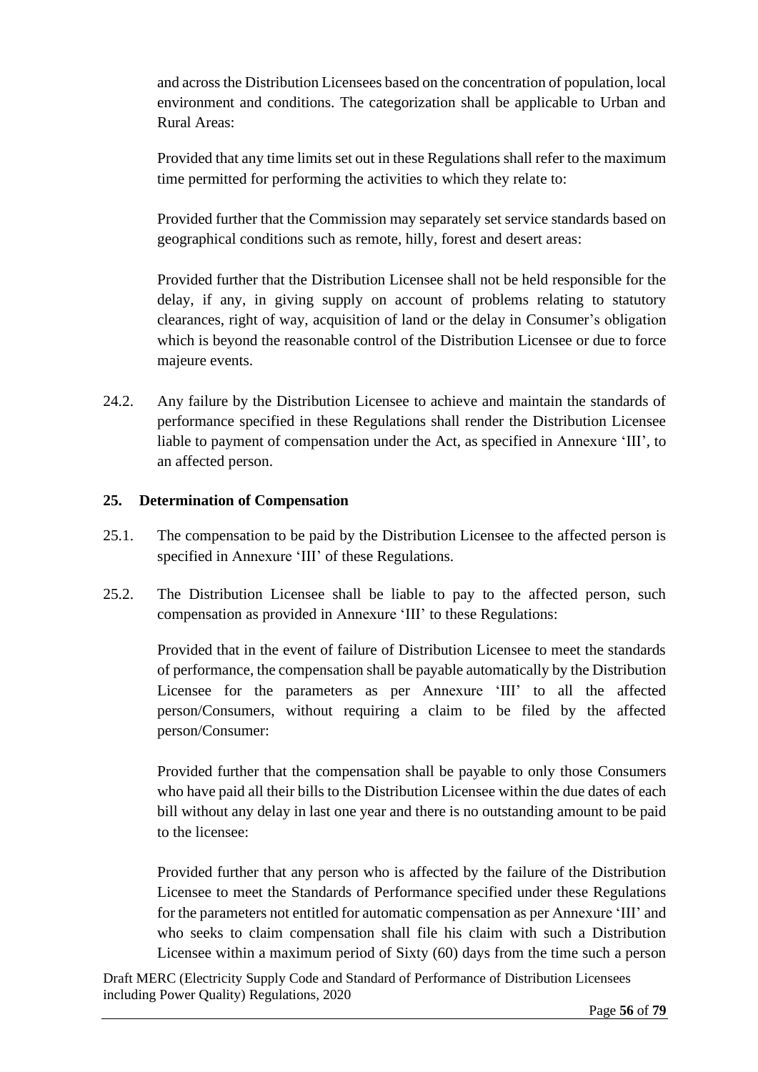and across the Distribution Licensees based on the concentration of population, local environment and conditions. The categorization shall be applicable to Urban and Rural Areas:

Provided that any time limits set out in these Regulations shall refer to the maximum time permitted for performing the activities to which they relate to:

Provided further that the Commission may separately set service standards based on geographical conditions such as remote, hilly, forest and desert areas:

Provided further that the Distribution Licensee shall not be held responsible for the delay, if any, in giving supply on account of problems relating to statutory clearances, right of way, acquisition of land or the delay in Consumer's obligation which is beyond the reasonable control of the Distribution Licensee or due to force majeure events.

24.2. Any failure by the Distribution Licensee to achieve and maintain the standards of performance specified in these Regulations shall render the Distribution Licensee liable to payment of compensation under the Act, as specified in Annexure 'III', to an affected person.

**25. Determination of Compensation**

25.1. The compensation to be paid by the Distribution Licensee to the affected person is specified in Annexure 'III' of these Regulations.

25.2. The Distribution Licensee shall be liable to pay to the affected person, such compensation as provided in Annexure 'III' to these Regulations:

Provided that in the event of failure of Distribution Licensee to meet the standards of performance, the compensation shall be payable automatically by the Distribution Licensee for the parameters as per Annexure 'III' to all the affected person/Consumers, without requiring a claim to be filed by the affected person/Consumer:

Provided further that the compensation shall be payable to only those Consumers who have paid all their bills to the Distribution Licensee within the due dates of each bill without any delay in last one year and there is no outstanding amount to be paid to the licensee:

Provided further that any person who is affected by the failure of the Distribution Licensee to meet the Standards of Performance specified under these Regulations for the parameters not entitled for automatic compensation as per Annexure 'III' and who seeks to claim compensation shall file his claim with such a Distribution Licensee within a maximum period of Sixty (60) days from the time such a person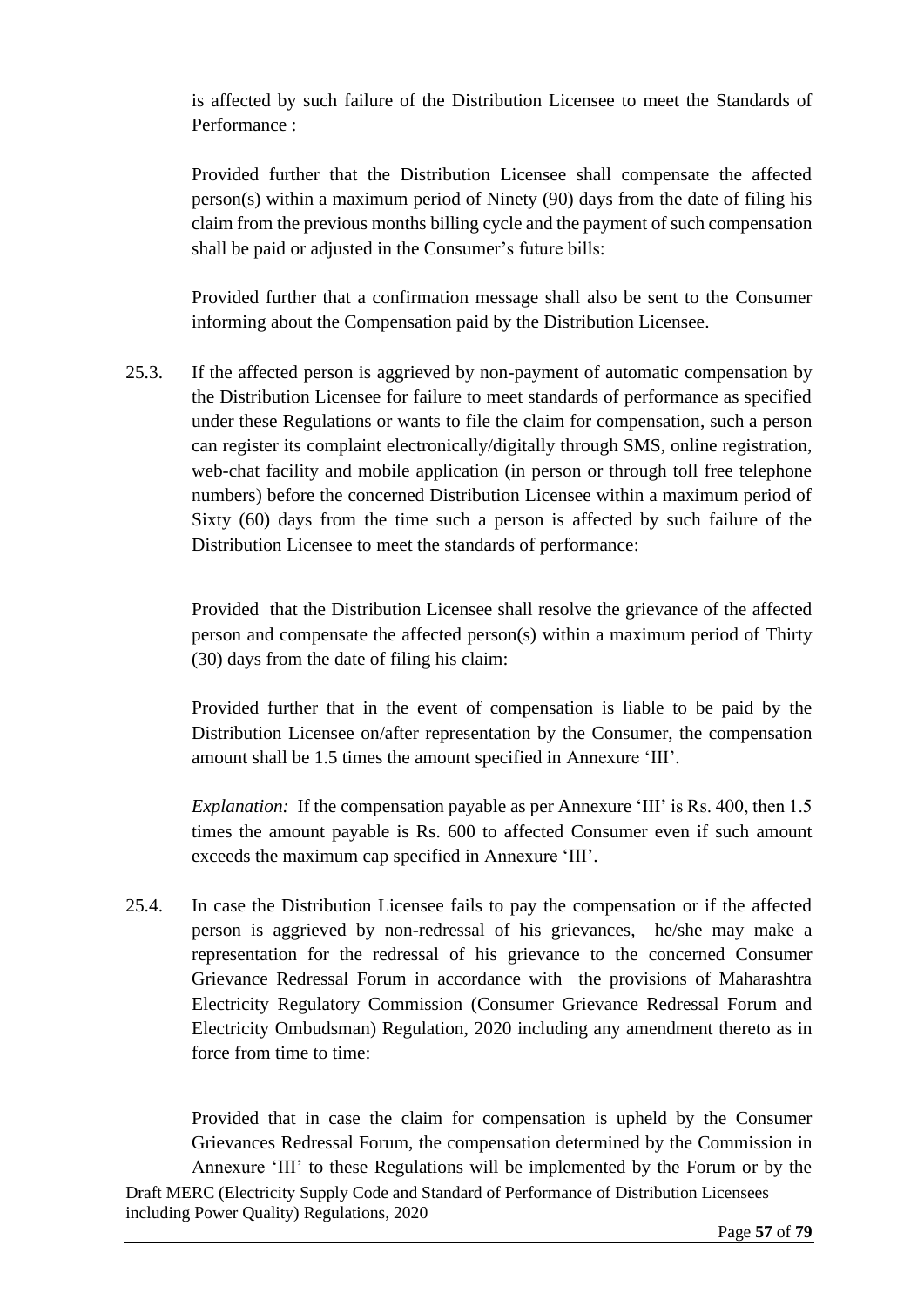is affected by such failure of the Distribution Licensee to meet the Standards of Performance :

Provided further that the Distribution Licensee shall compensate the affected person(s) within a maximum period of Ninety (90) days from the date of filing his claim from the previous months billing cycle and the payment of such compensation shall be paid or adjusted in the Consumer's future bills:

Provided further that a confirmation message shall also be sent to the Consumer informing about the Compensation paid by the Distribution Licensee.

25.3. If the affected person is aggrieved by non-payment of automatic compensation by the Distribution Licensee for failure to meet standards of performance as specified under these Regulations or wants to file the claim for compensation, such a person can register its complaint electronically/digitally through SMS, online registration, web-chat facility and mobile application (in person or through toll free telephone numbers) before the concerned Distribution Licensee within a maximum period of Sixty (60) days from the time such a person is affected by such failure of the Distribution Licensee to meet the standards of performance:

Provided that the Distribution Licensee shall resolve the grievance of the affected person and compensate the affected person(s) within a maximum period of Thirty (30) days from the date of filing his claim:

Provided further that in the event of compensation is liable to be paid by the Distribution Licensee on/after representation by the Consumer, the compensation amount shall be 1.5 times the amount specified in Annexure 'III'.

*Explanation:* If the compensation payable as per Annexure 'III' is Rs. 400, then 1.5 times the amount payable is Rs. 600 to affected Consumer even if such amount exceeds the maximum cap specified in Annexure 'III'.

25.4. In case the Distribution Licensee fails to pay the compensation or if the affected person is aggrieved by non-redressal of his grievances, he/she may make a representation for the redressal of his grievance to the concerned Consumer Grievance Redressal Forum in accordance with the provisions of Maharashtra Electricity Regulatory Commission (Consumer Grievance Redressal Forum and Electricity Ombudsman) Regulation, 2020 including any amendment thereto as in force from time to time:

Provided that in case the claim for compensation is upheld by the Consumer Grievances Redressal Forum, the compensation determined by the Commission in Annexure 'III' to these Regulations will be implemented by the Forum or by the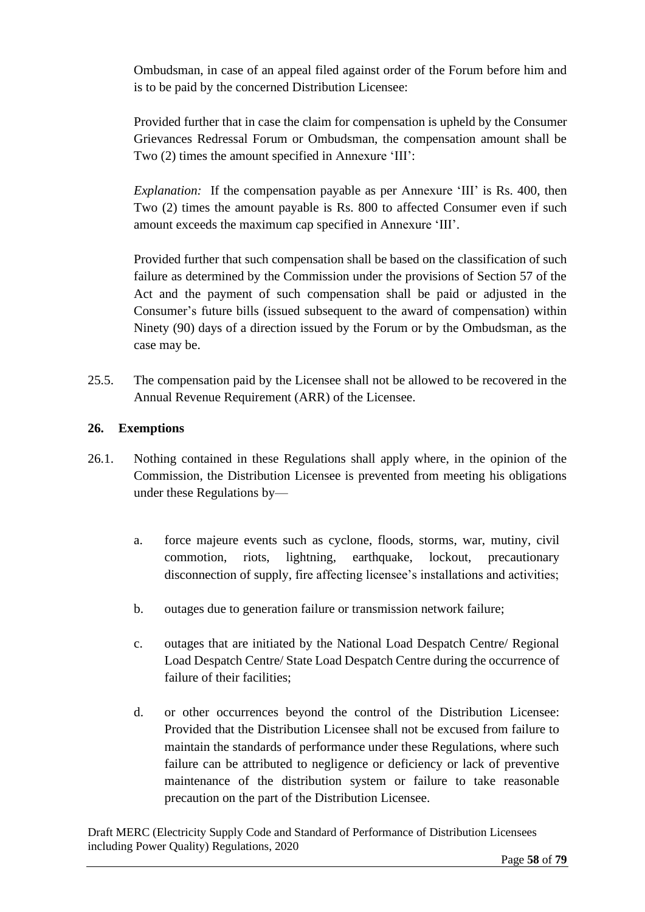Ombudsman, in case of an appeal filed against order of the Forum before him and is to be paid by the concerned Distribution Licensee:

Provided further that in case the claim for compensation is upheld by the Consumer Grievances Redressal Forum or Ombudsman, the compensation amount shall be Two (2) times the amount specified in Annexure 'III':

*Explanation:* If the compensation payable as per Annexure 'III' is Rs. 400, then Two (2) times the amount payable is Rs. 800 to affected Consumer even if such amount exceeds the maximum cap specified in Annexure 'III'.

Provided further that such compensation shall be based on the classification of such failure as determined by the Commission under the provisions of Section 57 of the Act and the payment of such compensation shall be paid or adjusted in the Consumer's future bills (issued subsequent to the award of compensation) within Ninety (90) days of a direction issued by the Forum or by the Ombudsman, as the case may be.

25.5. The compensation paid by the Licensee shall not be allowed to be recovered in the Annual Revenue Requirement (ARR) of the Licensee.

**26. Exemptions**

26.1. Nothing contained in these Regulations shall apply where, in the opinion of the Commission, the Distribution Licensee is prevented from meeting his obligations under these Regulations by—

a. force majeure events such as cyclone, floods, storms, war, mutiny, civil commotion, riots, lightning, earthquake, lockout, precautionary disconnection of supply, fire affecting licensee's installations and activities;

b. outages due to generation failure or transmission network failure;

c. outages that are initiated by the National Load Despatch Centre/ Regional Load Despatch Centre/ State Load Despatch Centre during the occurrence of failure of their facilities;

d. or other occurrences beyond the control of the Distribution Licensee: Provided that the Distribution Licensee shall not be excused from failure to maintain the standards of performance under these Regulations, where such failure can be attributed to negligence or deficiency or lack of preventive maintenance of the distribution system or failure to take reasonable precaution on the part of the Distribution Licensee.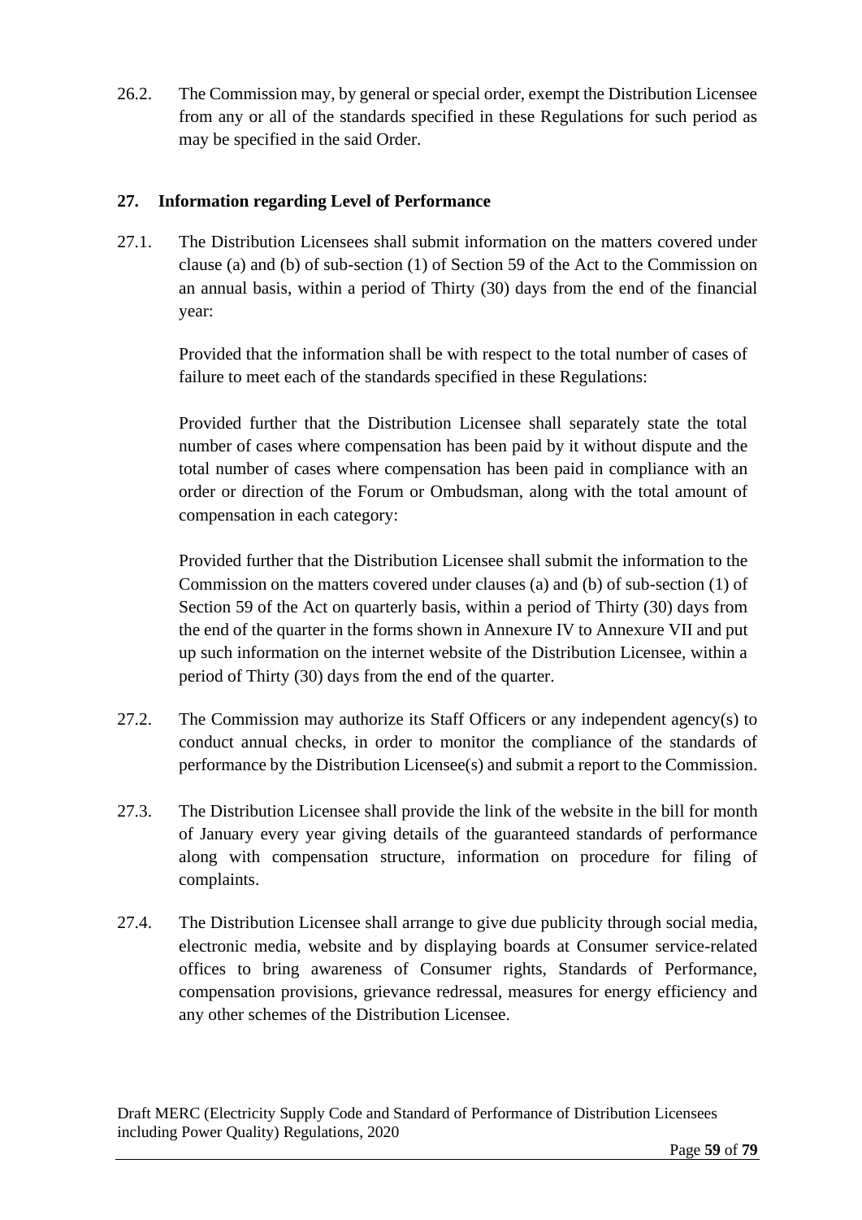26.2. The Commission may, by general or special order, exempt the Distribution Licensee from any or all of the standards specified in these Regulations for such period as may be specified in the said Order.

## 27. Information regarding Level of Performance

27.1. The Distribution Licensees shall submit information on the matters covered under clause (a) and (b) of sub-section (1) of Section 59 of the Act to the Commission on an annual basis, within a period of Thirty (30) days from the end of the financial year:

Provided that the information shall be with respect to the total number of cases of failure to meet each of the standards specified in these Regulations:

Provided further that the Distribution Licensee shall separately state the total number of cases where compensation has been paid by it without dispute and the total number of cases where compensation has been paid in compliance with an order or direction of the Forum or Ombudsman, along with the total amount of compensation in each category:

Provided further that the Distribution Licensee shall submit the information to the Commission on the matters covered under clauses (a) and (b) of sub-section (1) of Section 59 of the Act on quarterly basis, within a period of Thirty (30) days from the end of the quarter in the forms shown in Annexure IV to Annexure VII and put up such information on the internet website of the Distribution Licensee, within a period of Thirty (30) days from the end of the quarter.

27.2. The Commission may authorize its Staff Officers or any independent agency(s) to conduct annual checks, in order to monitor the compliance of the standards of performance by the Distribution Licensee(s) and submit a report to the Commission.

27.3. The Distribution Licensee shall provide the link of the website in the bill for month of January every year giving details of the guaranteed standards of performance along with compensation structure, information on procedure for filing of complaints.

27.4. The Distribution Licensee shall arrange to give due publicity through social media, electronic media, website and by displaying boards at Consumer service-related offices to bring awareness of Consumer rights, Standards of Performance, compensation provisions, grievance redressal, measures for energy efficiency and any other schemes of the Distribution Licensee.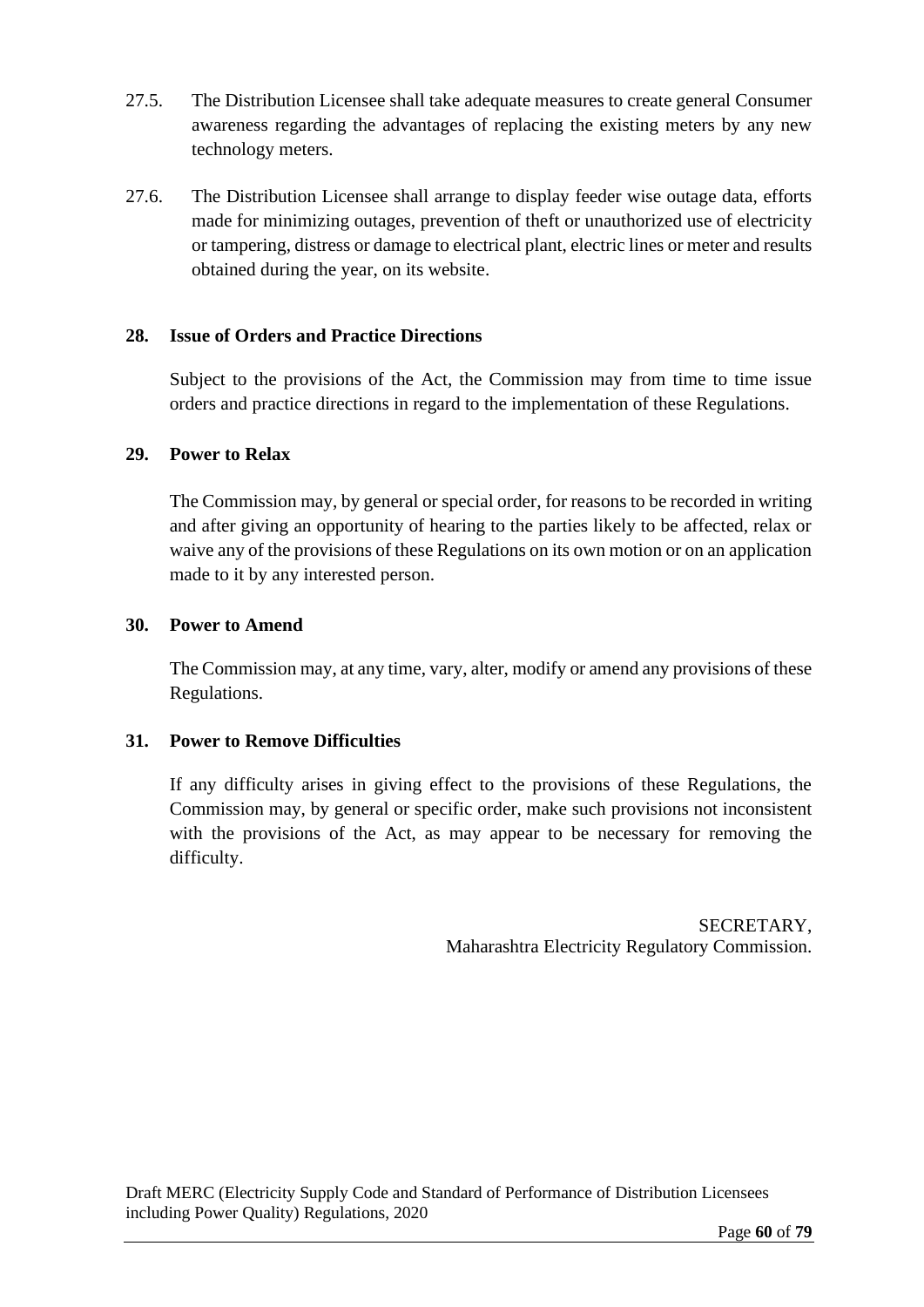27.5. The Distribution Licensee shall take adequate measures to create general Consumer awareness regarding the advantages of replacing the existing meters by any new technology meters.

27.6. The Distribution Licensee shall arrange to display feeder wise outage data, efforts made for minimizing outages, prevention of theft or unauthorized use of electricity or tampering, distress or damage to electrical plant, electric lines or meter and results obtained during the year, on its website.

### 28. Issue of Orders and Practice Directions

Subject to the provisions of the Act, the Commission may from time to time issue orders and practice directions in regard to the implementation of these Regulations.

### 29. Power to Relax

The Commission may, by general or special order, for reasons to be recorded in writing and after giving an opportunity of hearing to the parties likely to be affected, relax or waive any of the provisions of these Regulations on its own motion or on an application made to it by any interested person.

### 30. Power to Amend

The Commission may, at any time, vary, alter, modify or amend any provisions of these Regulations.

### 31. Power to Remove Difficulties

If any difficulty arises in giving effect to the provisions of these Regulations, the Commission may, by general or specific order, make such provisions not inconsistent with the provisions of the Act, as may appear to be necessary for removing the difficulty.

SECRETARY,
Maharashtra Electricity Regulatory Commission.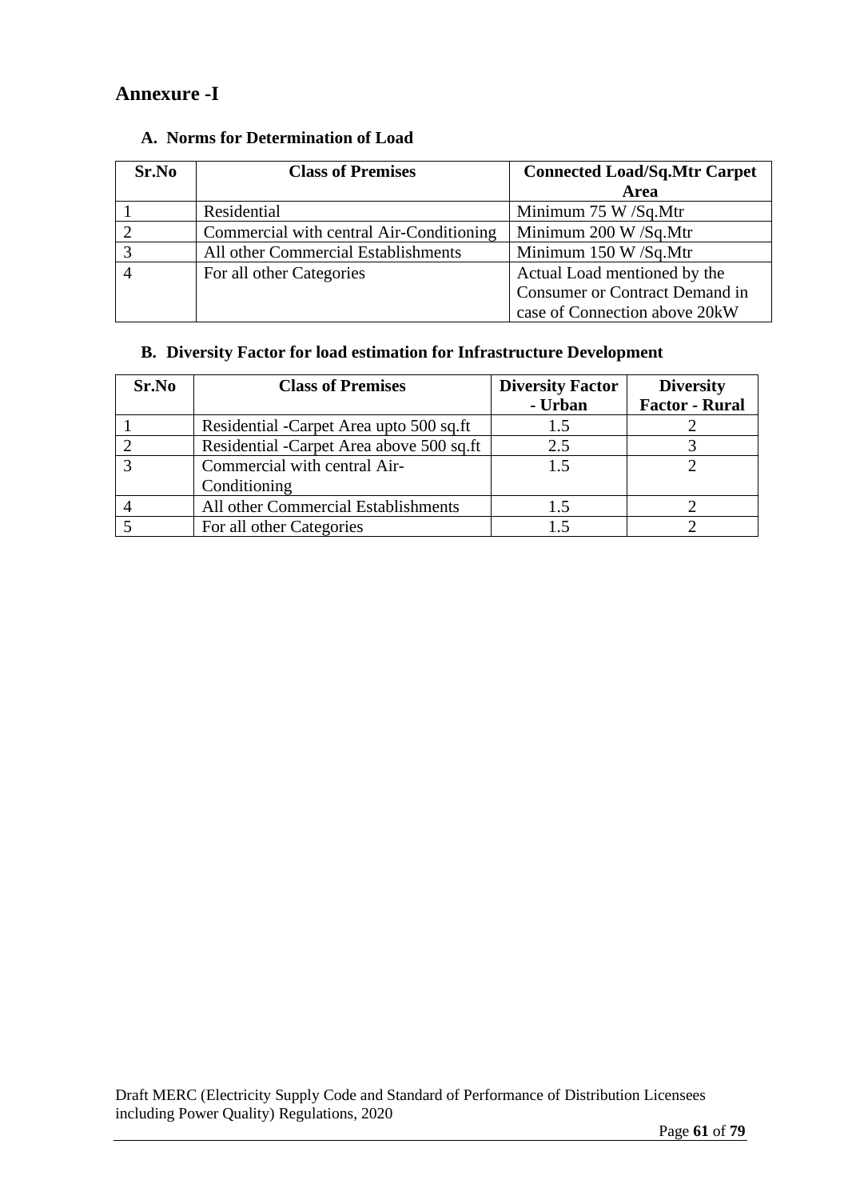## Annexure -I

### A. Norms for Determination of Load

| Sr.No | Class of Premises | Connected Load/Sq.Mtr Carpet Area |
|---|---|---|
| 1 | Residential | Minimum 75 W /Sq.Mtr |
| 2 | Commercial with central Air-Conditioning | Minimum 200 W /Sq.Mtr |
| 3 | All other Commercial Establishments | Minimum 150 W /Sq.Mtr |
| 4 | For all other Categories | Actual Load mentioned by the Consumer or Contract Demand in case of Connection above 20kW |

### B. Diversity Factor for load estimation for Infrastructure Development

| Sr.No | Class of Premises | Diversity Factor - Urban | Diversity Factor - Rural |
|---|---|---|---|
| 1 | Residential -Carpet Area upto 500 sq.ft | 1.5 | 2 |
| 2 | Residential -Carpet Area above 500 sq.ft | 2.5 | 3 |
| 3 | Commercial with central Air-Conditioning | 1.5 | 2 |
| 4 | All other Commercial Establishments | 1.5 | 2 |
| 5 | For all other Categories | 1.5 | 2 |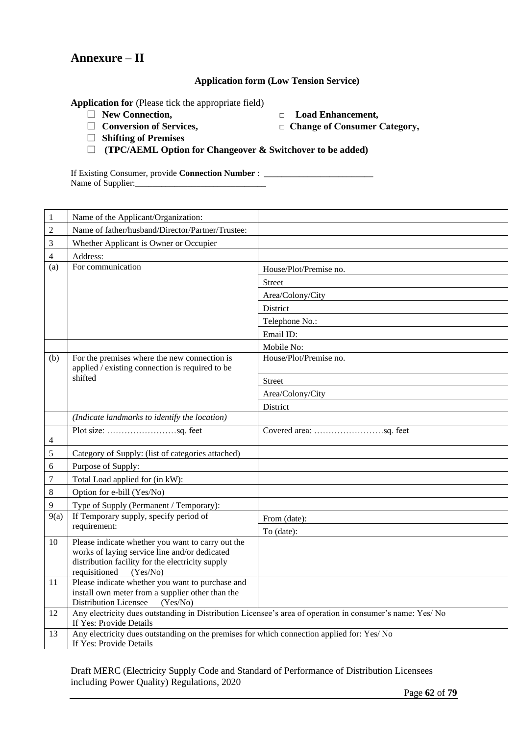# Annexure – II

**Application form (Low Tension Service)**

**Application for** (Please tick the appropriate field)

- ☐ **New Connection,**
- □ **Load Enhancement,**
- ☐ **Conversion of Services,**
- □ **Change of Consumer Category,**
- ☐ **Shifting of Premises**
- ☐ **(TPC/AEML Option for Changeover & Switchover to be added)**

If Existing Consumer, provide **Connection Number** : _________________________
Name of Supplier:_______________________________

| | | |
|---|---|---|
| 1 | Name of the Applicant/Organization: | |
| 2 | Name of father/husband/Director/Partner/Trustee: | |
| 3 | Whether Applicant is Owner or Occupier | |
| 4 | Address: | |
| (a) | For communication | House/Plot/Premise no. |
| | | Street |
| | | Area/Colony/City |
| | | District |
| | | Telephone No.: |
| | | Email ID: |
| | | Mobile No: |
| (b) | For the premises where the new connection is applied / existing connection is required to be shifted | House/Plot/Premise no. |
| | | Street |
| | | Area/Colony/City |
| | | District |
| | *(Indicate landmarks to identify the location)* | |
| 4 | Plot size: ……………………sq. feet | Covered area: ……………………sq. feet |
| 5 | Category of Supply: (list of categories attached) | |
| 6 | Purpose of Supply: | |
| 7 | Total Load applied for (in kW): | |
| 8 | Option for e-bill (Yes/No) | |
| 9 | Type of Supply (Permanent / Temporary): | |
| 9(a) | If Temporary supply, specify period of requirement: | From (date): |
| | | To (date): |
| 10 | Please indicate whether you want to carry out the works of laying service line and/or dedicated distribution facility for the electricity supply requisitioned (Yes/No) | |
| 11 | Please indicate whether you want to purchase and install own meter from a supplier other than the Distribution Licensee (Yes/No) | |
| 12 | Any electricity dues outstanding in Distribution Licensee's area of operation in consumer's name: Yes/ No<br>If Yes: Provide Details | |
| 13 | Any electricity dues outstanding on the premises for which connection applied for: Yes/ No<br>If Yes: Provide Details | |

Draft MERC (Electricity Supply Code and Standard of Performance of Distribution Licensees including Power Quality) Regulations, 2020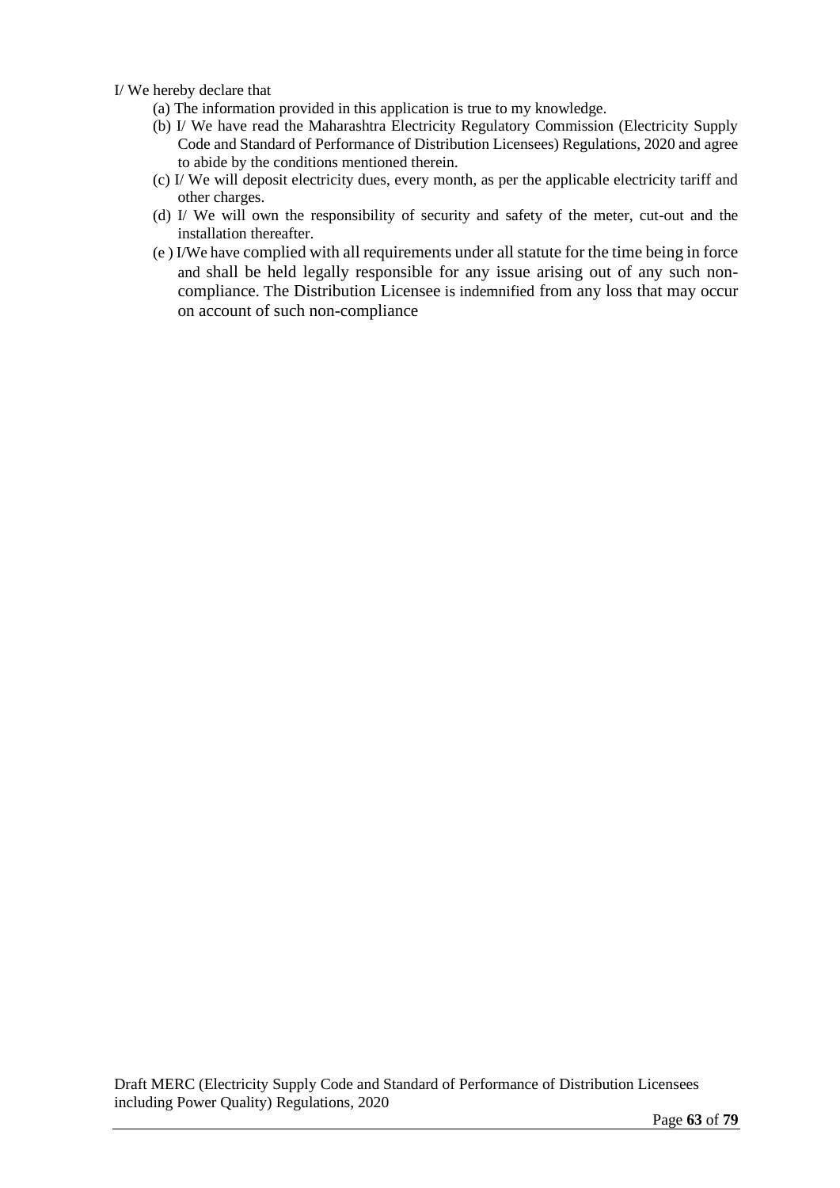I/ We hereby declare that

(a) The information provided in this application is true to my knowledge.
(b) I/ We have read the Maharashtra Electricity Regulatory Commission (Electricity Supply Code and Standard of Performance of Distribution Licensees) Regulations, 2020 and agree to abide by the conditions mentioned therein.
(c) I/ We will deposit electricity dues, every month, as per the applicable electricity tariff and other charges.
(d) I/ We will own the responsibility of security and safety of the meter, cut-out and the installation thereafter.
(e ) I/We have complied with all requirements under all statute for the time being in force and shall be held legally responsible for any issue arising out of any such non-compliance. The Distribution Licensee is indemnified from any loss that may occur on account of such non-compliance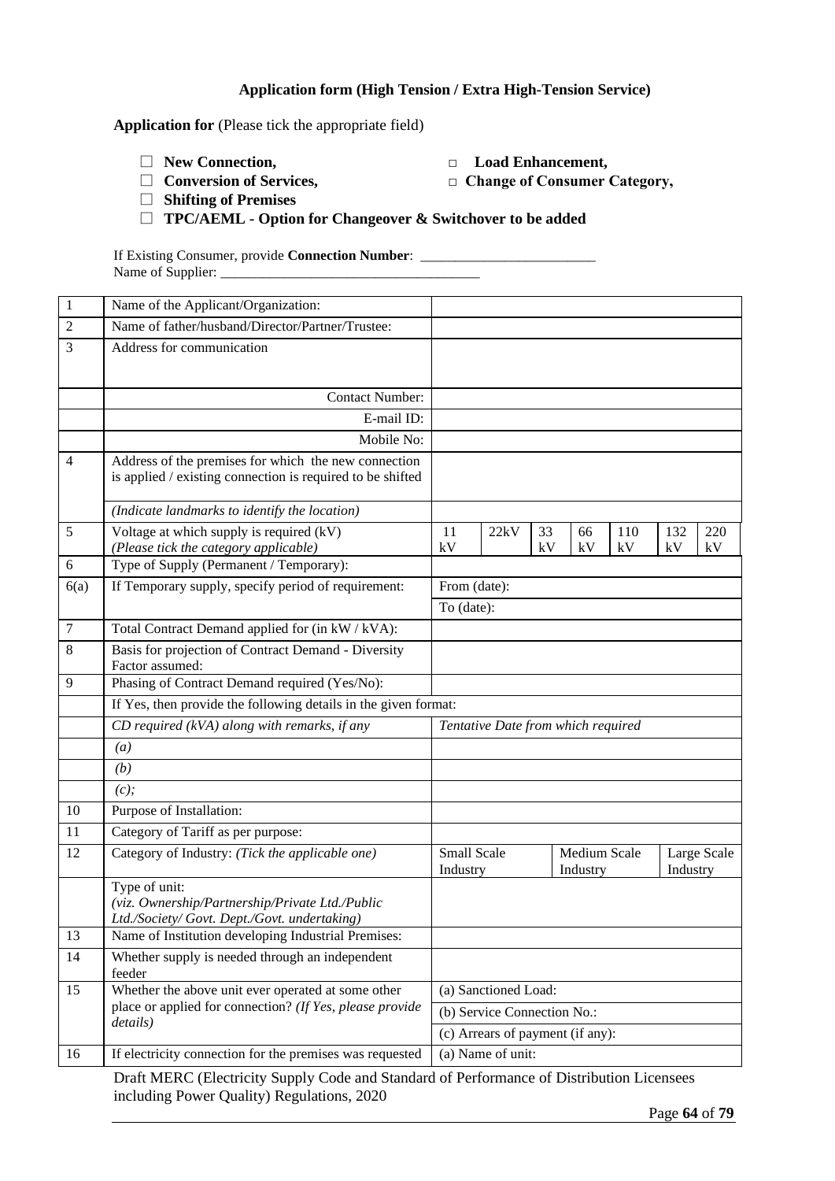**Application form (High Tension / Extra High-Tension Service)**

**Application for** (Please tick the appropriate field)

- ☐ **New Connection,**
- □ **Load Enhancement,**
- ☐ **Conversion of Services,**
- □ **Change of Consumer Category,**
- ☐ **Shifting of Premises**
- ☐ **TPC/AEML - Option for Changeover & Switchover to be added**

If Existing Consumer, provide **Connection Number**: _________________________

Name of Supplier: _____________________________________

| | | | | | | | | |
|---|---|---|---|---|---|---|---|---|
| 1 | Name of the Applicant/Organization: | | | | | | | |
| 2 | Name of father/husband/Director/Partner/Trustee: | | | | | | | |
| 3 | Address for communication | | | | | | | |
| | Contact Number: | | | | | | | |
| | E-mail ID: | | | | | | | |
| | Mobile No: | | | | | | | |
| 4 | Address of the premises for which the new connection is applied / existing connection is required to be shifted | | | | | | | |
| | *(Indicate landmarks to identify the location)* | | | | | | | |
| 5 | Voltage at which supply is required (kV) *(Please tick the category applicable)* | 11 kV | 22kV | 33 kV | 66 kV | 110 kV | 132 kV | 220 kV |
| 6 | Type of Supply (Permanent / Temporary): | | | | | | | |
| 6(a) | If Temporary supply, specify period of requirement: | From (date): | | | | | | |
| | | To (date): | | | | | | |
| 7 | Total Contract Demand applied for (in kW / kVA): | | | | | | | |
| 8 | Basis for projection of Contract Demand - Diversity Factor assumed: | | | | | | | |
| 9 | Phasing of Contract Demand required (Yes/No): | | | | | | | |
| | If Yes, then provide the following details in the given format: | | | | | | | |
| | *CD required (kVA) along with remarks, if any* | *Tentative Date from which required* | | | | | | |
| | *(a)* | | | | | | | |
| | *(b)* | | | | | | | |
| | *(c);* | | | | | | | |
| 10 | Purpose of Installation: | | | | | | | |
| 11 | Category of Tariff as per purpose: | | | | | | | |
| 12 | Category of Industry: *(Tick the applicable one)* | Small Scale Industry | | | Medium Scale Industry | | Large Scale Industry | |
| | Type of unit: *(viz. Ownership/Partnership/Private Ltd./Public Ltd./Society/ Govt. Dept./Govt. undertaking)* | | | | | | | |
| 13 | Name of Institution developing Industrial Premises: | | | | | | | |
| 14 | Whether supply is needed through an independent feeder | | | | | | | |
| 15 | Whether the above unit ever operated at some other place or applied for connection? *(If Yes, please provide details)* | (a) Sanctioned Load: | | | | | | |
| | | (b) Service Connection No.: | | | | | | |
| | | (c) Arrears of payment (if any): | | | | | | |
| 16 | If electricity connection for the premises was requested | (a) Name of unit: | | | | | | |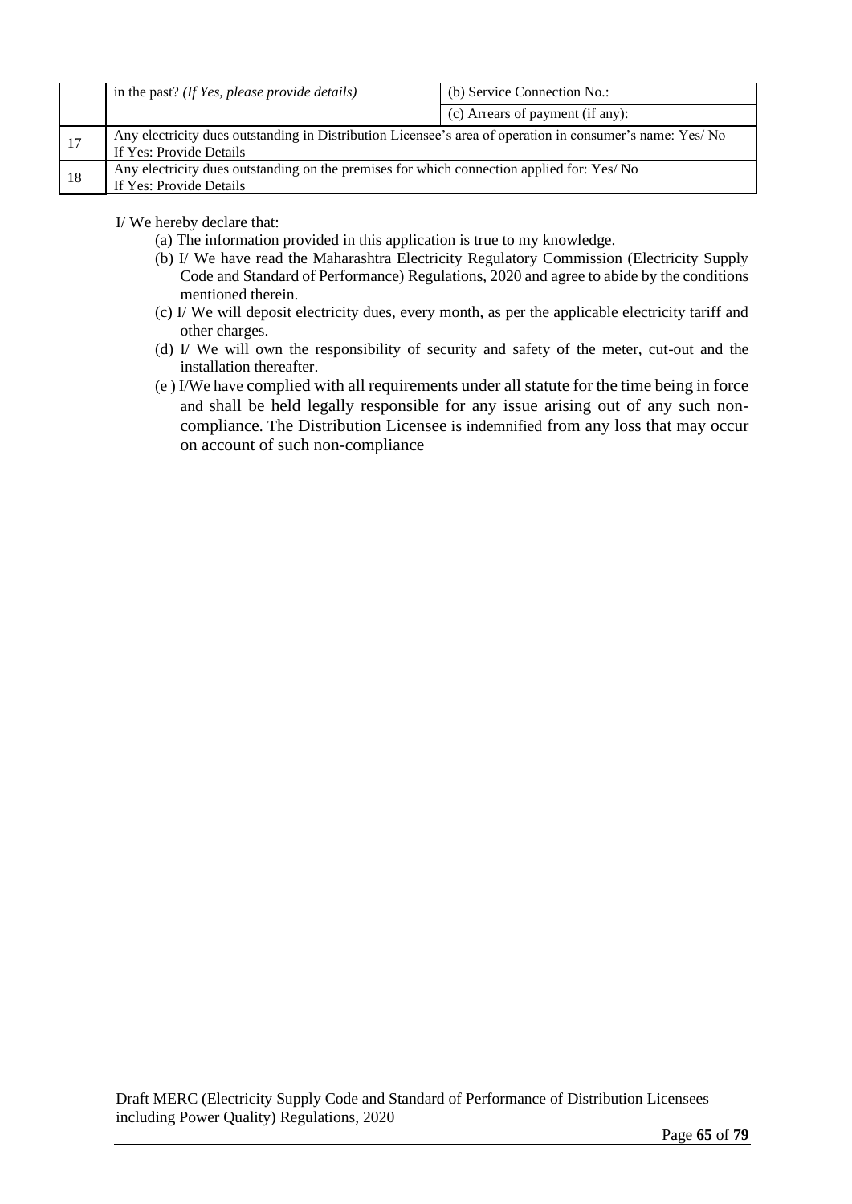| | | |
|---|---|---|
| | in the past? *(If Yes, please provide details)* | (b) Service Connection No.: |
| | | (c) Arrears of payment (if any): |
| 17 | Any electricity dues outstanding in Distribution Licensee's area of operation in consumer's name: Yes/ No<br>If Yes: Provide Details | |
| 18 | Any electricity dues outstanding on the premises for which connection applied for: Yes/ No<br>If Yes: Provide Details | |

I/ We hereby declare that:

(a) The information provided in this application is true to my knowledge.

(b) I/ We have read the Maharashtra Electricity Regulatory Commission (Electricity Supply Code and Standard of Performance) Regulations, 2020 and agree to abide by the conditions mentioned therein.

(c) I/ We will deposit electricity dues, every month, as per the applicable electricity tariff and other charges.

(d) I/ We will own the responsibility of security and safety of the meter, cut-out and the installation thereafter.

(e ) I/We have complied with all requirements under all statute for the time being in force and shall be held legally responsible for any issue arising out of any such non-compliance. The Distribution Licensee is indemnified from any loss that may occur on account of such non-compliance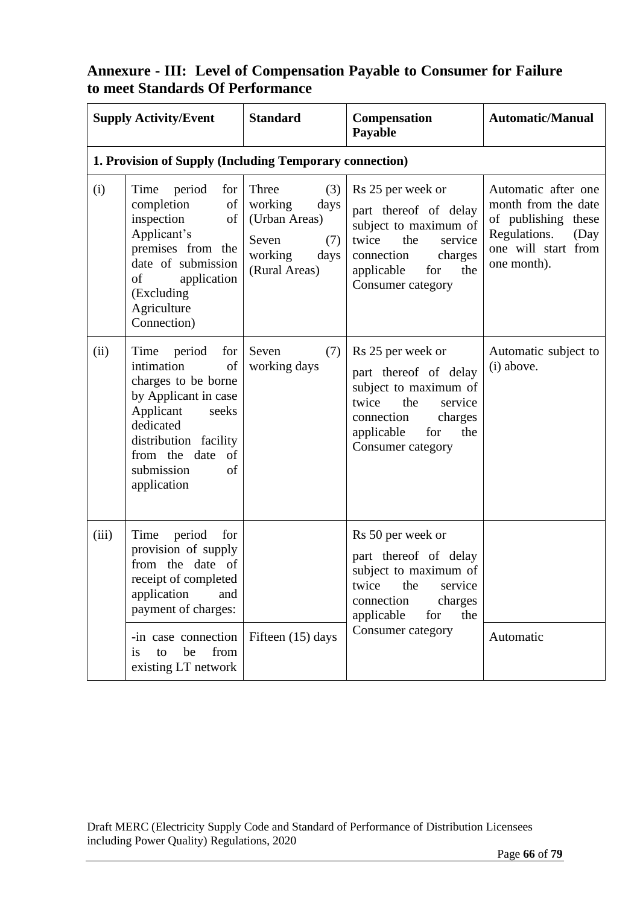## Annexure - III: Level of Compensation Payable to Consumer for Failure to meet Standards Of Performance

| Supply Activity/Event | | Standard | Compensation Payable | Automatic/Manual |
|---|---|---|---|---|
| **1. Provision of Supply (Including Temporary connection)** | | | | |
| (i) | Time period for completion of inspection of Applicant's premises from the date of submission of application (Excluding Agriculture Connection) | Three (3) working days (Urban Areas)<br>Seven (7) working days (Rural Areas) | Rs 25 per week or part thereof of delay subject to maximum of twice the service connection charges applicable for the Consumer category | Automatic after one month from the date of publishing these Regulations. (Day one will start from one month). |
| (ii) | Time period for intimation of charges to be borne by Applicant in case Applicant seeks dedicated distribution facility from the date of submission of application | Seven (7) working days | Rs 25 per week or part thereof of delay subject to maximum of twice the service connection charges applicable for the Consumer category | Automatic subject to (i) above. |
| (iii) | Time period for provision of supply from the date of receipt of completed application and payment of charges: | | Rs 50 per week or part thereof of delay subject to maximum of twice the service connection charges applicable for the Consumer category | |
| | -in case connection is to be from existing LT network | Fifteen (15) days | | Automatic |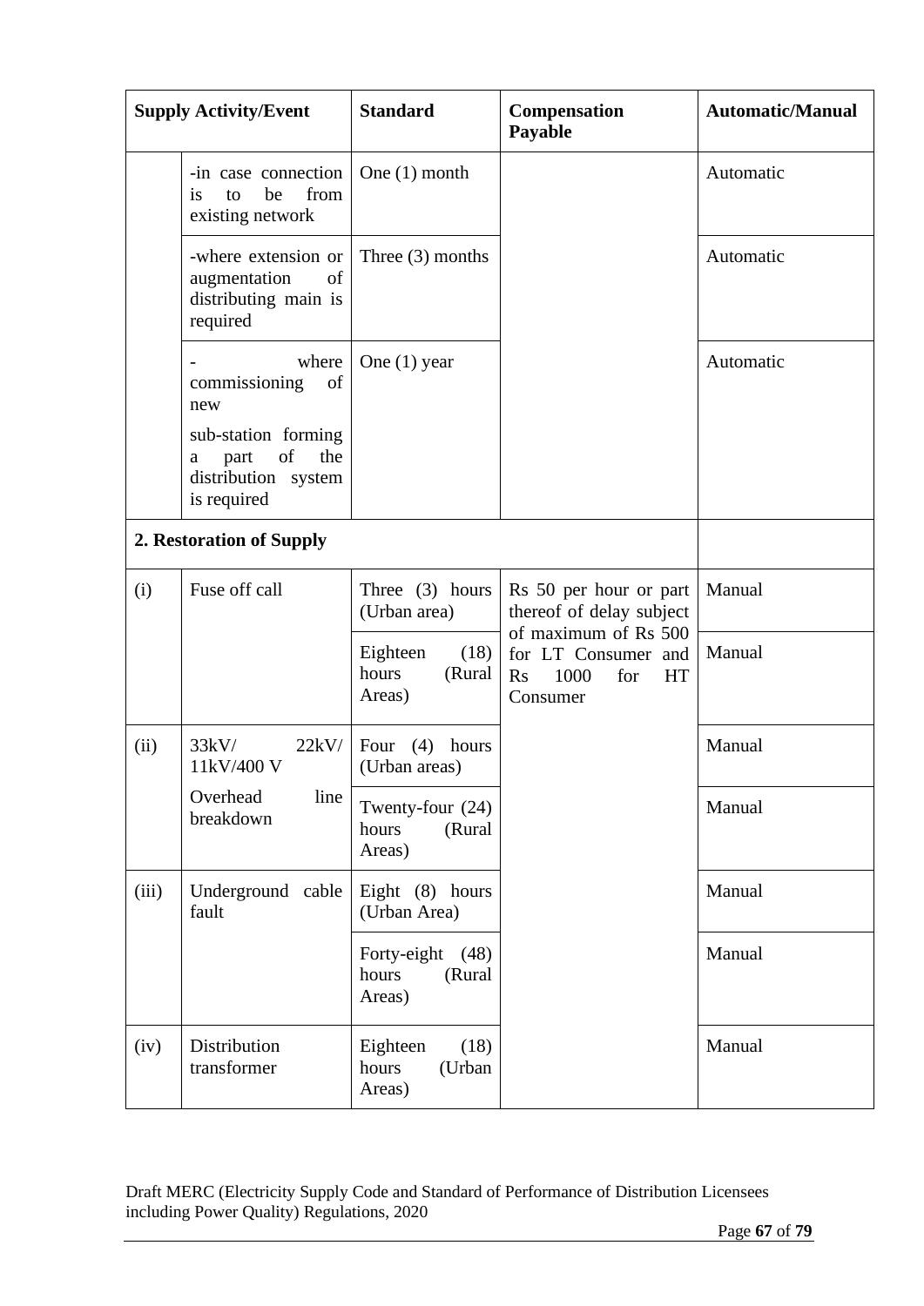| Supply Activity/Event | | Standard | Compensation Payable | Automatic/Manual |
|---|---|---|---|---|
| | -in case connection is to be from existing network | One (1) month | | Automatic |
| | -where extension or augmentation of distributing main is required | Three (3) months | | Automatic |
| | - where commissioning of new sub-station forming a part of the distribution system is required | One (1) year | | Automatic |
| **2. Restoration of Supply** | | | | |
| (i) | Fuse off call | Three (3) hours (Urban area) | Rs 50 per hour or part thereof of delay subject of maximum of Rs 500 for LT Consumer and Rs 1000 for HT Consumer | Manual |
| | | Eighteen (18) hours (Rural Areas) | | Manual |
| (ii) | 33kV/ 22kV/ 11kV/400 V Overhead line breakdown | Four (4) hours (Urban areas) | | Manual |
| | | Twenty-four (24) hours (Rural Areas) | | Manual |
| (iii) | Underground cable fault | Eight (8) hours (Urban Area) | | Manual |
| | | Forty-eight (48) hours (Rural Areas) | | Manual |
| (iv) | Distribution transformer | Eighteen (18) hours (Urban Areas) | | Manual |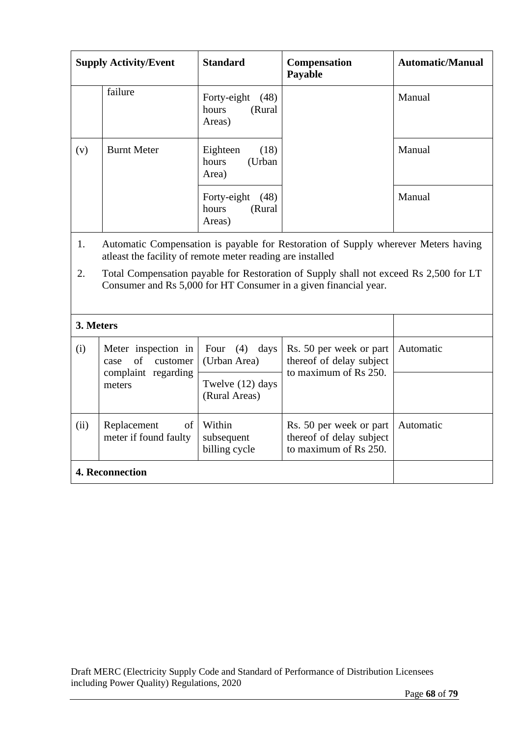| Supply Activity/Event | | Standard | Compensation Payable | Automatic/Manual |
|---|---|---|---|---|
| | failure | Forty-eight (48) hours (Rural Areas) | | Manual |
| (v) | Burnt Meter | Eighteen (18) hours (Urban Area) | | Manual |
| | | Forty-eight (48) hours (Rural Areas) | | Manual |
| 1. | Automatic Compensation is payable for Restoration of Supply wherever Meters having atleast the facility of remote meter reading are installed | | | |
| 2. | Total Compensation payable for Restoration of Supply shall not exceed Rs 2,500 for LT Consumer and Rs 5,000 for HT Consumer in a given financial year. | | | |
| **3. Meters** | | | | |
| (i) | Meter inspection in case of customer complaint regarding meters | Four (4) days (Urban Area) | Rs. 50 per week or part thereof of delay subject to maximum of Rs 250. | Automatic |
| | | Twelve (12) days (Rural Areas) | | |
| (ii) | Replacement of meter if found faulty | Within subsequent billing cycle | Rs. 50 per week or part thereof of delay subject to maximum of Rs 250. | Automatic |
| **4. Reconnection** | | | | |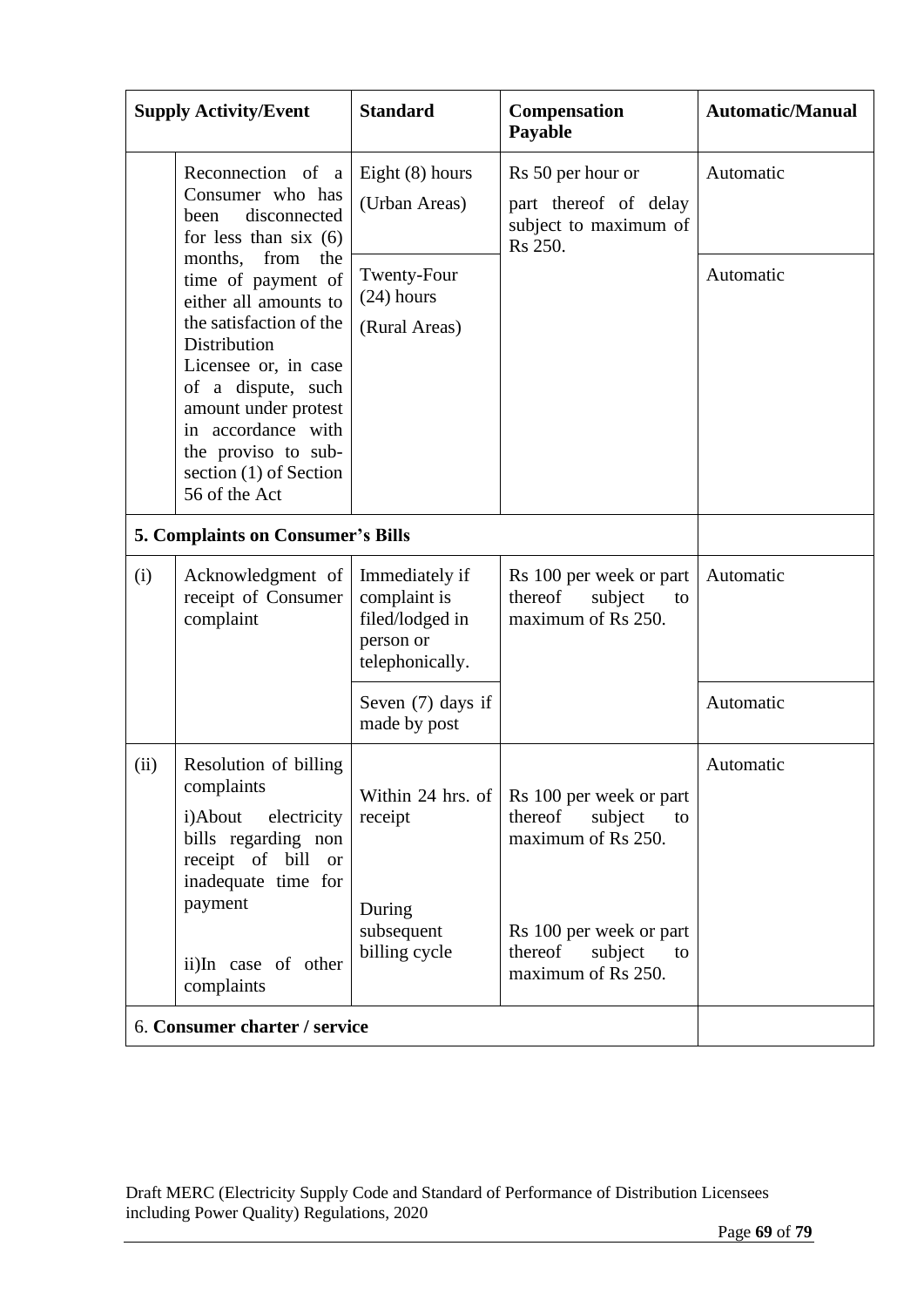| Supply Activity/Event | | Standard | Compensation Payable | Automatic/Manual |
|---|---|---|---|---|
| | Reconnection of a Consumer who has been disconnected for less than six (6) months, from the time of payment of either all amounts to the satisfaction of the Distribution Licensee or, in case of a dispute, such amount under protest in accordance with the proviso to sub-section (1) of Section 56 of the Act | Eight (8) hours (Urban Areas) | Rs 50 per hour or part thereof of delay subject to maximum of Rs 250. | Automatic |
| | | Twenty-Four (24) hours (Rural Areas) | | Automatic |
| **5. Complaints on Consumer's Bills** | | | | |
| (i) | Acknowledgment of receipt of Consumer complaint | Immediately if complaint is filed/lodged in person or telephonically. | Rs 100 per week or part thereof subject to maximum of Rs 250. | Automatic |
| | | Seven (7) days if made by post | | Automatic |
| (ii) | Resolution of billing complaints<br>i)About electricity bills regarding non receipt of bill or inadequate time for payment<br>ii)In case of other complaints | Within 24 hrs. of receipt<br>During subsequent billing cycle | Rs 100 per week or part thereof subject to maximum of Rs 250.<br>Rs 100 per week or part thereof subject to maximum of Rs 250. | Automatic |
| 6. **Consumer charter / service** | | | | |

Draft MERC (Electricity Supply Code and Standard of Performance of Distribution Licensees including Power Quality) Regulations, 2020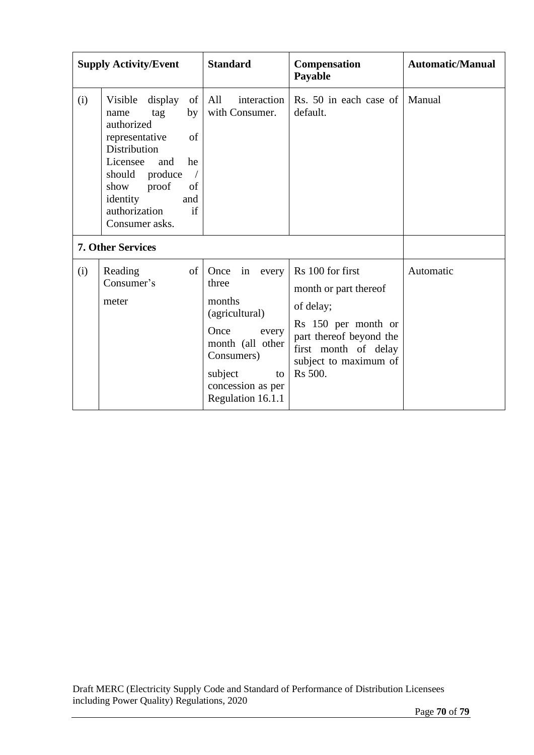| Supply Activity/Event | | Standard | Compensation Payable | Automatic/Manual |
|---|---|---|---|---|
| (i) | Visible display of name tag by authorized representative of Distribution Licensee and he should produce / show proof of identity and authorization if Consumer asks. | All interaction with Consumer. | Rs. 50 in each case of default. | Manual |
| **7. Other Services** | | | | |
| (i) | Reading of Consumer's meter | Once in every three months (agricultural)<br>Once every month (all other Consumers)<br>subject to concession as per Regulation 16.1.1 | Rs 100 for first month or part thereof of delay;<br>Rs 150 per month or part thereof beyond the first month of delay subject to maximum of Rs 500. | Automatic |

Draft MERC (Electricity Supply Code and Standard of Performance of Distribution Licensees including Power Quality) Regulations, 2020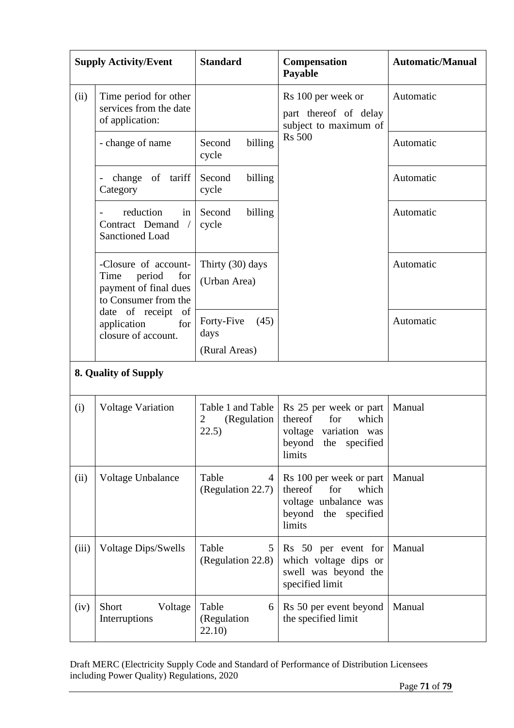| Supply Activity/Event | | Standard | Compensation Payable | Automatic/Manual |
|---|---|---|---|---|
| (ii) | Time period for other services from the date of application: | | Rs 100 per week or part thereof of delay subject to maximum of Rs 500 | Automatic |
| | - change of name | Second billing cycle | | Automatic |
| | - change of tariff Category | Second billing cycle | | Automatic |
| | - reduction in Contract Demand / Sanctioned Load | Second billing cycle | | Automatic |
| | -Closure of account- Time period for payment of final dues to Consumer from the date of receipt of application for closure of account. | Thirty (30) days (Urban Area) | | Automatic |
| | | Forty-Five (45) days (Rural Areas) | | Automatic |
| **8. Quality of Supply** | | | | |
| (i) | Voltage Variation | Table 1 and Table 2 (Regulation 22.5) | Rs 25 per week or part thereof for which voltage variation was beyond the specified limits | Manual |
| (ii) | Voltage Unbalance | Table 4 (Regulation 22.7) | Rs 100 per week or part thereof for which voltage unbalance was beyond the specified limits | Manual |
| (iii) | Voltage Dips/Swells | Table 5 (Regulation 22.8) | Rs 50 per event for which voltage dips or swell was beyond the specified limit | Manual |
| (iv) | Short Voltage Interruptions | Table 6 (Regulation 22.10) | Rs 50 per event beyond the specified limit | Manual |

Draft MERC (Electricity Supply Code and Standard of Performance of Distribution Licensees including Power Quality) Regulations, 2020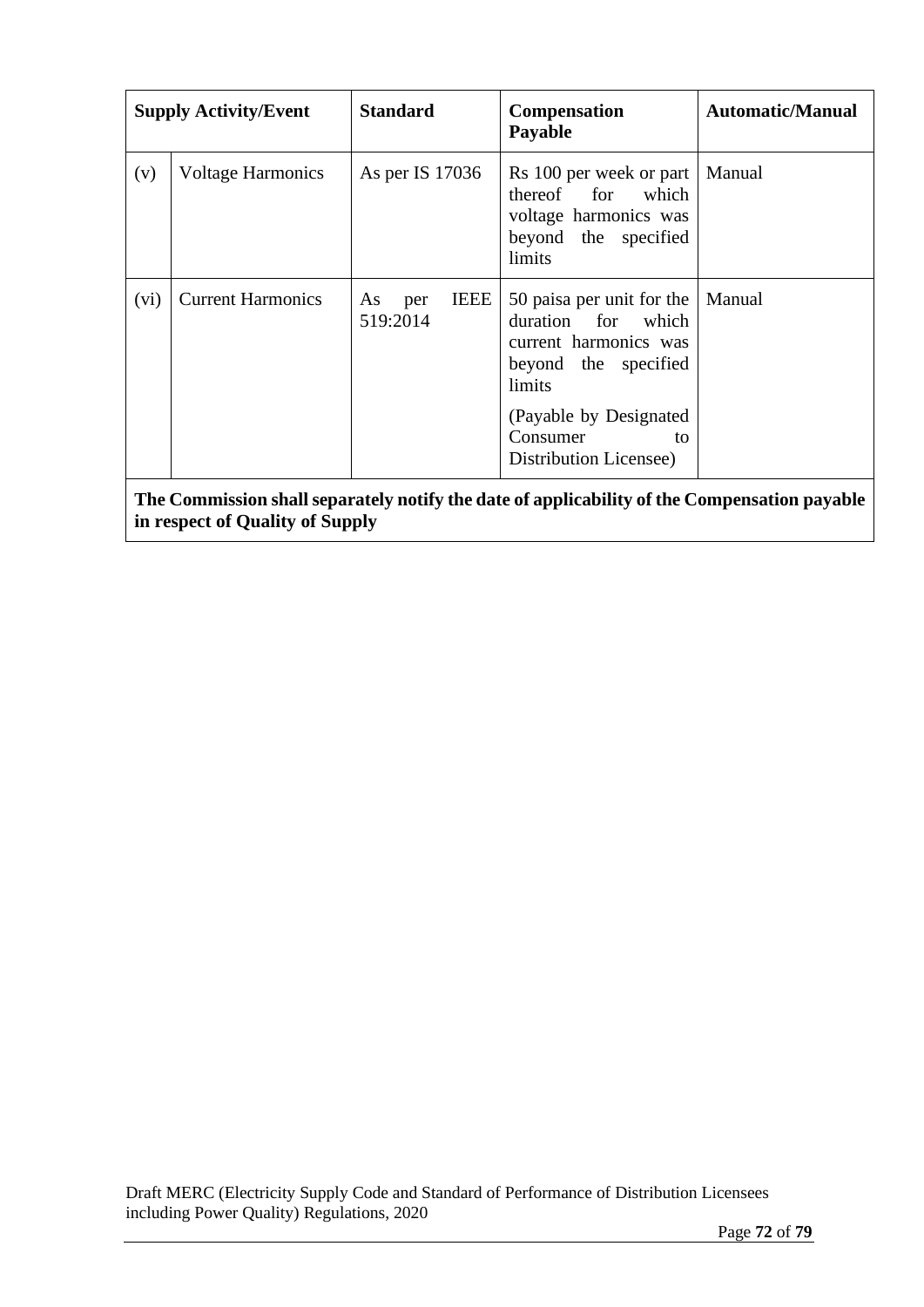| Supply Activity/Event | | Standard | Compensation Payable | Automatic/Manual |
|---|---|---|---|---|
| (v) | Voltage Harmonics | As per IS 17036 | Rs 100 per week or part thereof for which voltage harmonics was beyond the specified limits | Manual |
| (vi) | Current Harmonics | As per IEEE 519:2014 | 50 paisa per unit for the duration for which current harmonics was beyond the specified limits<br><br>(Payable by Designated Consumer to Distribution Licensee) | Manual |
| **The Commission shall separately notify the date of applicability of the Compensation payable in respect of Quality of Supply** | | | | |

Draft MERC (Electricity Supply Code and Standard of Performance of Distribution Licensees including Power Quality) Regulations, 2020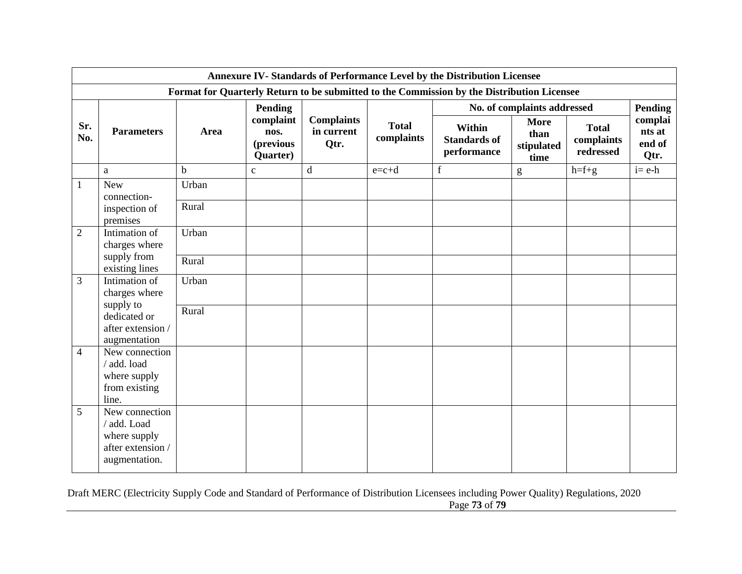| Annexure IV- Standards of Performance Level by the Distribution Licensee | | | | | | | | | |
|---|---|---|---|---|---|---|---|---|---|
| **Format for Quarterly Return to be submitted to the Commission by the Distribution Licensee** | | | | | | | | | |
| **Sr. No.** | **Parameters** | **Area** | **Pending complaint nos. (previous Quarter)** | **Complaints in current Qtr.** | **Total complaints** | **No. of complaints addressed** | | | **Pending complaints at end of Qtr.** |
| | | | | | | **Within Standards of performance** | **More than stipulated time** | **Total complaints redressed** | |
| | a | b | c | d | e=c+d | f | g | h=f+g | i= e-h |
| 1 | New connection- inspection of premises | Urban | | | | | | | |
| | | Rural | | | | | | | |
| 2 | Intimation of charges where supply from existing lines | Urban | | | | | | | |
| | | Rural | | | | | | | |
| 3 | Intimation of charges where supply to dedicated or after extension / augmentation | Urban | | | | | | | |
| | | Rural | | | | | | | |
| 4 | New connection / add. load where supply from existing line. | | | | | | | | |
| 5 | New connection / add. Load where supply after extension / augmentation. | | | | | | | | |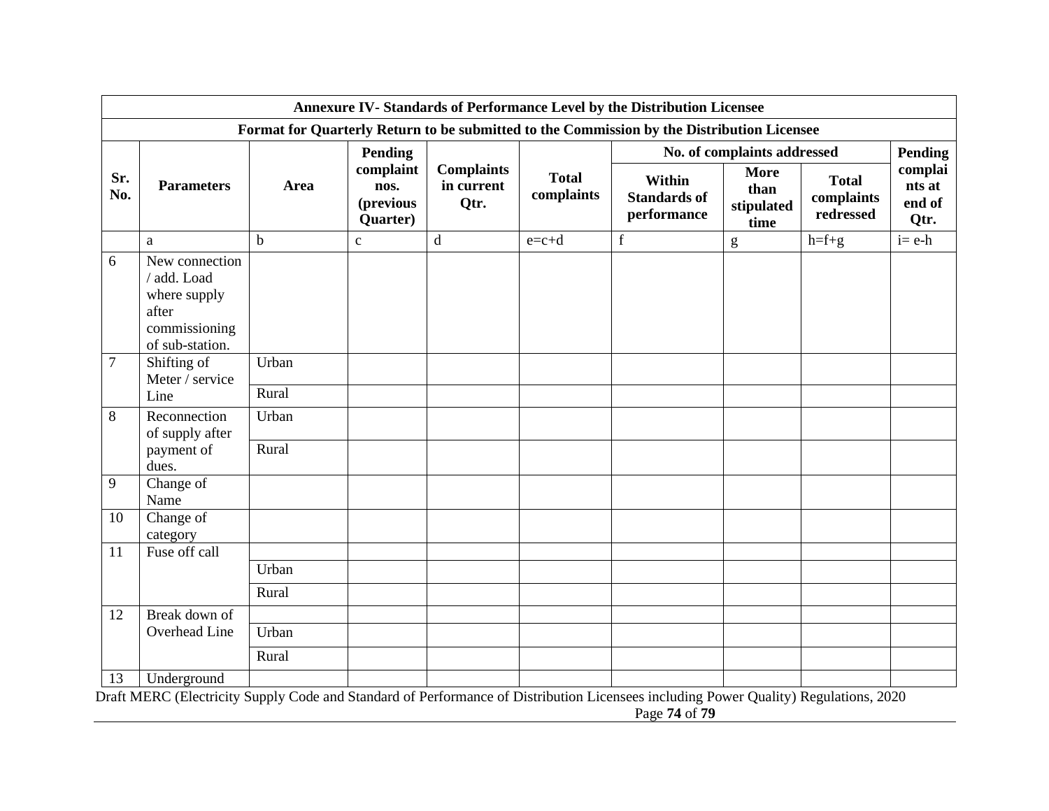| Annexure IV- Standards of Performance Level by the Distribution Licensee | | | | | | | | | |
|---|---|---|---|---|---|---|---|---|---|
| Format for Quarterly Return to be submitted to the Commission by the Distribution Licensee | | | | | | | | | |
| Sr. No. | Parameters | Area | Pending complaint nos. (previous Quarter) | Complaints in current Qtr. | Total complaints | No. of complaints addressed | | | Pending complaints at end of Qtr. |
| | | | | | | Within Standards of performance | More than stipulated time | Total complaints redressed | |
| | a | b | c | d | e=c+d | f | g | h=f+g | i= e-h |
| 6 | New connection / add. Load where supply after commissioning of sub-station. | | | | | | | | |
| 7 | Shifting of Meter / service Line | Urban | | | | | | | |
| | | Rural | | | | | | | |
| 8 | Reconnection of supply after payment of dues. | Urban | | | | | | | |
| | | Rural | | | | | | | |
| 9 | Change of Name | | | | | | | | |
| 10 | Change of category | | | | | | | | |
| 11 | Fuse off call | | | | | | | | |
| | | Urban | | | | | | | |
| | | Rural | | | | | | | |
| 12 | Break down of Overhead Line | | | | | | | | |
| | | Urban | | | | | | | |
| | | Rural | | | | | | | |
| 13 | Underground | | | | | | | | |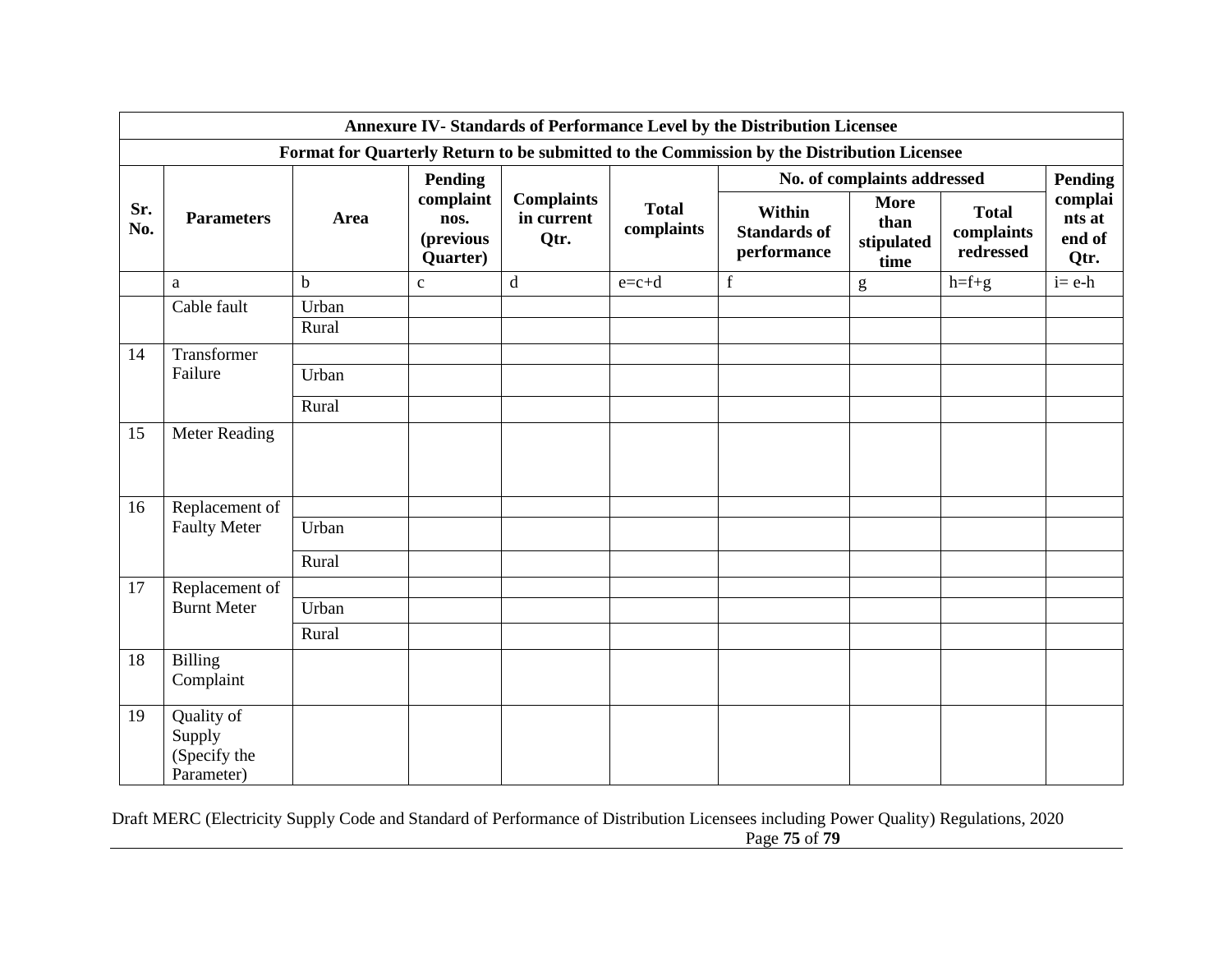| Annexure IV- Standards of Performance Level by the Distribution Licensee | | | | | | | | | |
|---|---|---|---|---|---|---|---|---|---|
| Format for Quarterly Return to be submitted to the Commission by the Distribution Licensee | | | | | | | | | |
| Sr. No. | Parameters | Area | Pending complaint nos. (previous Quarter) | Complaints in current Qtr. | Total complaints | No. of complaints addressed | | | Pending complaints at end of Qtr. |
| | | | | | | Within Standards of performance | More than stipulated time | Total complaints redressed | |
| | a | b | c | d | e=c+d | f | g | h=f+g | i= e-h |
| | Cable fault | Urban | | | | | | | |
| | | Rural | | | | | | | |
| 14 | Transformer Failure | | | | | | | | |
| | | Urban | | | | | | | |
| | | Rural | | | | | | | |
| 15 | Meter Reading | | | | | | | | |
| 16 | Replacement of Faulty Meter | | | | | | | | |
| | | Urban | | | | | | | |
| | | Rural | | | | | | | |
| 17 | Replacement of Burnt Meter | | | | | | | | |
| | | Urban | | | | | | | |
| | | Rural | | | | | | | |
| 18 | Billing Complaint | | | | | | | | |
| 19 | Quality of Supply (Specify the Parameter) | | | | | | | | |

Draft MERC (Electricity Supply Code and Standard of Performance of Distribution Licensees including Power Quality) Regulations, 2020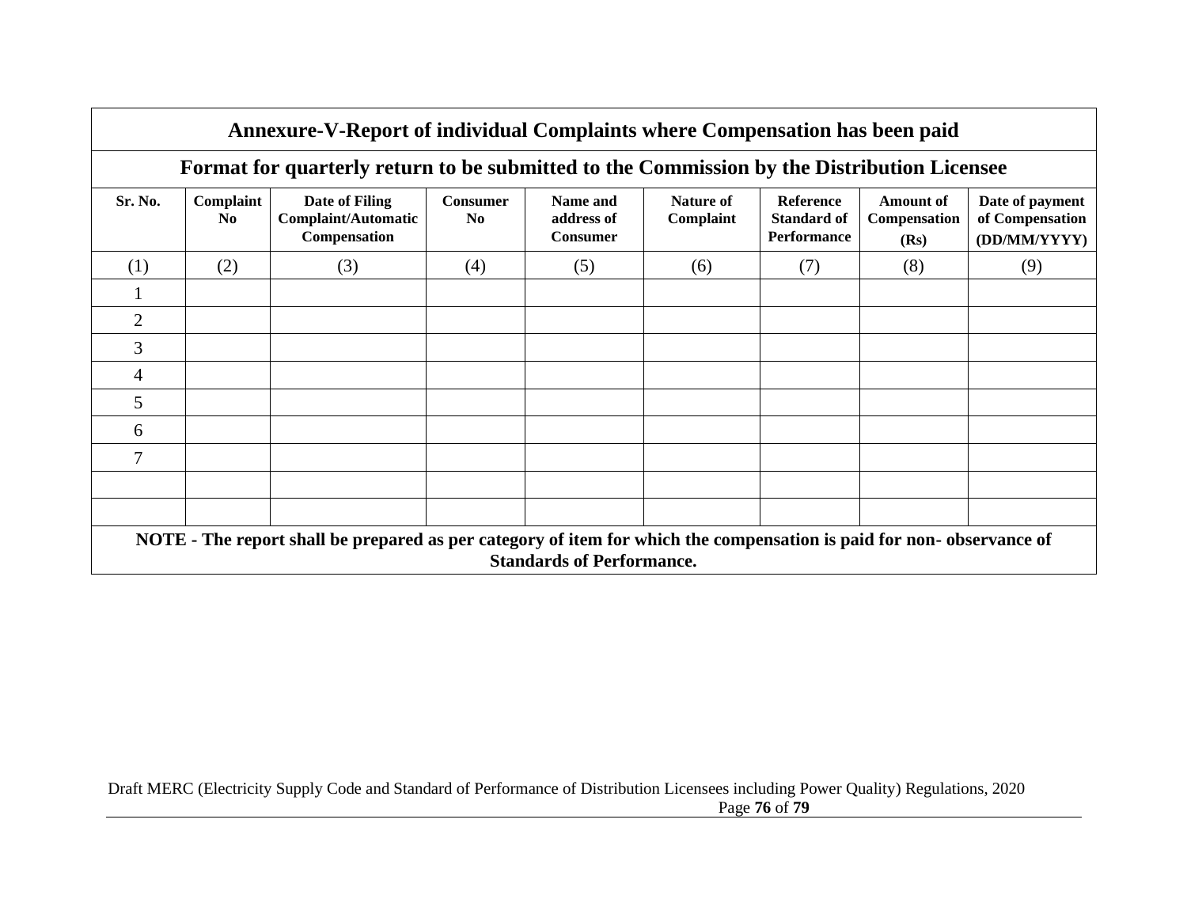## Annexure-V-Report of individual Complaints where Compensation has been paid

### Format for quarterly return to be submitted to the Commission by the Distribution Licensee

| Sr. No. | Complaint No | Date of Filing Complaint/Automatic Compensation | Consumer No | Name and address of Consumer | Nature of Complaint | Reference Standard of Performance | Amount of Compensation (Rs) | Date of payment of Compensation (DD/MM/YYYY) |
|---|---|---|---|---|---|---|---|---|
| (1) | (2) | (3) | (4) | (5) | (6) | (7) | (8) | (9) |
| 1 | | | | | | | | |
| 2 | | | | | | | | |
| 3 | | | | | | | | |
| 4 | | | | | | | | |
| 5 | | | | | | | | |
| 6 | | | | | | | | |
| 7 | | | | | | | | |
| | | | | | | | | |
| | | | | | | | | |

**NOTE - The report shall be prepared as per category of item for which the compensation is paid for non- observance of Standards of Performance.**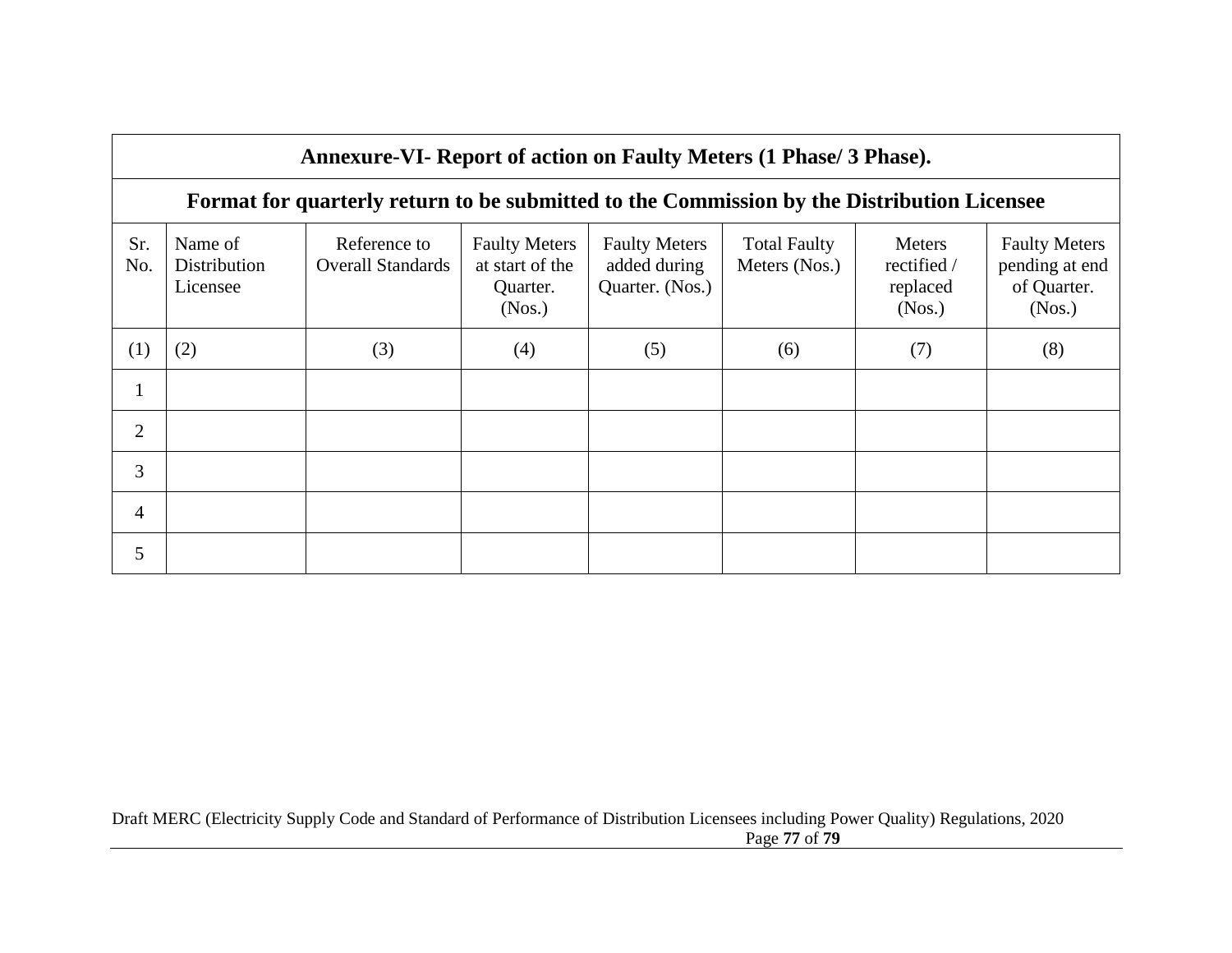| Annexure-VI- Report of action on Faulty Meters (1 Phase/ 3 Phase). | | | | | | | |
|---|---|---|---|---|---|---|---|
| **Format for quarterly return to be submitted to the Commission by the Distribution Licensee** | | | | | | | |
| Sr. No. | Name of Distribution Licensee | Reference to Overall Standards | Faulty Meters at start of the Quarter. (Nos.) | Faulty Meters added during Quarter. (Nos.) | Total Faulty Meters (Nos.) | Meters rectified / replaced (Nos.) | Faulty Meters pending at end of Quarter. (Nos.) |
| (1) | (2) | (3) | (4) | (5) | (6) | (7) | (8) |
| 1 | | | | | | | |
| 2 | | | | | | | |
| 3 | | | | | | | |
| 4 | | | | | | | |
| 5 | | | | | | | |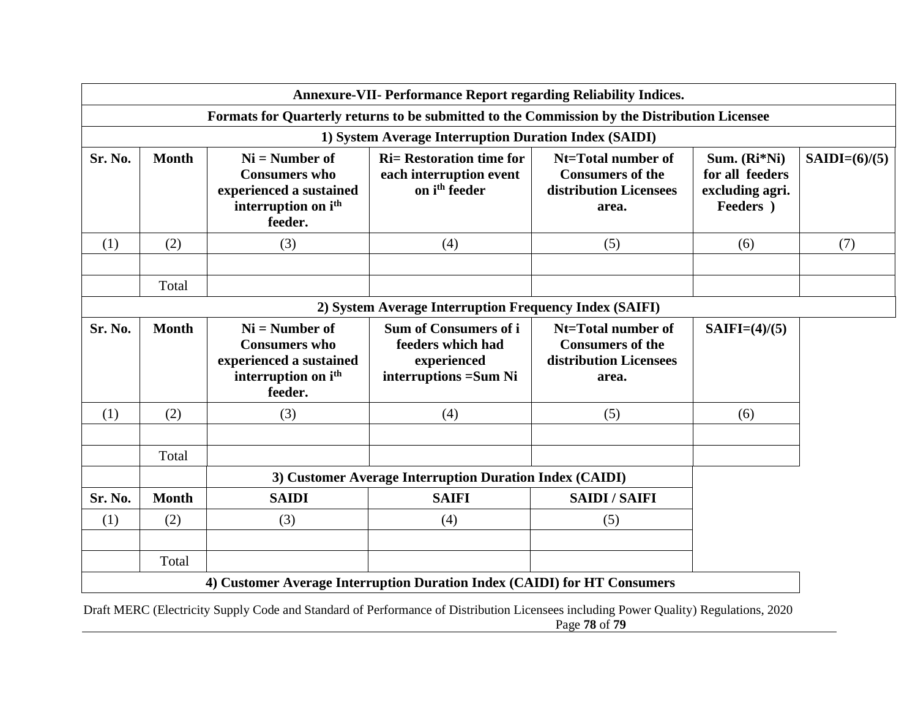**Annexure-VII- Performance Report regarding Reliability Indices.**

**Formats for Quarterly returns to be submitted to the Commission by the Distribution Licensee**

**1) System Average Interruption Duration Index (SAIDI)**

| Sr. No. | Month | Ni = Number of Consumers who experienced a sustained interruption on i[th] feeder. | Ri= Restoration time for each interruption event on i[th] feeder | Nt=Total number of Consumers of the distribution Licensees area. | Sum. (Ri*Ni) for all feeders excluding agri. Feeders ) | SAIDI=(6)/(5) |
|---|---|---|---|---|---|---|
| (1) | (2) | (3) | (4) | (5) | (6) | (7) |
| | | | | | | |
| | Total | | | | | |

**2) System Average Interruption Frequency Index (SAIFI)**

| Sr. No. | Month | Ni = Number of Consumers who experienced a sustained interruption on i[th] feeder. | Sum of Consumers of i feeders which had experienced interruptions =Sum Ni | Nt=Total number of Consumers of the distribution Licensees area. | SAIFI=(4)/(5) |
|---|---|---|---|---|---|
| (1) | (2) | (3) | (4) | (5) | (6) |
| | | | | | |
| | Total | | | | |

**3) Customer Average Interruption Duration Index (CAIDI)**

| Sr. No. | Month | SAIDI | SAIFI | SAIDI / SAIFI |
|---|---|---|---|---|
| (1) | (2) | (3) | (4) | (5) |
| | | | | |
| | Total | | | |

**4) Customer Average Interruption Duration Index (CAIDI) for HT Consumers**

Draft MERC (Electricity Supply Code and Standard of Performance of Distribution Licensees including Power Quality) Regulations, 2020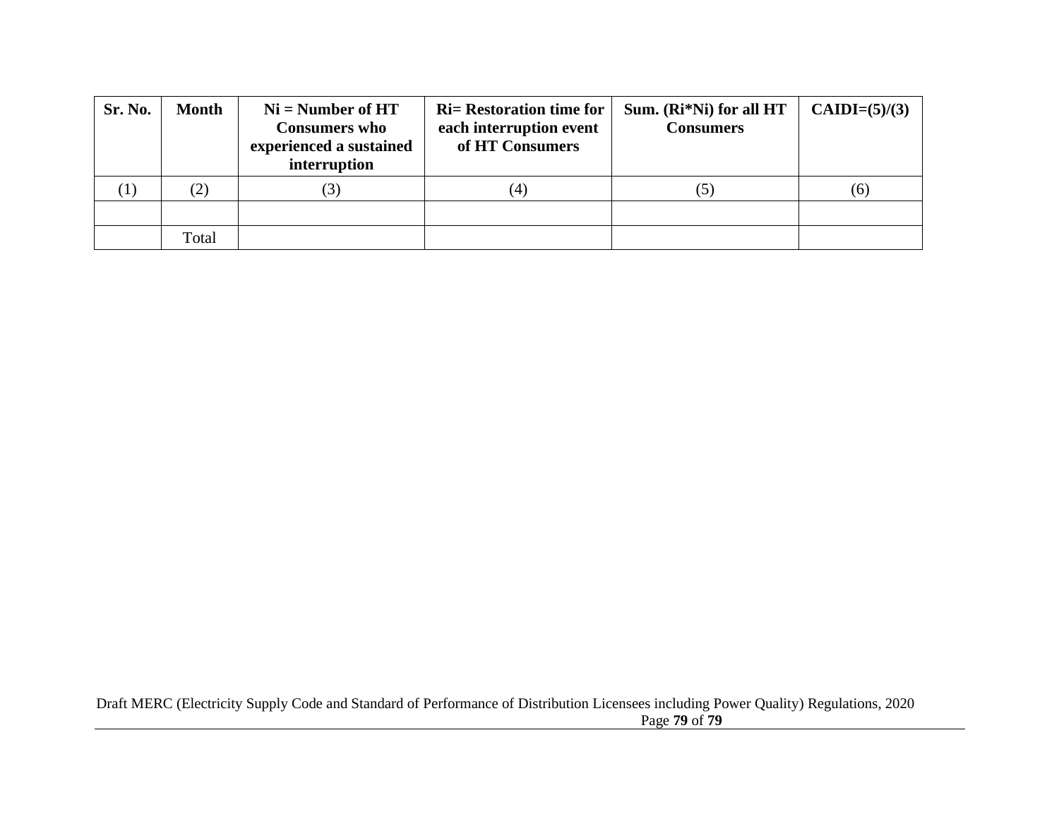| Sr. No. | Month | Ni = Number of HT Consumers who experienced a sustained interruption | Ri= Restoration time for each interruption event of HT Consumers | Sum. (Ri*Ni) for all HT Consumers | CAIDI=(5)/(3) |
|---|---|---|---|---|---|
| (1) | (2) | (3) | (4) | (5) | (6) |
| | | | | | |
| | Total | | | | |